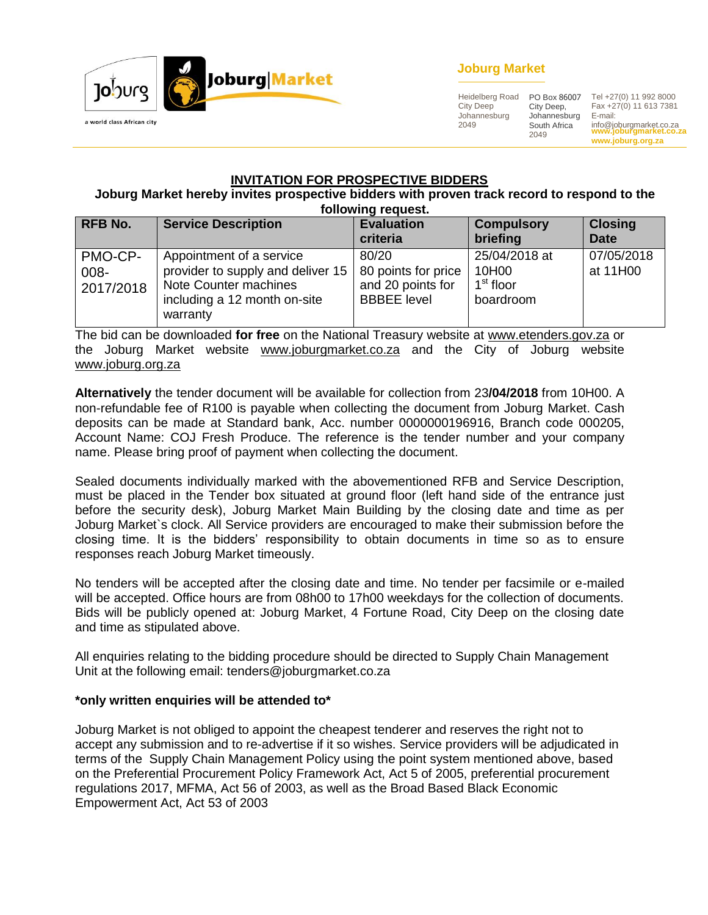**Joburg Market**

Heidelberg Road
City Deep
Johannesburg
2049

PO Box 86007
City Deep,
Johannesburg
South Africa
2049

Tel +27(0) 11 992 8000
Fax +27(0) 11 613 7381
E-mail:
info@joburgmarket.co.za
www.joburgmarket.co.za
www.joburg.org.za

## INVITATION FOR PROSPECTIVE BIDDERS

**Joburg Market hereby invites prospective bidders with proven track record to respond to the following request.**

| RFB No. | Service Description | Evaluation criteria | Compulsory briefing | Closing Date |
|---|---|---|---|---|
| PMO-CP-008-2017/2018 | Appointment of a service provider to supply and deliver 15 Note Counter machines including a 12 month on-site warranty | 80/20 80 points for price and 20 points for BBBEE level | 25/04/2018 at 10H00 1st floor boardroom | 07/05/2018 at 11H00 |

The bid can be downloaded **for free** on the National Treasury website at www.etenders.gov.za or the Joburg Market website www.joburgmarket.co.za and the City of Joburg website www.joburg.org.za

**Alternatively** the tender document will be available for collection from 23**/04/2018** from 10H00. A non-refundable fee of R100 is payable when collecting the document from Joburg Market. Cash deposits can be made at Standard bank, Acc. number 0000000196916, Branch code 000205, Account Name: COJ Fresh Produce. The reference is the tender number and your company name. Please bring proof of payment when collecting the document.

Sealed documents individually marked with the abovementioned RFB and Service Description, must be placed in the Tender box situated at ground floor (left hand side of the entrance just before the security desk), Joburg Market Main Building by the closing date and time as per Joburg Market`s clock. All Service providers are encouraged to make their submission before the closing time. It is the bidders' responsibility to obtain documents in time so as to ensure responses reach Joburg Market timeously.

No tenders will be accepted after the closing date and time. No tender per facsimile or e-mailed will be accepted. Office hours are from 08h00 to 17h00 weekdays for the collection of documents. Bids will be publicly opened at: Joburg Market, 4 Fortune Road, City Deep on the closing date and time as stipulated above.

All enquiries relating to the bidding procedure should be directed to Supply Chain Management Unit at the following email: tenders@joburgmarket.co.za

**\*only written enquiries will be attended to\***

Joburg Market is not obliged to appoint the cheapest tenderer and reserves the right not to accept any submission and to re-advertise if it so wishes. Service providers will be adjudicated in terms of the Supply Chain Management Policy using the point system mentioned above, based on the Preferential Procurement Policy Framework Act, Act 5 of 2005, preferential procurement regulations 2017, MFMA, Act 56 of 2003, as well as the Broad Based Black Economic Empowerment Act, Act 53 of 2003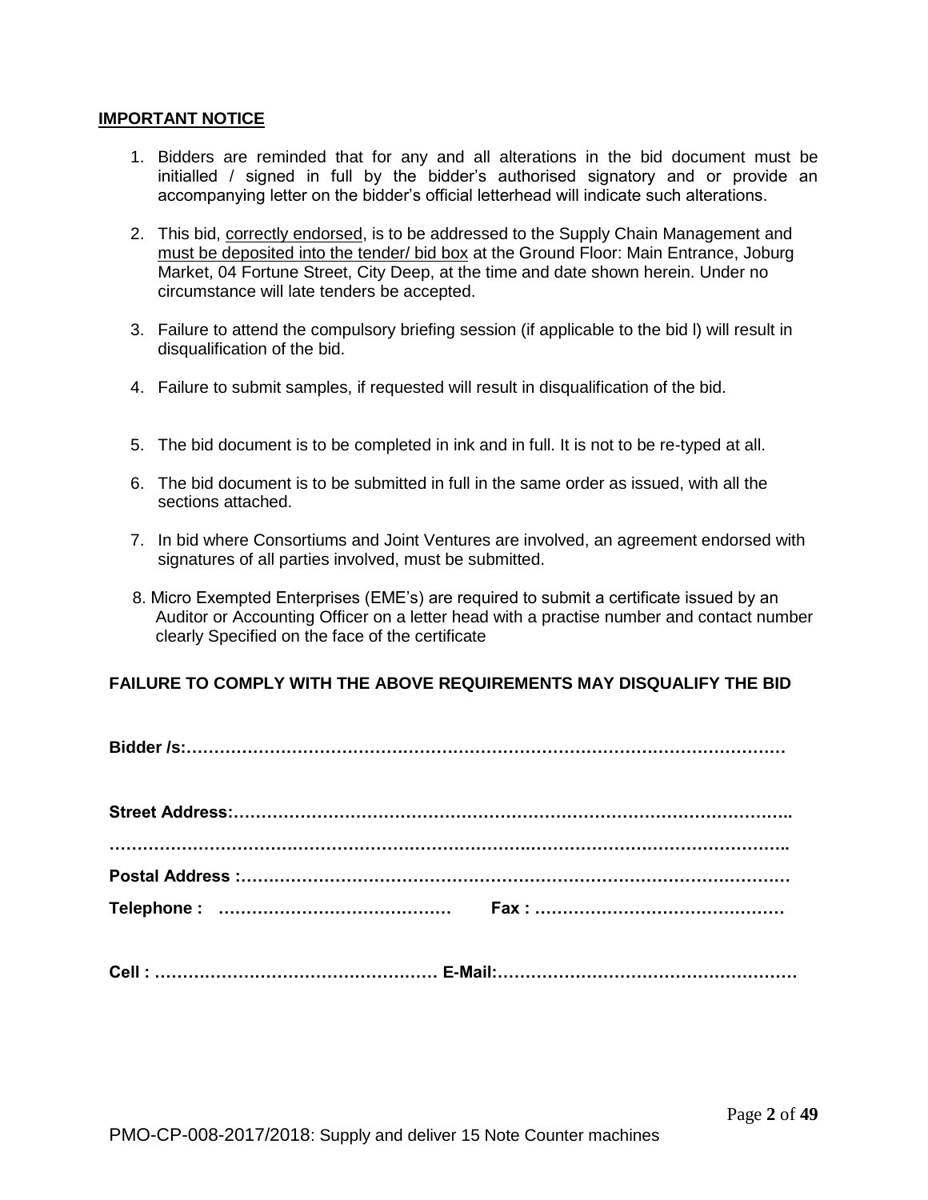**IMPORTANT NOTICE**

1. Bidders are reminded that for any and all alterations in the bid document must be initialled / signed in full by the bidder's authorised signatory and or provide an accompanying letter on the bidder's official letterhead will indicate such alterations.

2. This bid, correctly endorsed, is to be addressed to the Supply Chain Management and must be deposited into the tender/ bid box at the Ground Floor: Main Entrance, Joburg Market, 04 Fortune Street, City Deep, at the time and date shown herein. Under no circumstance will late tenders be accepted.

3. Failure to attend the compulsory briefing session (if applicable to the bid l) will result in disqualification of the bid.

4. Failure to submit samples, if requested will result in disqualification of the bid.

5. The bid document is to be completed in ink and in full. It is not to be re-typed at all.

6. The bid document is to be submitted in full in the same order as issued, with all the sections attached.

7. In bid where Consortiums and Joint Ventures are involved, an agreement endorsed with signatures of all parties involved, must be submitted.

8. Micro Exempted Enterprises (EME's) are required to submit a certificate issued by an Auditor or Accounting Officer on a letter head with a practise number and contact number clearly Specified on the face of the certificate

**FAILURE TO COMPLY WITH THE ABOVE REQUIREMENTS MAY DISQUALIFY THE BID**

**Bidder /s:……………………………………………………………………………………………**

**Street Address:…………………………………………………………………………………….. ………………………………………………………………………………………………………..**

**Postal Address :………………………………………………………………………………………**

**Telephone : …………………………………… Fax : ………………………………………**

**Cell : …………………………………………… E-Mail:………………………………………………**

PMO-CP-008-2017/2018: Supply and deliver 15 Note Counter machines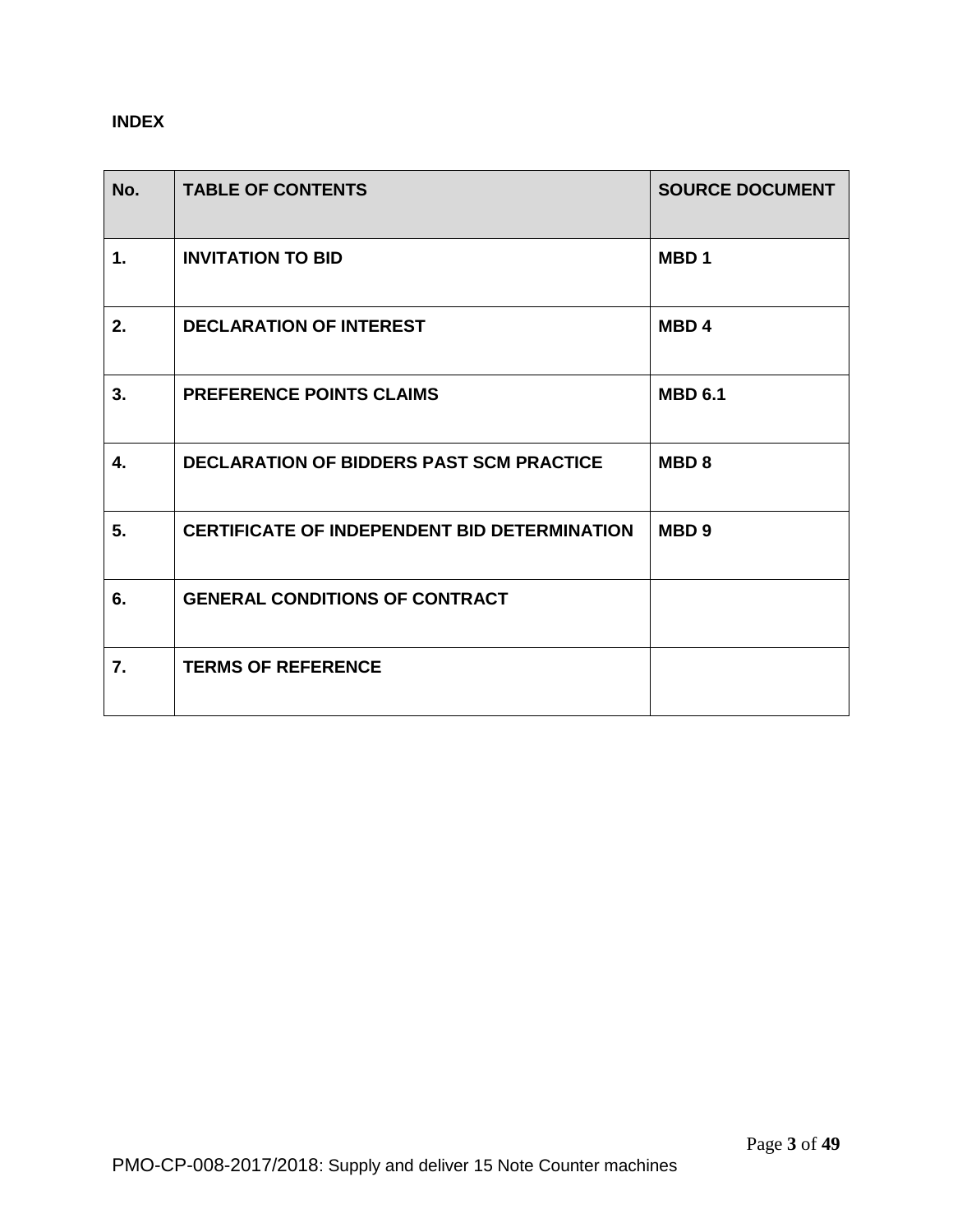**INDEX**

| No. | TABLE OF CONTENTS | SOURCE DOCUMENT |
| --- | --- | --- |
| 1. | INVITATION TO BID | MBD 1 |
| 2. | DECLARATION OF INTEREST | MBD 4 |
| 3. | PREFERENCE POINTS CLAIMS | MBD 6.1 |
| 4. | DECLARATION OF BIDDERS PAST SCM PRACTICE | MBD 8 |
| 5. | CERTIFICATE OF INDEPENDENT BID DETERMINATION | MBD 9 |
| 6. | GENERAL CONDITIONS OF CONTRACT | |
| 7. | TERMS OF REFERENCE | |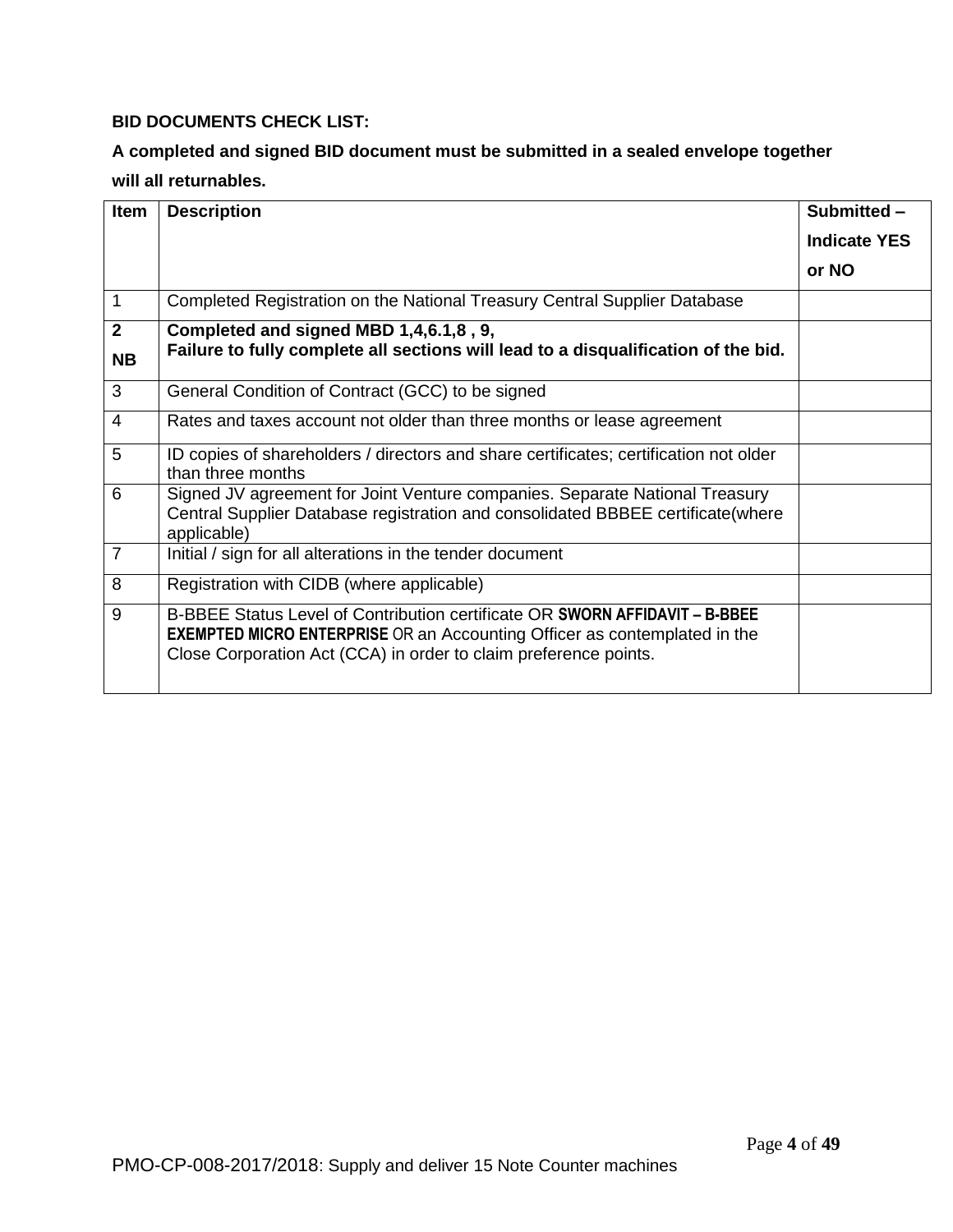**BID DOCUMENTS CHECK LIST:**

**A completed and signed BID document must be submitted in a sealed envelope together will all returnables.**

| Item | Description | Submitted – Indicate YES or NO |
|---|---|---|
| 1 | Completed Registration on the National Treasury Central Supplier Database | |
| **2 NB** | **Completed and signed MBD 1,4,6.1,8 , 9, Failure to fully complete all sections will lead to a disqualification of the bid.** | |
| 3 | General Condition of Contract (GCC) to be signed | |
| 4 | Rates and taxes account not older than three months or lease agreement | |
| 5 | ID copies of shareholders / directors and share certificates; certification not older than three months | |
| 6 | Signed JV agreement for Joint Venture companies. Separate National Treasury Central Supplier Database registration and consolidated BBBEE certificate(where applicable) | |
| 7 | Initial / sign for all alterations in the tender document | |
| 8 | Registration with CIDB (where applicable) | |
| 9 | B-BBEE Status Level of Contribution certificate OR **SWORN AFFIDAVIT – B-BBEE EXEMPTED MICRO ENTERPRISE** OR an Accounting Officer as contemplated in the Close Corporation Act (CCA) in order to claim preference points. | |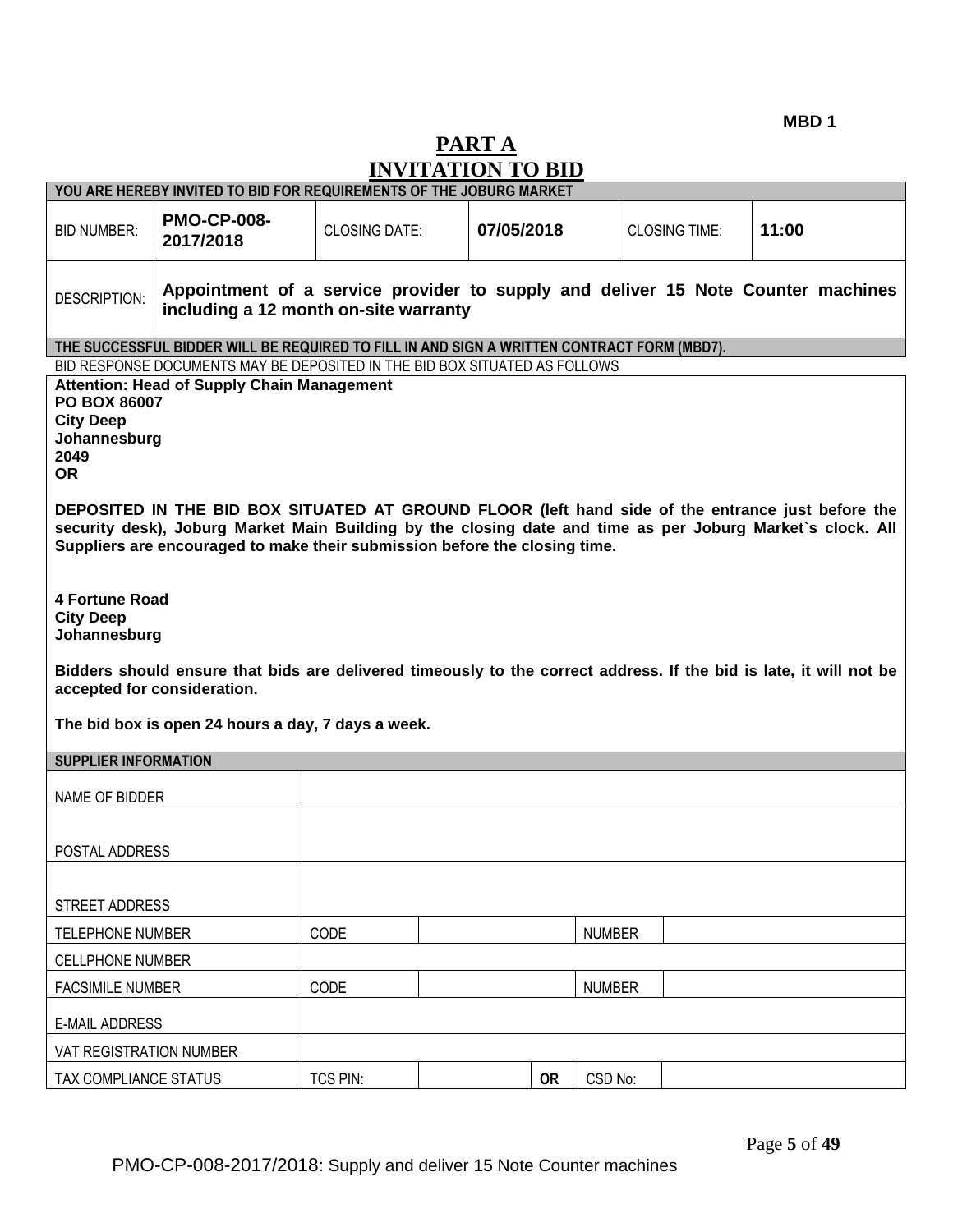**MBD 1**

# PART A
# INVITATION TO BID

| YOU ARE HEREBY INVITED TO BID FOR REQUIREMENTS OF THE JOBURG MARKET | | | | | |
|---|---|---|---|---|---|
| BID NUMBER: | **PMO-CP-008-2017/2018** | CLOSING DATE: | **07/05/2018** | CLOSING TIME: | **11:00** |
| DESCRIPTION: | **Appointment of a service provider to supply and deliver 15 Note Counter machines including a 12 month on-site warranty** | | | | |

**THE SUCCESSFUL BIDDER WILL BE REQUIRED TO FILL IN AND SIGN A WRITTEN CONTRACT FORM (MBD7).**

BID RESPONSE DOCUMENTS MAY BE DEPOSITED IN THE BID BOX SITUATED AS FOLLOWS

**Attention: Head of Supply Chain Management**
**PO BOX 86007**
**City Deep**
**Johannesburg**
**2049**
**OR**

**DEPOSITED IN THE BID BOX SITUATED AT GROUND FLOOR (left hand side of the entrance just before the security desk), Joburg Market Main Building by the closing date and time as per Joburg Market`s clock. All Suppliers are encouraged to make their submission before the closing time.**

**4 Fortune Road**
**City Deep**
**Johannesburg**

**Bidders should ensure that bids are delivered timeously to the correct address. If the bid is late, it will not be accepted for consideration.**

**The bid box is open 24 hours a day, 7 days a week.**

| SUPPLIER INFORMATION | | | | | |
|---|---|---|---|---|---|
| NAME OF BIDDER | | | | | |
| POSTAL ADDRESS | | | | | |
| STREET ADDRESS | | | | | |
| TELEPHONE NUMBER | CODE | | | NUMBER | |
| CELLPHONE NUMBER | | | | | |
| FACSIMILE NUMBER | CODE | | | NUMBER | |
| E-MAIL ADDRESS | | | | | |
| VAT REGISTRATION NUMBER | | | | | |
| TAX COMPLIANCE STATUS | TCS PIN: | | OR | CSD No: | |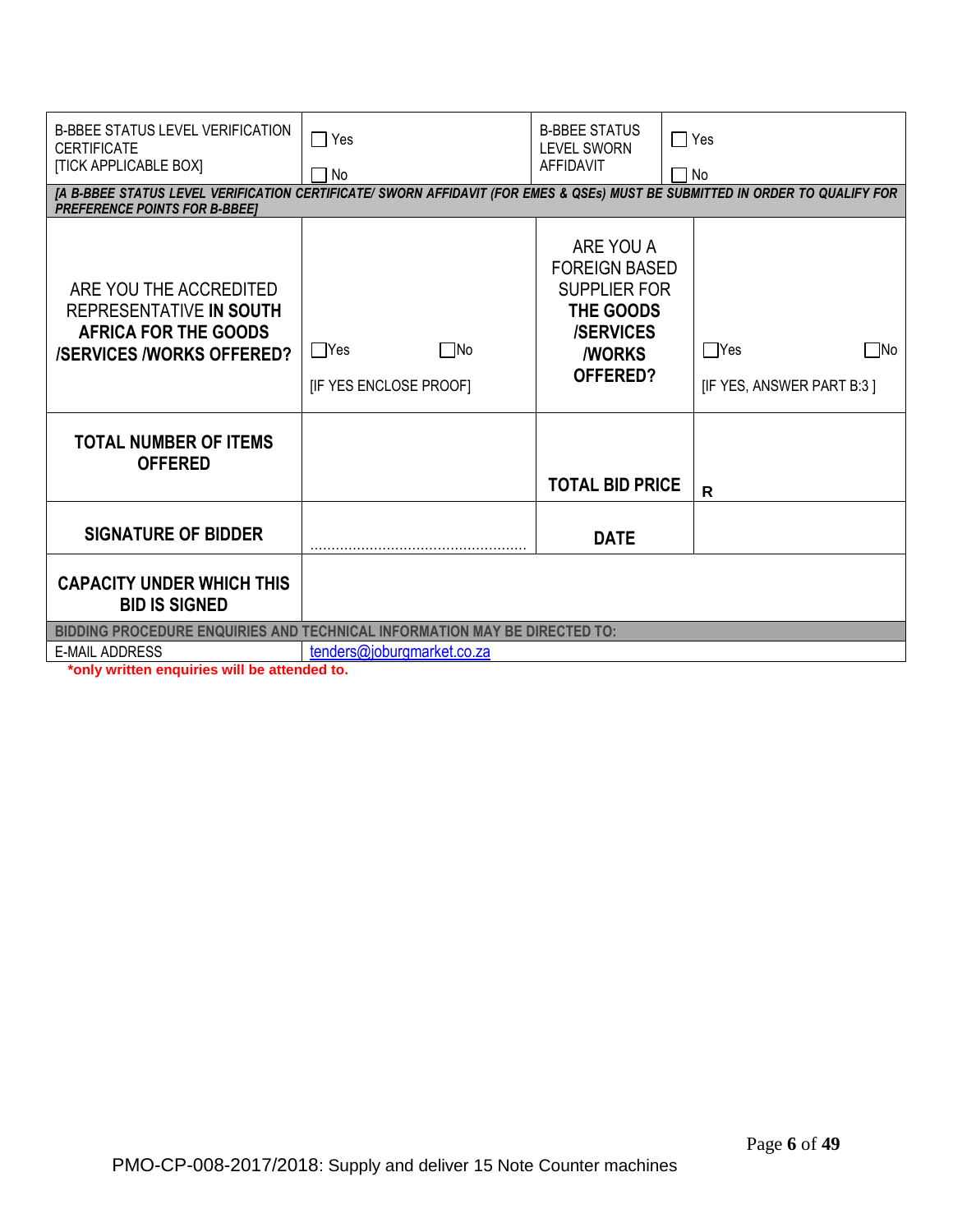| B-BBEE STATUS LEVEL VERIFICATION CERTIFICATE [TICK APPLICABLE BOX] | ☐ Yes ☐ No | B-BBEE STATUS LEVEL SWORN AFFIDAVIT | ☐ Yes ☐ No |
|---|---|---|---|
| *[A B-BBEE STATUS LEVEL VERIFICATION CERTIFICATE/ SWORN AFFIDAVIT (FOR EMES & QSEs) MUST BE SUBMITTED IN ORDER TO QUALIFY FOR PREFERENCE POINTS FOR B-BBEE]* | | | |
| ARE YOU THE ACCREDITED REPRESENTATIVE **IN SOUTH AFRICA FOR THE GOODS /SERVICES /WORKS OFFERED?** | ☐Yes ☐No [IF YES ENCLOSE PROOF] | ARE YOU A FOREIGN BASED SUPPLIER FOR **THE GOODS /SERVICES /WORKS OFFERED?** | ☐Yes ☐No [IF YES, ANSWER PART B:3 ] |
| **TOTAL NUMBER OF ITEMS OFFERED** | | **TOTAL BID PRICE** | **R** |
| **SIGNATURE OF BIDDER** | ………………………………………… | **DATE** | |
| **CAPACITY UNDER WHICH THIS BID IS SIGNED** | | | |
| **BIDDING PROCEDURE ENQUIRIES AND TECHNICAL INFORMATION MAY BE DIRECTED TO:** | | | |
| E-MAIL ADDRESS | tenders@joburgmarket.co.za | | |

**\*only written enquiries will be attended to.**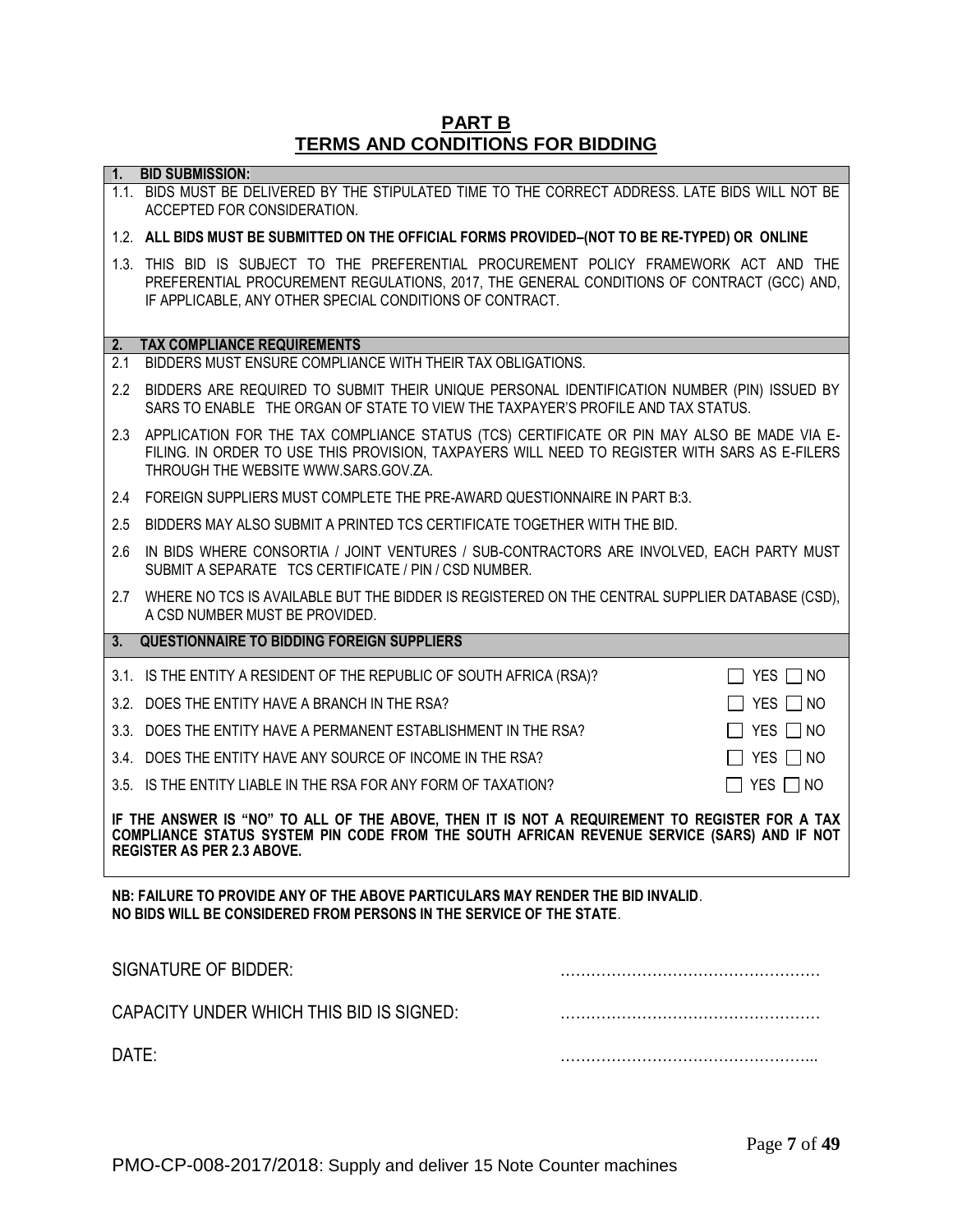## PART B
## TERMS AND CONDITIONS FOR BIDDING

**1. BID SUBMISSION:**

1.1. BIDS MUST BE DELIVERED BY THE STIPULATED TIME TO THE CORRECT ADDRESS. LATE BIDS WILL NOT BE ACCEPTED FOR CONSIDERATION.

1.2. **ALL BIDS MUST BE SUBMITTED ON THE OFFICIAL FORMS PROVIDED–(NOT TO BE RE-TYPED) OR ONLINE**

1.3. THIS BID IS SUBJECT TO THE PREFERENTIAL PROCUREMENT POLICY FRAMEWORK ACT AND THE PREFERENTIAL PROCUREMENT REGULATIONS, 2017, THE GENERAL CONDITIONS OF CONTRACT (GCC) AND, IF APPLICABLE, ANY OTHER SPECIAL CONDITIONS OF CONTRACT.

**2. TAX COMPLIANCE REQUIREMENTS**

2.1 BIDDERS MUST ENSURE COMPLIANCE WITH THEIR TAX OBLIGATIONS.

2.2 BIDDERS ARE REQUIRED TO SUBMIT THEIR UNIQUE PERSONAL IDENTIFICATION NUMBER (PIN) ISSUED BY SARS TO ENABLE THE ORGAN OF STATE TO VIEW THE TAXPAYER'S PROFILE AND TAX STATUS.

2.3 APPLICATION FOR THE TAX COMPLIANCE STATUS (TCS) CERTIFICATE OR PIN MAY ALSO BE MADE VIA E-FILING. IN ORDER TO USE THIS PROVISION, TAXPAYERS WILL NEED TO REGISTER WITH SARS AS E-FILERS THROUGH THE WEBSITE WWW.SARS.GOV.ZA.

2.4 FOREIGN SUPPLIERS MUST COMPLETE THE PRE-AWARD QUESTIONNAIRE IN PART B:3.

2.5 BIDDERS MAY ALSO SUBMIT A PRINTED TCS CERTIFICATE TOGETHER WITH THE BID.

2.6 IN BIDS WHERE CONSORTIA / JOINT VENTURES / SUB-CONTRACTORS ARE INVOLVED, EACH PARTY MUST SUBMIT A SEPARATE TCS CERTIFICATE / PIN / CSD NUMBER.

2.7 WHERE NO TCS IS AVAILABLE BUT THE BIDDER IS REGISTERED ON THE CENTRAL SUPPLIER DATABASE (CSD), A CSD NUMBER MUST BE PROVIDED.

**3. QUESTIONNAIRE TO BIDDING FOREIGN SUPPLIERS**

| | |
|---|---|
| 3.1. IS THE ENTITY A RESIDENT OF THE REPUBLIC OF SOUTH AFRICA (RSA)? | ☐ YES ☐ NO |
| 3.2. DOES THE ENTITY HAVE A BRANCH IN THE RSA? | ☐ YES ☐ NO |
| 3.3. DOES THE ENTITY HAVE A PERMANENT ESTABLISHMENT IN THE RSA? | ☐ YES ☐ NO |
| 3.4. DOES THE ENTITY HAVE ANY SOURCE OF INCOME IN THE RSA? | ☐ YES ☐ NO |
| 3.5. IS THE ENTITY LIABLE IN THE RSA FOR ANY FORM OF TAXATION? | ☐ YES ☐ NO |

**IF THE ANSWER IS "NO" TO ALL OF THE ABOVE, THEN IT IS NOT A REQUIREMENT TO REGISTER FOR A TAX COMPLIANCE STATUS SYSTEM PIN CODE FROM THE SOUTH AFRICAN REVENUE SERVICE (SARS) AND IF NOT REGISTER AS PER 2.3 ABOVE.**

**NB: FAILURE TO PROVIDE ANY OF THE ABOVE PARTICULARS MAY RENDER THE BID INVALID.**
**NO BIDS WILL BE CONSIDERED FROM PERSONS IN THE SERVICE OF THE STATE.**

SIGNATURE OF BIDDER: ……………………………………………

CAPACITY UNDER WHICH THIS BID IS SIGNED: ……………………………………………

DATE: …………………………………………..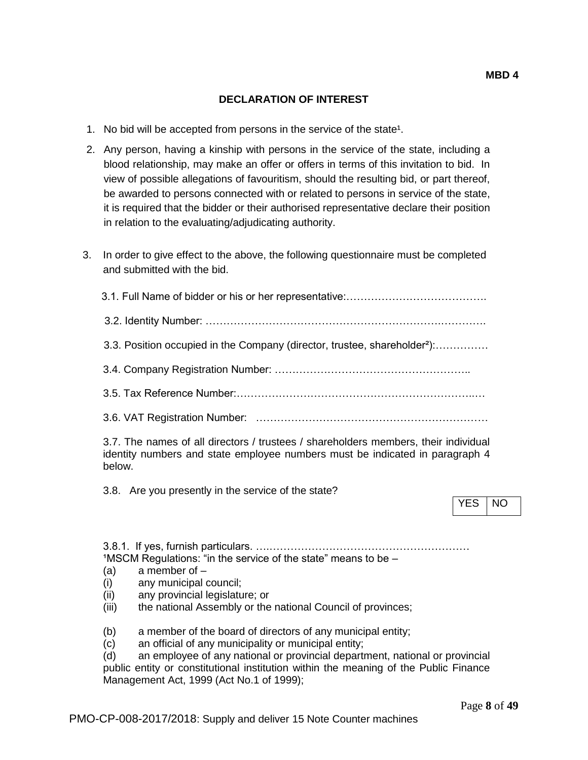**MBD 4**

## DECLARATION OF INTEREST

1. No bid will be accepted from persons in the service of the state[1].

2. Any person, having a kinship with persons in the service of the state, including a blood relationship, may make an offer or offers in terms of this invitation to bid. In view of possible allegations of favouritism, should the resulting bid, or part thereof, be awarded to persons connected with or related to persons in service of the state, it is required that the bidder or their authorised representative declare their position in relation to the evaluating/adjudicating authority.

3. In order to give effect to the above, the following questionnaire must be completed and submitted with the bid.

   3.1. Full Name of bidder or his or her representative:………………………………….

   3.2. Identity Number: ……………………………………………………………………….

   3.3. Position occupied in the Company (director, trustee, shareholder[2]):……………

   3.4. Company Registration Number: ………………………………………………..

   3.5. Tax Reference Number:……………………………………………………………..…

   3.6. VAT Registration Number: …………………………………………………………

   3.7. The names of all directors / trustees / shareholders members, their individual identity numbers and state employee numbers must be indicated in paragraph 4 below.

   3.8. Are you presently in the service of the state?

| YES | NO |
|---|---|

   3.8.1. If yes, furnish particulars. ….…………………………………………………

[1]MSCM Regulations: "in the service of the state" means to be –
(a) a member of –
(i) any municipal council;
(ii) any provincial legislature; or
(iii) the national Assembly or the national Council of provinces;

(b) a member of the board of directors of any municipal entity;
(c) an official of any municipality or municipal entity;
(d) an employee of any national or provincial department, national or provincial public entity or constitutional institution within the meaning of the Public Finance Management Act, 1999 (Act No.1 of 1999);

PMO-CP-008-2017/2018: Supply and deliver 15 Note Counter machines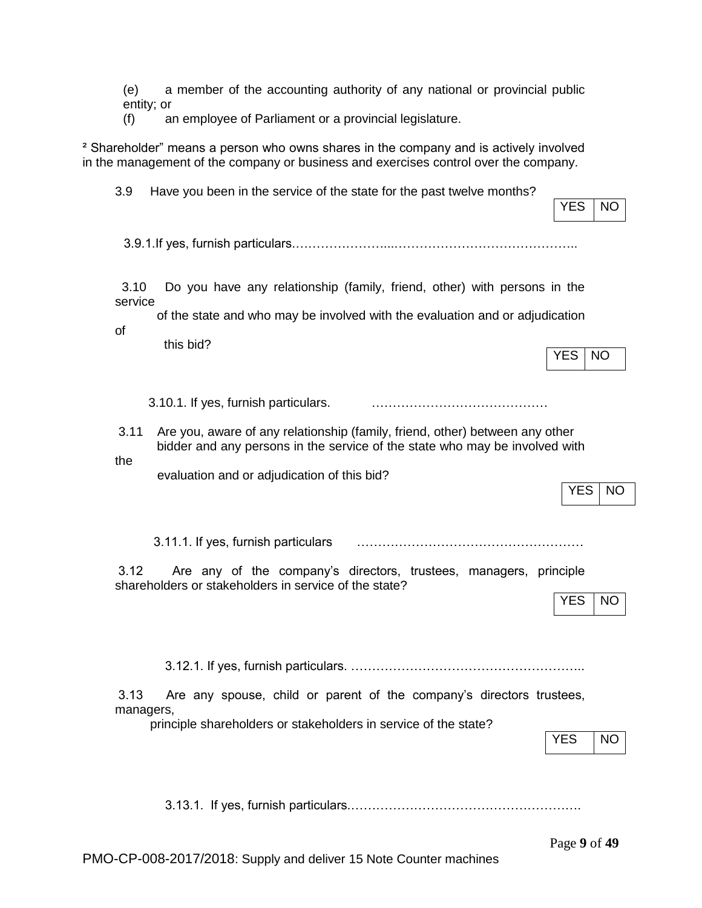(e) a member of the accounting authority of any national or provincial public entity; or

(f) an employee of Parliament or a provincial legislature.

² Shareholder" means a person who owns shares in the company and is actively involved in the management of the company or business and exercises control over the company.

3.9 Have you been in the service of the state for the past twelve months?

| YES | NO |
|---|---|

3.9.1.If yes, furnish particulars.………………….....……………………………………..

3.10 Do you have any relationship (family, friend, other) with persons in the service of the state and who may be involved with the evaluation and or adjudication of this bid?

| YES | NO |
|---|---|

3.10.1. If yes, furnish particulars. ……………………………………

3.11 Are you, aware of any relationship (family, friend, other) between any other bidder and any persons in the service of the state who may be involved with the evaluation and or adjudication of this bid?

| YES | NO |
|---|---|

3.11.1. If yes, furnish particulars ………………………………………………

3.12 Are any of the company's directors, trustees, managers, principle shareholders or stakeholders in service of the state?

| YES | NO |
|---|---|

3.12.1. If yes, furnish particulars. ………………………………………………..

3.13 Are any spouse, child or parent of the company's directors trustees, managers, principle shareholders or stakeholders in service of the state?

| YES | NO |
|---|---|

3.13.1. If yes, furnish particulars.……………………………………………….

PMO-CP-008-2017/2018: Supply and deliver 15 Note Counter machines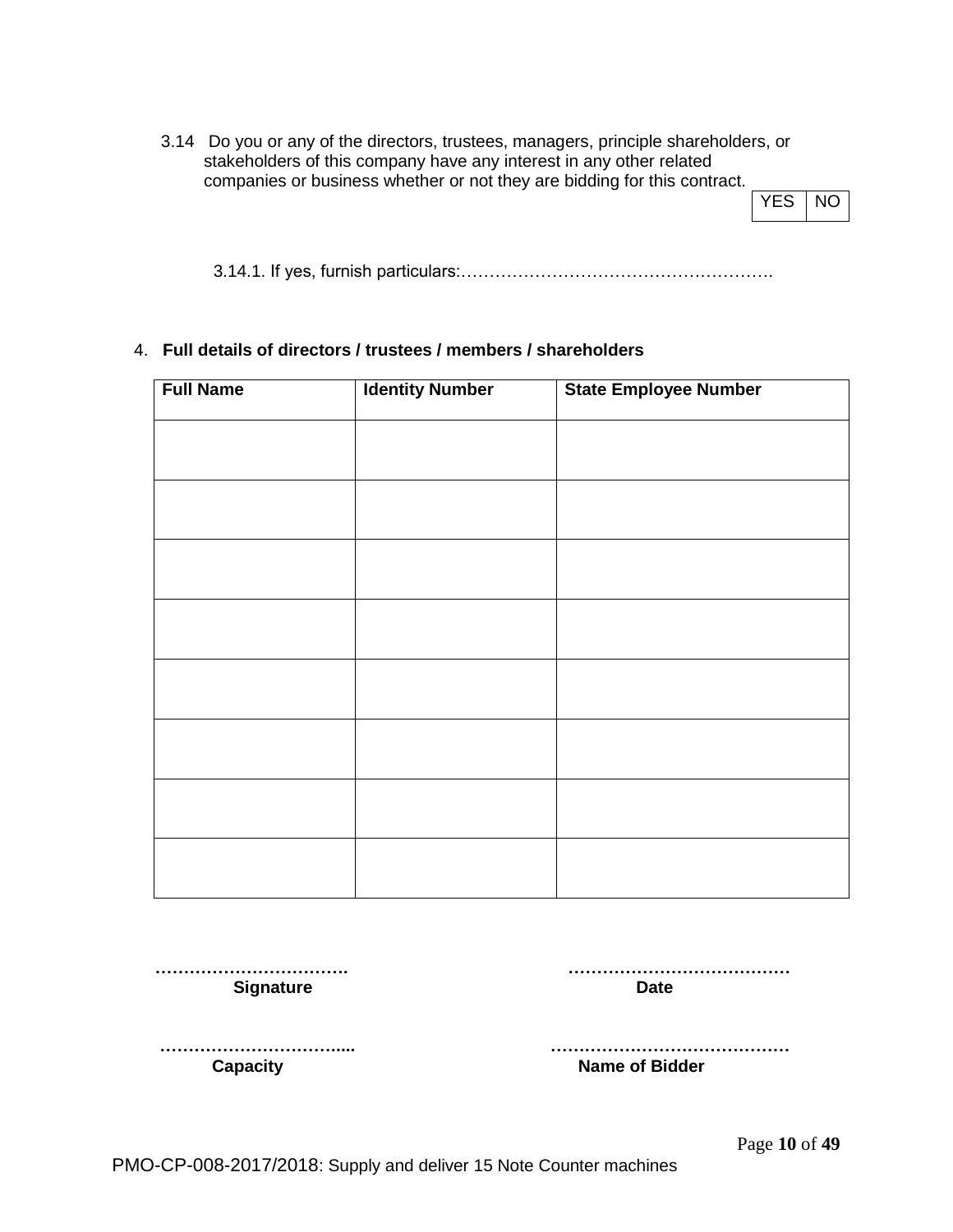3.14 Do you or any of the directors, trustees, managers, principle shareholders, or stakeholders of this company have any interest in any other related companies or business whether or not they are bidding for this contract.

| YES | NO |
|---|---|

3.14.1. If yes, furnish particulars:……………………………………………….

4. **Full details of directors / trustees / members / shareholders**

| Full Name | Identity Number | State Employee Number |
|---|---|---|
| | | |
| | | |
| | | |
| | | |
| | | |
| | | |
| | | |
| | | |

……………………………. **Signature** ………………………………… **Date**

…………………………..... **Capacity** …………………………………… **Name of Bidder**

PMO-CP-008-2017/2018: Supply and deliver 15 Note Counter machines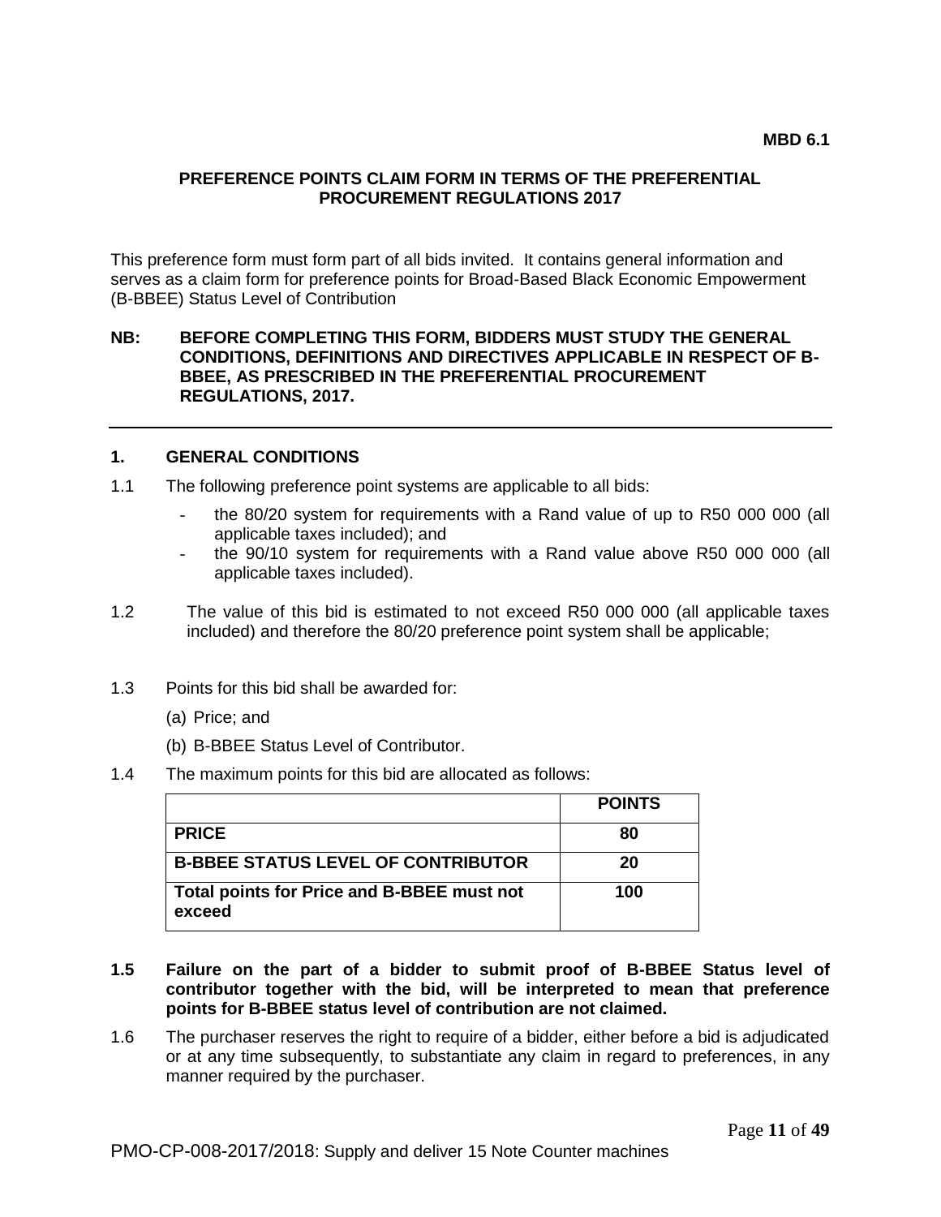**MBD 6.1**

## PREFERENCE POINTS CLAIM FORM IN TERMS OF THE PREFERENTIAL PROCUREMENT REGULATIONS 2017

This preference form must form part of all bids invited. It contains general information and serves as a claim form for preference points for Broad-Based Black Economic Empowerment (B-BBEE) Status Level of Contribution

**NB: BEFORE COMPLETING THIS FORM, BIDDERS MUST STUDY THE GENERAL CONDITIONS, DEFINITIONS AND DIRECTIVES APPLICABLE IN RESPECT OF B-BBEE, AS PRESCRIBED IN THE PREFERENTIAL PROCUREMENT REGULATIONS, 2017.**

---

### 1. GENERAL CONDITIONS

1.1 The following preference point systems are applicable to all bids:

- the 80/20 system for requirements with a Rand value of up to R50 000 000 (all applicable taxes included); and
- the 90/10 system for requirements with a Rand value above R50 000 000 (all applicable taxes included).

1.2 The value of this bid is estimated to not exceed R50 000 000 (all applicable taxes included) and therefore the 80/20 preference point system shall be applicable;

1.3 Points for this bid shall be awarded for:

(a) Price; and

(b) B-BBEE Status Level of Contributor.

1.4 The maximum points for this bid are allocated as follows:

| | **POINTS** |
|---|---|
| **PRICE** | **80** |
| **B-BBEE STATUS LEVEL OF CONTRIBUTOR** | **20** |
| **Total points for Price and B-BBEE must not exceed** | **100** |

**1.5 Failure on the part of a bidder to submit proof of B-BBEE Status level of contributor together with the bid, will be interpreted to mean that preference points for B-BBEE status level of contribution are not claimed.**

1.6 The purchaser reserves the right to require of a bidder, either before a bid is adjudicated or at any time subsequently, to substantiate any claim in regard to preferences, in any manner required by the purchaser.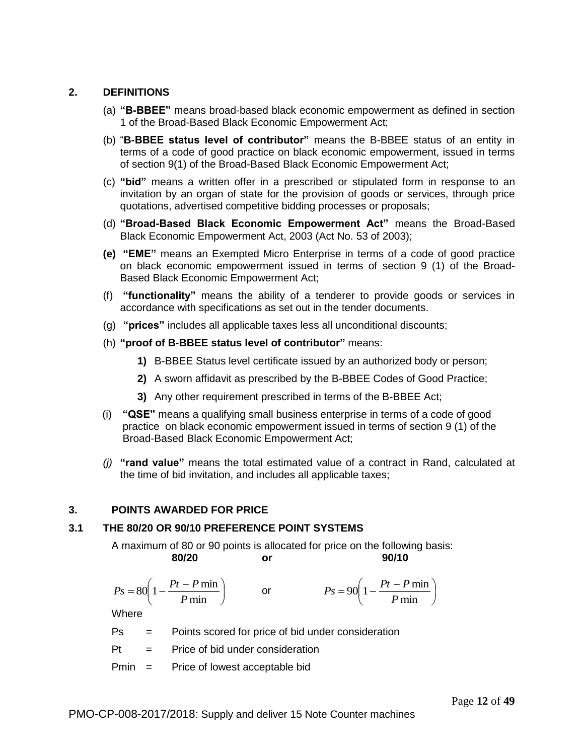## 2. DEFINITIONS

(a) **"B-BBEE"** means broad-based black economic empowerment as defined in section 1 of the Broad-Based Black Economic Empowerment Act;

(b) "**B-BBEE status level of contributor"** means the B-BBEE status of an entity in terms of a code of good practice on black economic empowerment, issued in terms of section 9(1) of the Broad-Based Black Economic Empowerment Act;

(c) **"bid"** means a written offer in a prescribed or stipulated form in response to an invitation by an organ of state for the provision of goods or services, through price quotations, advertised competitive bidding processes or proposals;

(d) **"Broad-Based Black Economic Empowerment Act"** means the Broad-Based Black Economic Empowerment Act, 2003 (Act No. 53 of 2003);

**(e)** **"EME"** means an Exempted Micro Enterprise in terms of a code of good practice on black economic empowerment issued in terms of section 9 (1) of the Broad-Based Black Economic Empowerment Act;

(f) **"functionality"** means the ability of a tenderer to provide goods or services in accordance with specifications as set out in the tender documents.

(g) **"prices"** includes all applicable taxes less all unconditional discounts;

(h) **"proof of B-BBEE status level of contributor"** means:

**1)** B-BBEE Status level certificate issued by an authorized body or person;

**2)** A sworn affidavit as prescribed by the B-BBEE Codes of Good Practice;

**3)** Any other requirement prescribed in terms of the B-BBEE Act;

(i) **"QSE"** means a qualifying small business enterprise in terms of a code of good practice on black economic empowerment issued in terms of section 9 (1) of the Broad-Based Black Economic Empowerment Act;

*(j)* **"rand value"** means the total estimated value of a contract in Rand, calculated at the time of bid invitation, and includes all applicable taxes;

## 3. POINTS AWARDED FOR PRICE

### 3.1 THE 80/20 OR 90/10 PREFERENCE POINT SYSTEMS

A maximum of 80 or 90 points is allocated for price on the following basis:

**80/20** **or** **90/10**

$$Ps = 80\left(1 - \frac{Pt - P\min}{P\min}\right) \quad \text{or} \quad Ps = 90\left(1 - \frac{Pt - P\min}{P\min}\right)$$

Where

Ps = Points scored for price of bid under consideration

Pt = Price of bid under consideration

Pmin = Price of lowest acceptable bid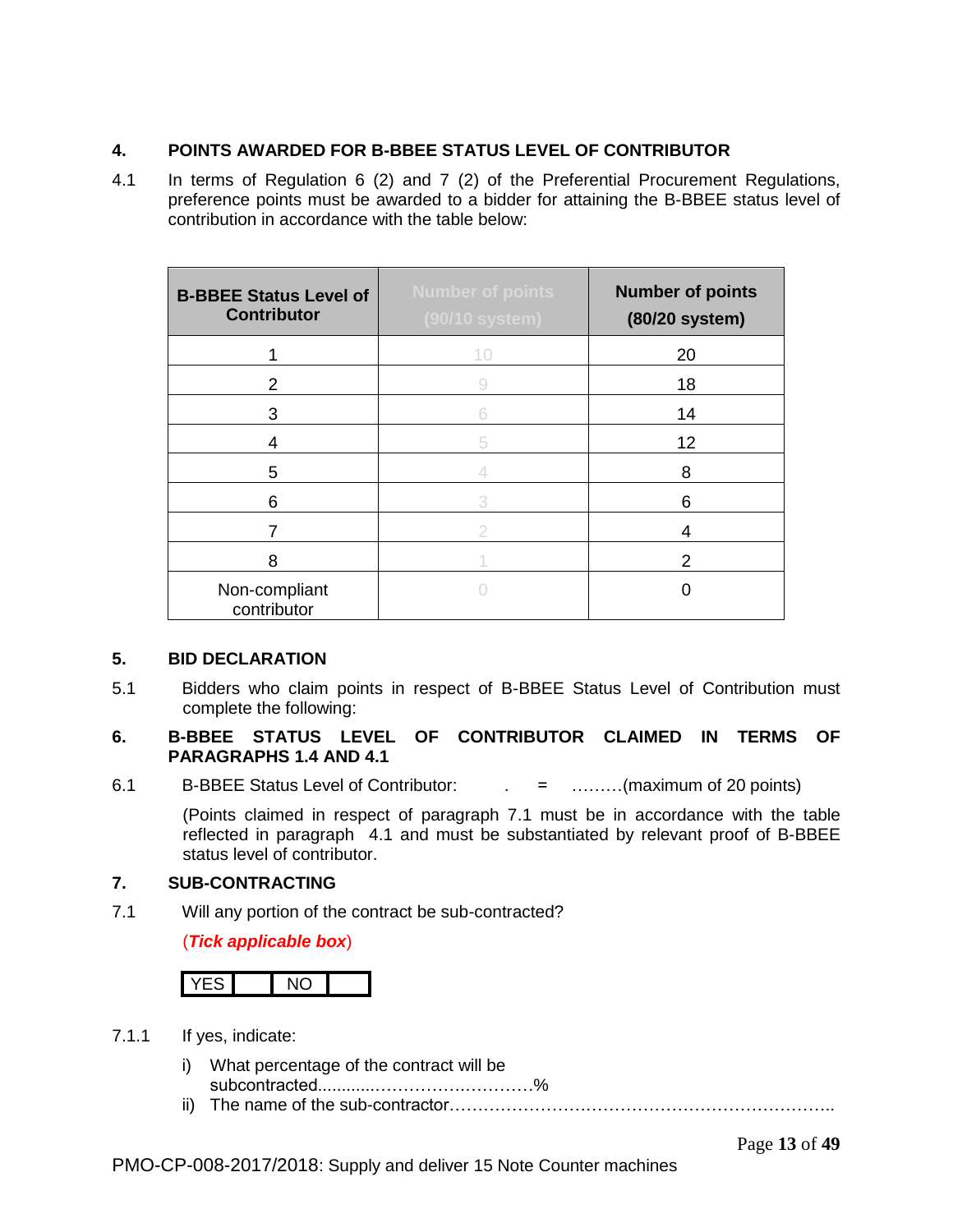## 4. POINTS AWARDED FOR B-BBEE STATUS LEVEL OF CONTRIBUTOR

4.1 In terms of Regulation 6 (2) and 7 (2) of the Preferential Procurement Regulations, preference points must be awarded to a bidder for attaining the B-BBEE status level of contribution in accordance with the table below:

| B-BBEE Status Level of Contributor | Number of points (90/10 system) | Number of points (80/20 system) |
|---|---|---|
| 1 | 10 | 20 |
| 2 | 9 | 18 |
| 3 | 6 | 14 |
| 4 | 5 | 12 |
| 5 | 4 | 8 |
| 6 | 3 | 6 |
| 7 | 2 | 4 |
| 8 | 1 | 2 |
| Non-compliant contributor | 0 | 0 |

## 5. BID DECLARATION

5.1 Bidders who claim points in respect of B-BBEE Status Level of Contribution must complete the following:

## 6. B-BBEE STATUS LEVEL OF CONTRIBUTOR CLAIMED IN TERMS OF PARAGRAPHS 1.4 AND 4.1

6.1 B-BBEE Status Level of Contributor: . = ………(maximum of 20 points)

(Points claimed in respect of paragraph 7.1 must be in accordance with the table reflected in paragraph 4.1 and must be substantiated by relevant proof of B-BBEE status level of contributor.

## 7. SUB-CONTRACTING

7.1 Will any portion of the contract be sub-contracted?

(***Tick applicable box***)

| YES | | NO | |
|---|---|---|---|

7.1.1 If yes, indicate:

i) What percentage of the contract will be subcontracted............……………………….%

ii) The name of the sub-contractor…………………………………………………………..

PMO-CP-008-2017/2018: Supply and deliver 15 Note Counter machines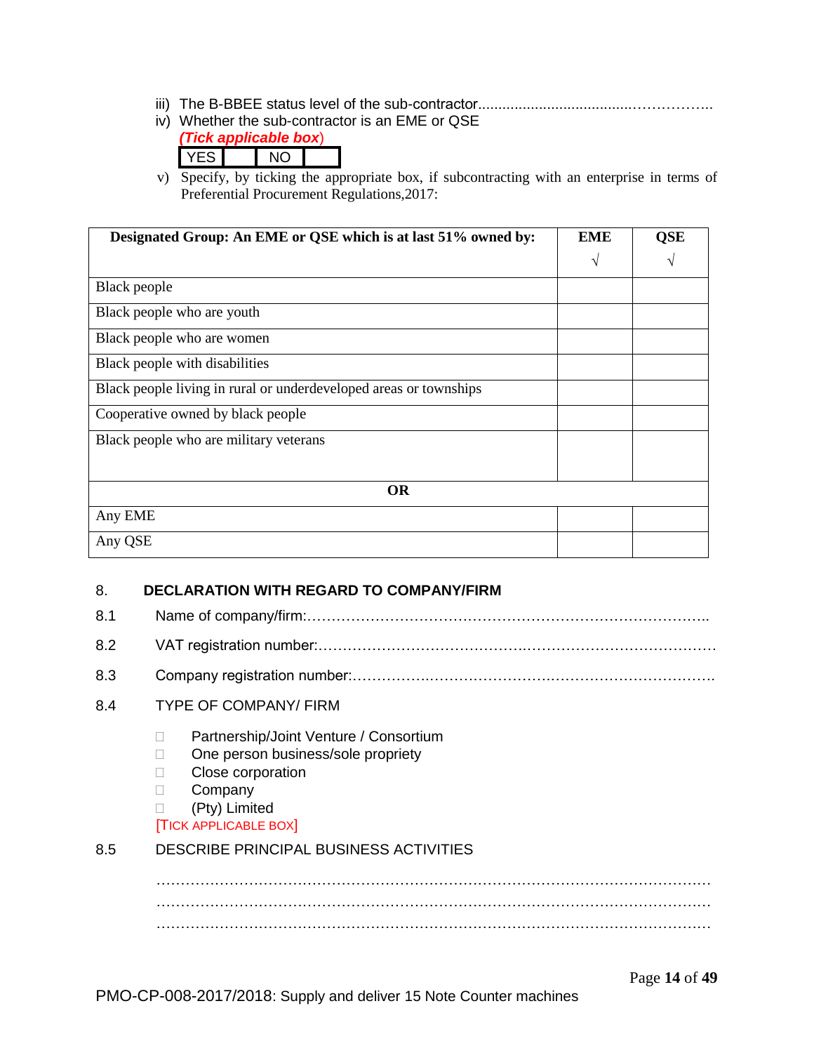iii) The B-BBEE status level of the sub-contractor......................................……………..

iv) Whether the sub-contractor is an EME or QSE
*(Tick applicable box)*

| YES | | NO | |
|---|---|---|---|

v) Specify, by ticking the appropriate box, if subcontracting with an enterprise in terms of Preferential Procurement Regulations,2017:

| Designated Group: An EME or QSE which is at last 51% owned by: | EME √ | QSE √ |
|---|---|---|
| Black people | | |
| Black people who are youth | | |
| Black people who are women | | |
| Black people with disabilities | | |
| Black people living in rural or underdeveloped areas or townships | | |
| Cooperative owned by black people | | |
| Black people who are military veterans | | |
| **OR** | | |
| Any EME | | |
| Any QSE | | |

## 8. DECLARATION WITH REGARD TO COMPANY/FIRM

8.1 Name of company/firm:…………………………………………………………………………..

8.2 VAT registration number:……………………………………….…………………………………

8.3 Company registration number:……………….……………………….…………………………….

8.4 TYPE OF COMPANY/ FIRM

- ☐ Partnership/Joint Venture / Consortium
- ☐ One person business/sole propriety
- ☐ Close corporation
- ☐ Company
- ☐ (Pty) Limited

[TICK APPLICABLE BOX]

8.5 DESCRIBE PRINCIPAL BUSINESS ACTIVITIES

…………………………………………………………………………………………………………
…………………………………………………………………………………………………………
…………………………………………………………………………………………………………

PMO-CP-008-2017/2018: Supply and deliver 15 Note Counter machines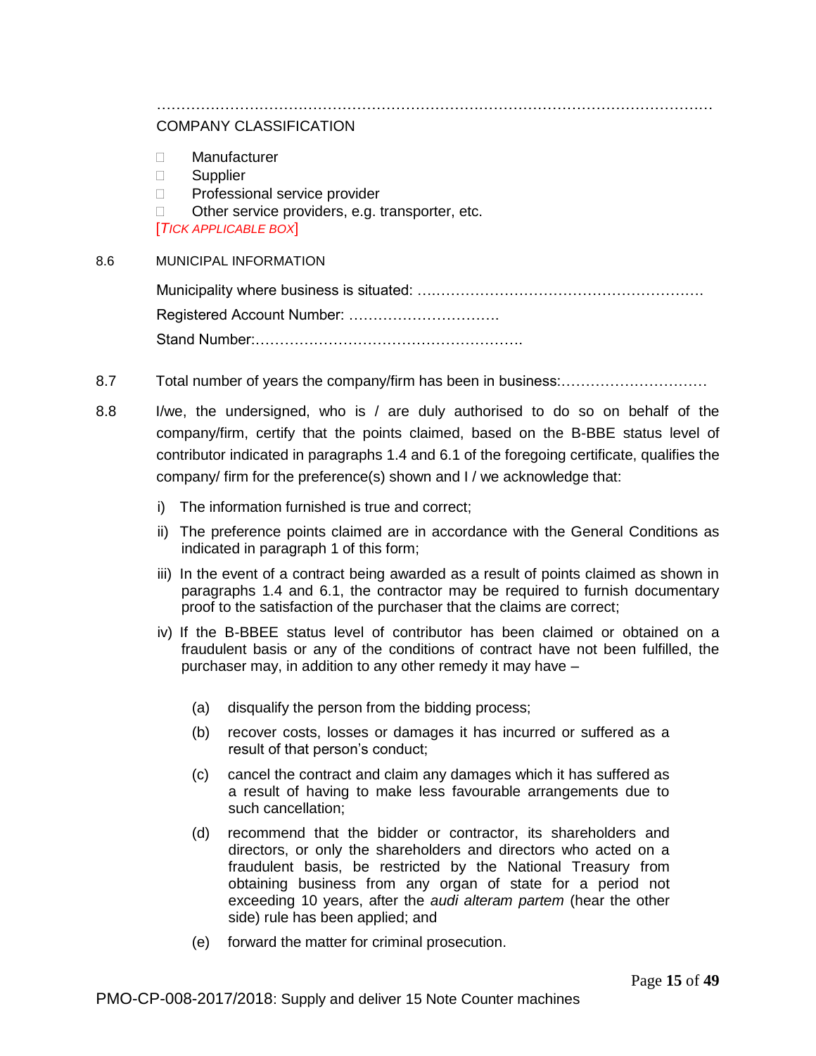…………………………………………………………………………………………………………

COMPANY CLASSIFICATION

- ☐ Manufacturer
- ☐ Supplier
- ☐ Professional service provider
- ☐ Other service providers, e.g. transporter, etc.

[*TICK APPLICABLE BOX*]

8.6 MUNICIPAL INFORMATION

Municipality where business is situated: ….…………………………………………………

Registered Account Number: ………………………….

Stand Number:……………………………………………….

8.7 Total number of years the company/firm has been in business:…………………………

8.8 I/we, the undersigned, who is / are duly authorised to do so on behalf of the company/firm, certify that the points claimed, based on the B-BBE status level of contributor indicated in paragraphs 1.4 and 6.1 of the foregoing certificate, qualifies the company/ firm for the preference(s) shown and I / we acknowledge that:

i) The information furnished is true and correct;

ii) The preference points claimed are in accordance with the General Conditions as indicated in paragraph 1 of this form;

iii) In the event of a contract being awarded as a result of points claimed as shown in paragraphs 1.4 and 6.1, the contractor may be required to furnish documentary proof to the satisfaction of the purchaser that the claims are correct;

iv) If the B-BBEE status level of contributor has been claimed or obtained on a fraudulent basis or any of the conditions of contract have not been fulfilled, the purchaser may, in addition to any other remedy it may have –

(a) disqualify the person from the bidding process;

(b) recover costs, losses or damages it has incurred or suffered as a result of that person's conduct;

(c) cancel the contract and claim any damages which it has suffered as a result of having to make less favourable arrangements due to such cancellation;

(d) recommend that the bidder or contractor, its shareholders and directors, or only the shareholders and directors who acted on a fraudulent basis, be restricted by the National Treasury from obtaining business from any organ of state for a period not exceeding 10 years, after the *audi alteram partem* (hear the other side) rule has been applied; and

(e) forward the matter for criminal prosecution.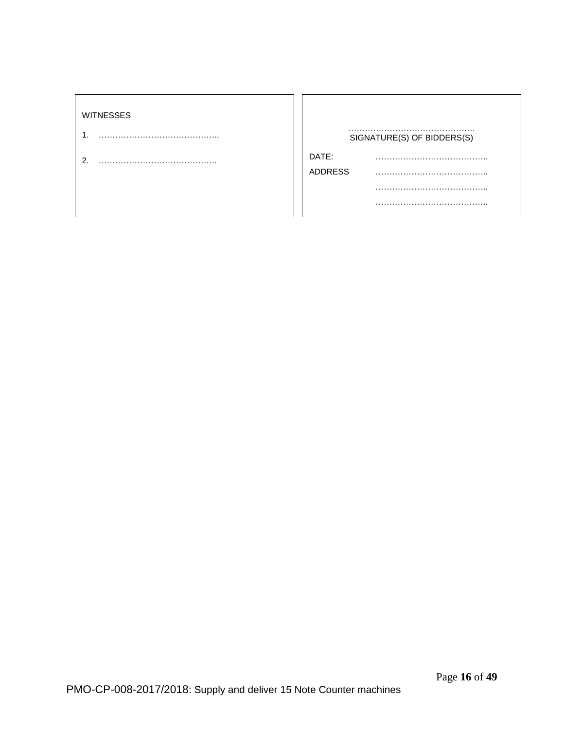| WITNESSES | |
| --- | --- |
| 1. …………………………………….. | …………………………………….. SIGNATURE(S) OF BIDDERS(S) |
| 2. ……………………………………. | DATE: ………………………………….. |
| | ADDRESS ………………………………….. |
| | ………………………………….. |
| | ………………………………….. |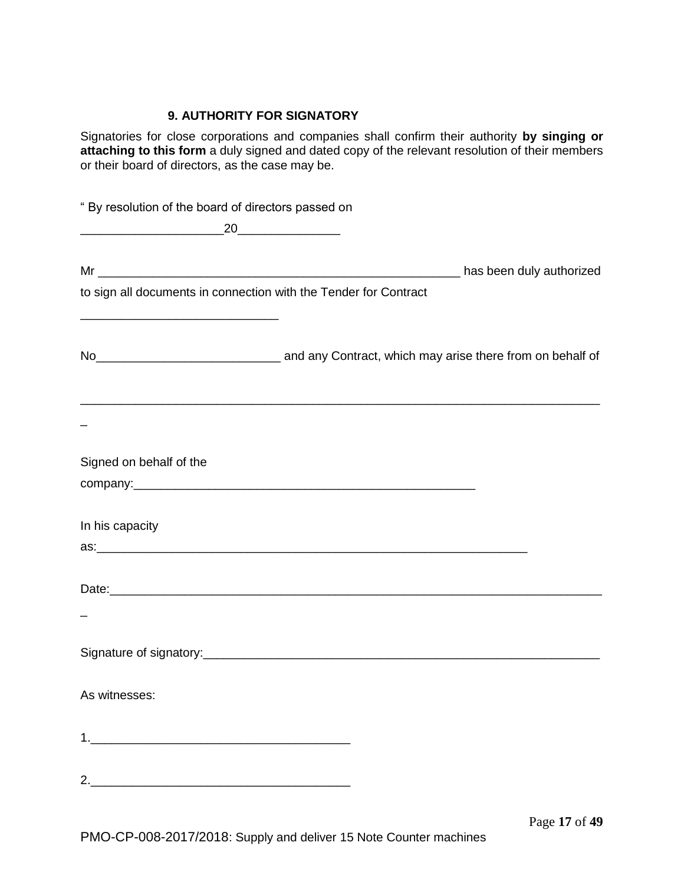### 9. AUTHORITY FOR SIGNATORY

Signatories for close corporations and companies shall confirm their authority **by singing or attaching to this form** a duly signed and dated copy of the relevant resolution of their members or their board of directors, as the case may be.

" By resolution of the board of directors passed on

____________________20______________

Mr _____________________________________________________ has been duly authorized to sign all documents in connection with the Tender for Contract

____________________________

No__________________________ and any Contract, which may arise there from on behalf of

__________________________________________________________________________

Signed on behalf of the company:__________________________________________________

In his capacity as:________________________________________________________________

Date:_________________________________________________________________________

Signature of signatory:_______________________________________________________

As witnesses:

1.______________________________________

2.______________________________________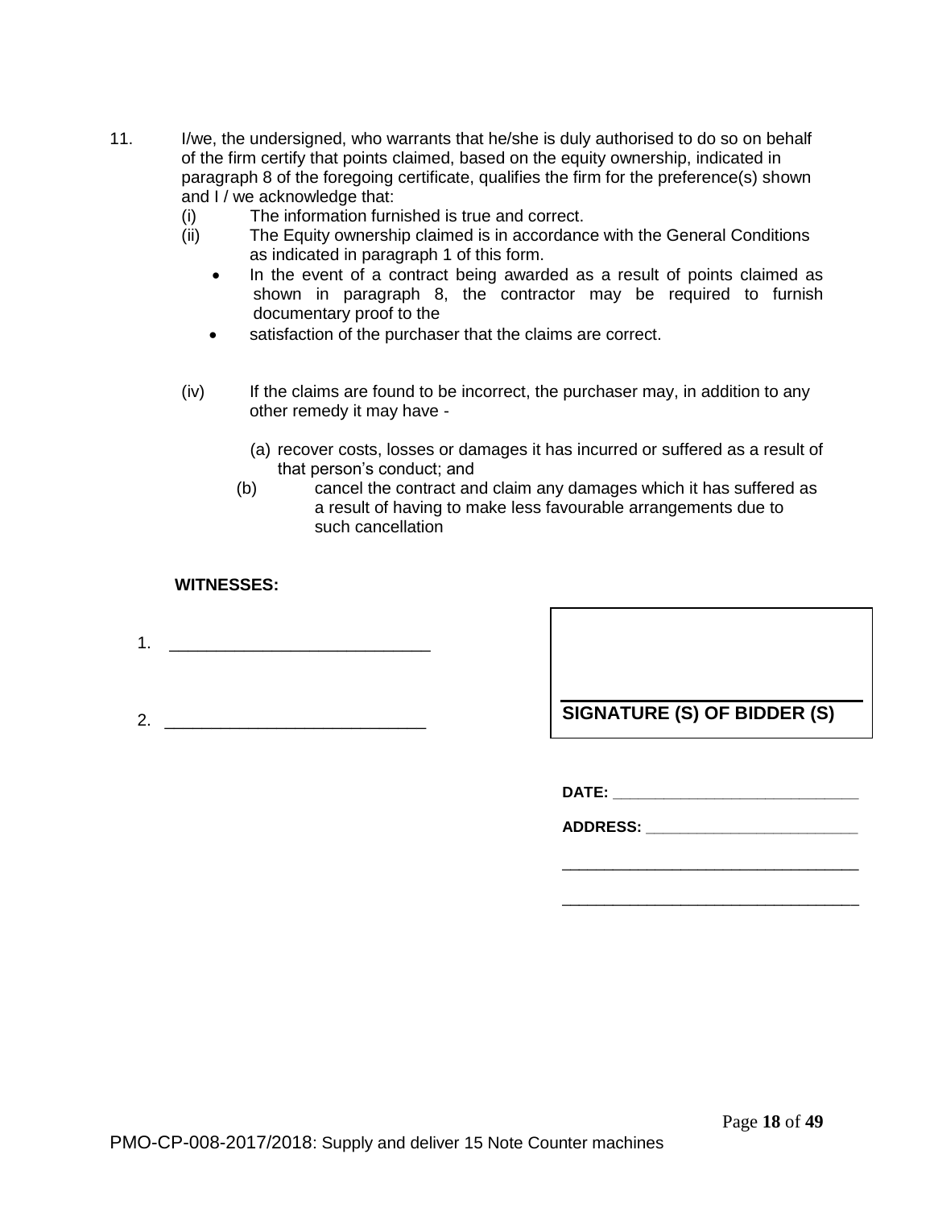11. I/we, the undersigned, who warrants that he/she is duly authorised to do so on behalf of the firm certify that points claimed, based on the equity ownership, indicated in paragraph 8 of the foregoing certificate, qualifies the firm for the preference(s) shown and I / we acknowledge that:

    (i) The information furnished is true and correct.

    (ii) The Equity ownership claimed is in accordance with the General Conditions as indicated in paragraph 1 of this form.

    - In the event of a contract being awarded as a result of points claimed as shown in paragraph 8, the contractor may be required to furnish documentary proof to the
    - satisfaction of the purchaser that the claims are correct.

    (iv) If the claims are found to be incorrect, the purchaser may, in addition to any other remedy it may have -

    (a) recover costs, losses or damages it has incurred or suffered as a result of that person's conduct; and

    (b) cancel the contract and claim any damages which it has suffered as a result of having to make less favourable arrangements due to such cancellation

**WITNESSES:**

1. ____________________________

2. ____________________________

______________________________

**SIGNATURE (S) OF BIDDER (S)**

**DATE:** ____________________________

**ADDRESS:** _________________________

__________________________________

__________________________________

PMO-CP-008-2017/2018: Supply and deliver 15 Note Counter machines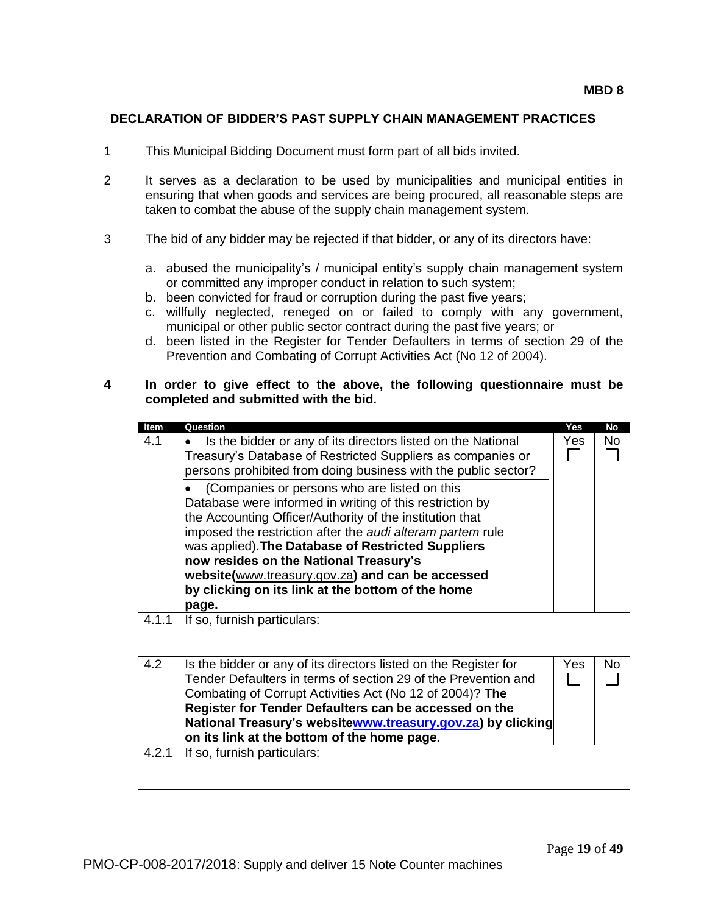**MBD 8**

## DECLARATION OF BIDDER'S PAST SUPPLY CHAIN MANAGEMENT PRACTICES

1. This Municipal Bidding Document must form part of all bids invited.

2. It serves as a declaration to be used by municipalities and municipal entities in ensuring that when goods and services are being procured, all reasonable steps are taken to combat the abuse of the supply chain management system.

3. The bid of any bidder may be rejected if that bidder, or any of its directors have:

   a. abused the municipality's / municipal entity's supply chain management system or committed any improper conduct in relation to such system;
   b. been convicted for fraud or corruption during the past five years;
   c. willfully neglected, reneged on or failed to comply with any government, municipal or other public sector contract during the past five years; or
   d. been listed in the Register for Tender Defaulters in terms of section 29 of the Prevention and Combating of Corrupt Activities Act (No 12 of 2004).

4. **In order to give effect to the above, the following questionnaire must be completed and submitted with the bid.**

| Item | Question | Yes | No |
|---|---|---|---|
| 4.1 | • Is the bidder or any of its directors listed on the National Treasury's Database of Restricted Suppliers as companies or persons prohibited from doing business with the public sector?<br>• (Companies or persons who are listed on this Database were informed in writing of this restriction by the Accounting Officer/Authority of the institution that imposed the restriction after the *audi alteram partem* rule was applied). **The Database of Restricted Suppliers now resides on the National Treasury's website(**www.treasury.gov.za**) and can be accessed by clicking on its link at the bottom of the home page.** | Yes ☐ | No ☐ |
| 4.1.1 | If so, furnish particulars: | | |
| 4.2 | Is the bidder or any of its directors listed on the Register for Tender Defaulters in terms of section 29 of the Prevention and Combating of Corrupt Activities Act (No 12 of 2004)? **The Register for Tender Defaulters can be accessed on the National Treasury's websitewww.treasury.gov.za) by clicking on its link at the bottom of the home page.** | Yes ☐ | No ☐ |
| 4.2.1 | If so, furnish particulars: | | |

PMO-CP-008-2017/2018: Supply and deliver 15 Note Counter machines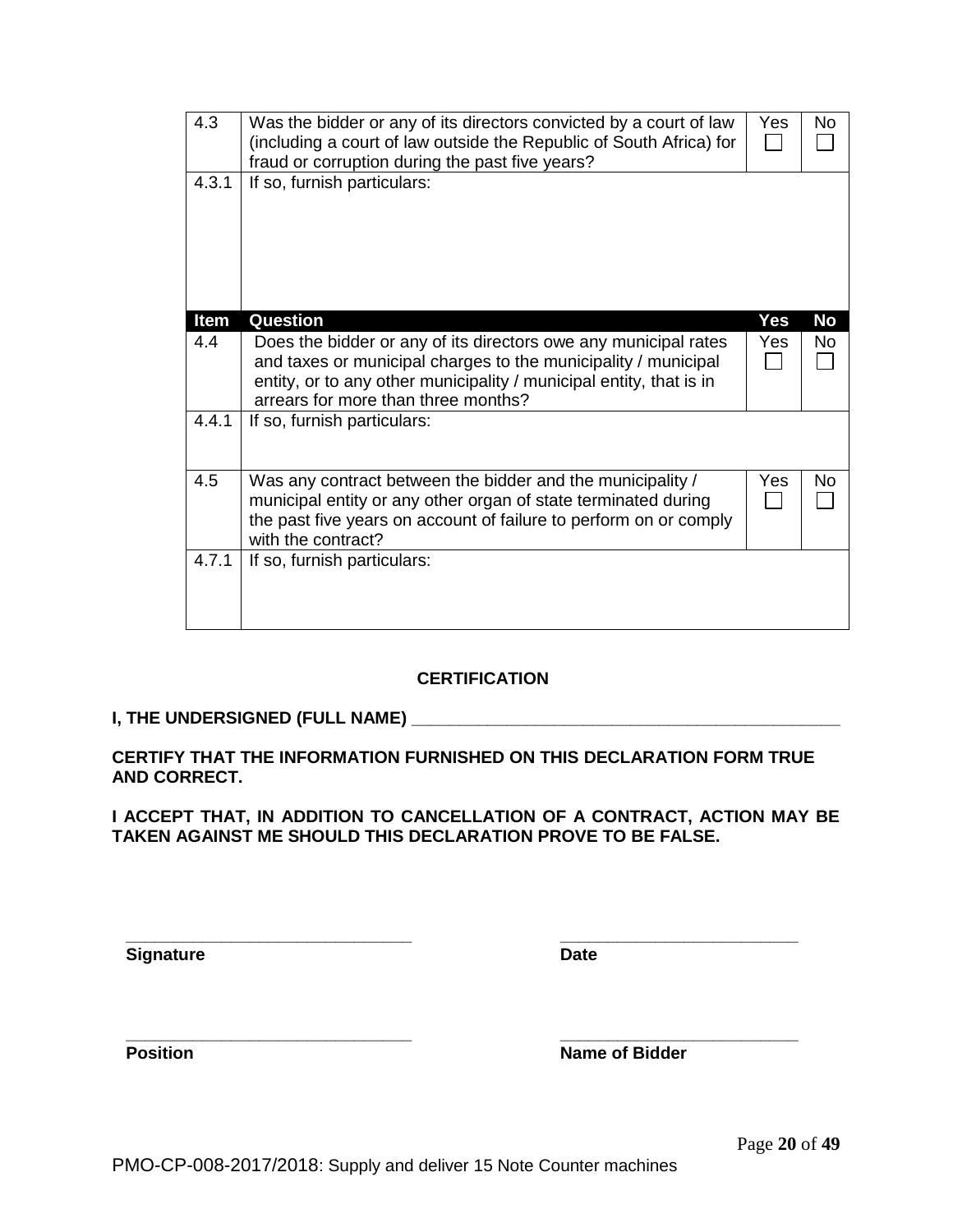| | | | |
|---|---|---|---|
| 4.3 | Was the bidder or any of its directors convicted by a court of law (including a court of law outside the Republic of South Africa) for fraud or corruption during the past five years? | Yes ☐ | No ☐ |
| 4.3.1 | If so, furnish particulars: | | |
| **Item** | **Question** | **Yes** | **No** |
| 4.4 | Does the bidder or any of its directors owe any municipal rates and taxes or municipal charges to the municipality / municipal entity, or to any other municipality / municipal entity, that is in arrears for more than three months? | Yes ☐ | No ☐ |
| 4.4.1 | If so, furnish particulars: | | |
| 4.5 | Was any contract between the bidder and the municipality / municipal entity or any other organ of state terminated during the past five years on account of failure to perform on or comply with the contract? | Yes ☐ | No ☐ |
| 4.7.1 | If so, furnish particulars: | | |

**CERTIFICATION**

**I, THE UNDERSIGNED (FULL NAME) _______________________________________________**

**CERTIFY THAT THE INFORMATION FURNISHED ON THIS DECLARATION FORM TRUE AND CORRECT.**

**I ACCEPT THAT, IN ADDITION TO CANCELLATION OF A CONTRACT, ACTION MAY BE TAKEN AGAINST ME SHOULD THIS DECLARATION PROVE TO BE FALSE.**

_______________________________ &nbsp;&nbsp;&nbsp;&nbsp;&nbsp;&nbsp;&nbsp;&nbsp;&nbsp; __________________________

**Signature** &nbsp;&nbsp;&nbsp;&nbsp;&nbsp;&nbsp;&nbsp;&nbsp;&nbsp;&nbsp;&nbsp;&nbsp;&nbsp;&nbsp;&nbsp;&nbsp;&nbsp;&nbsp;&nbsp;&nbsp;&nbsp;&nbsp;&nbsp;&nbsp;&nbsp;&nbsp;&nbsp;&nbsp;&nbsp;&nbsp;&nbsp;&nbsp;&nbsp;&nbsp;&nbsp;&nbsp;&nbsp;&nbsp;&nbsp;&nbsp; **Date**

_______________________________ &nbsp;&nbsp;&nbsp;&nbsp;&nbsp;&nbsp;&nbsp;&nbsp;&nbsp; __________________________

**Position** &nbsp;&nbsp;&nbsp;&nbsp;&nbsp;&nbsp;&nbsp;&nbsp;&nbsp;&nbsp;&nbsp;&nbsp;&nbsp;&nbsp;&nbsp;&nbsp;&nbsp;&nbsp;&nbsp;&nbsp;&nbsp;&nbsp;&nbsp;&nbsp;&nbsp;&nbsp;&nbsp;&nbsp;&nbsp;&nbsp;&nbsp;&nbsp;&nbsp;&nbsp;&nbsp;&nbsp;&nbsp;&nbsp;&nbsp;&nbsp; **Name of Bidder**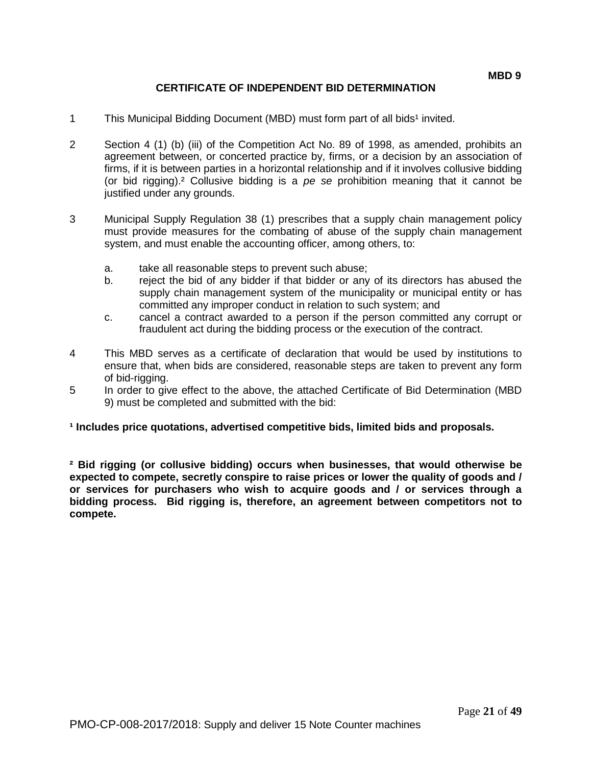**MBD 9**

# CERTIFICATE OF INDEPENDENT BID DETERMINATION

1. This Municipal Bidding Document (MBD) must form part of all bids[1] invited.

2. Section 4 (1) (b) (iii) of the Competition Act No. 89 of 1998, as amended, prohibits an agreement between, or concerted practice by, firms, or a decision by an association of firms, if it is between parties in a horizontal relationship and if it involves collusive bidding (or bid rigging).[2] Collusive bidding is a *pe se* prohibition meaning that it cannot be justified under any grounds.

3. Municipal Supply Regulation 38 (1) prescribes that a supply chain management policy must provide measures for the combating of abuse of the supply chain management system, and must enable the accounting officer, among others, to:

   a. take all reasonable steps to prevent such abuse;
   b. reject the bid of any bidder if that bidder or any of its directors has abused the supply chain management system of the municipality or municipal entity or has committed any improper conduct in relation to such system; and
   c. cancel a contract awarded to a person if the person committed any corrupt or fraudulent act during the bidding process or the execution of the contract.

4. This MBD serves as a certificate of declaration that would be used by institutions to ensure that, when bids are considered, reasonable steps are taken to prevent any form of bid-rigging.

5. In order to give effect to the above, the attached Certificate of Bid Determination (MBD 9) must be completed and submitted with the bid:

**[1] Includes price quotations, advertised competitive bids, limited bids and proposals.**

**[2] Bid rigging (or collusive bidding) occurs when businesses, that would otherwise be expected to compete, secretly conspire to raise prices or lower the quality of goods and / or services for purchasers who wish to acquire goods and / or services through a bidding process. Bid rigging is, therefore, an agreement between competitors not to compete.**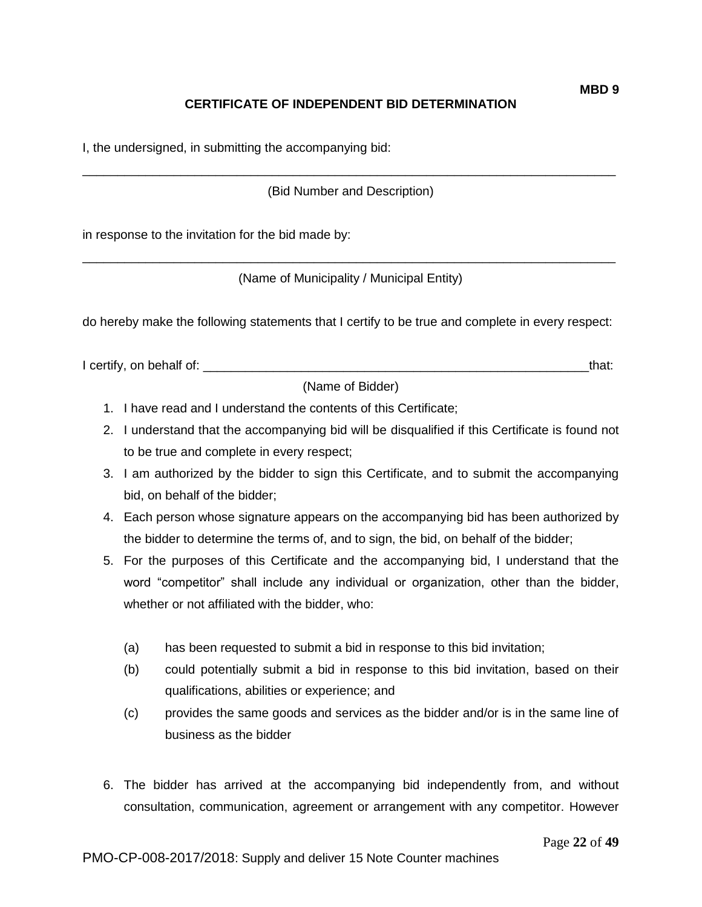**MBD 9**

## CERTIFICATE OF INDEPENDENT BID DETERMINATION

I, the undersigned, in submitting the accompanying bid:

______________________________________________________________________________

(Bid Number and Description)

in response to the invitation for the bid made by:

______________________________________________________________________________

(Name of Municipality / Municipal Entity)

do hereby make the following statements that I certify to be true and complete in every respect:

I certify, on behalf of: _______________________________________________________that:

(Name of Bidder)

1. I have read and I understand the contents of this Certificate;
2. I understand that the accompanying bid will be disqualified if this Certificate is found not to be true and complete in every respect;
3. I am authorized by the bidder to sign this Certificate, and to submit the accompanying bid, on behalf of the bidder;
4. Each person whose signature appears on the accompanying bid has been authorized by the bidder to determine the terms of, and to sign, the bid, on behalf of the bidder;
5. For the purposes of this Certificate and the accompanying bid, I understand that the word "competitor" shall include any individual or organization, other than the bidder, whether or not affiliated with the bidder, who:

   (a) has been requested to submit a bid in response to this bid invitation;

   (b) could potentially submit a bid in response to this bid invitation, based on their qualifications, abilities or experience; and

   (c) provides the same goods and services as the bidder and/or is in the same line of business as the bidder

6. The bidder has arrived at the accompanying bid independently from, and without consultation, communication, agreement or arrangement with any competitor. However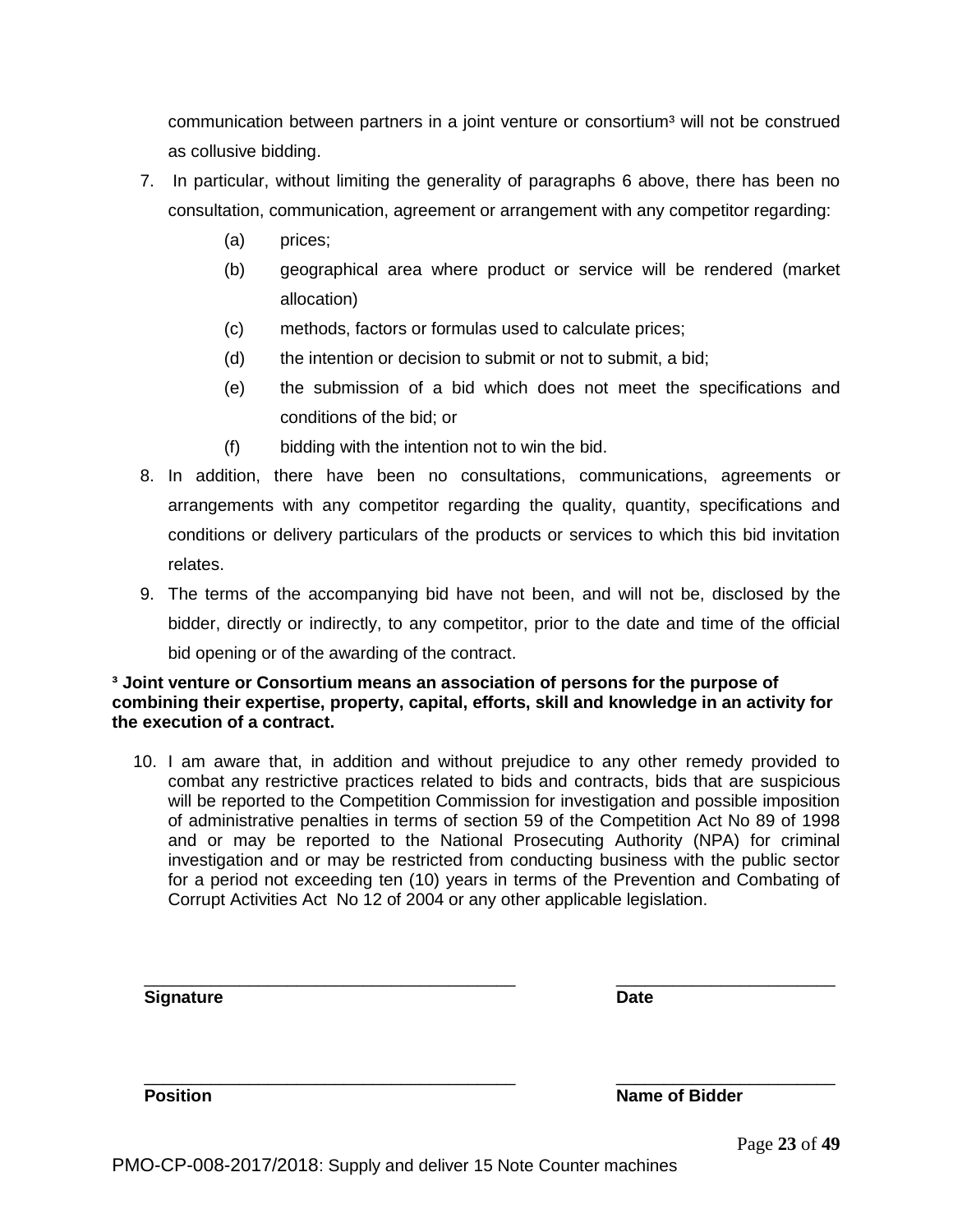communication between partners in a joint venture or consortium[3] will not be construed as collusive bidding.

7. In particular, without limiting the generality of paragraphs 6 above, there has been no consultation, communication, agreement or arrangement with any competitor regarding:
   - (a) prices;
   - (b) geographical area where product or service will be rendered (market allocation)
   - (c) methods, factors or formulas used to calculate prices;
   - (d) the intention or decision to submit or not to submit, a bid;
   - (e) the submission of a bid which does not meet the specifications and conditions of the bid; or
   - (f) bidding with the intention not to win the bid.
8. In addition, there have been no consultations, communications, agreements or arrangements with any competitor regarding the quality, quantity, specifications and conditions or delivery particulars of the products or services to which this bid invitation relates.
9. The terms of the accompanying bid have not been, and will not be, disclosed by the bidder, directly or indirectly, to any competitor, prior to the date and time of the official bid opening or of the awarding of the contract.

**[3] Joint venture or Consortium means an association of persons for the purpose of combining their expertise, property, capital, efforts, skill and knowledge in an activity for the execution of a contract.**

10. I am aware that, in addition and without prejudice to any other remedy provided to combat any restrictive practices related to bids and contracts, bids that are suspicious will be reported to the Competition Commission for investigation and possible imposition of administrative penalties in terms of section 59 of the Competition Act No 89 of 1998 and or may be reported to the National Prosecuting Authority (NPA) for criminal investigation and or may be restricted from conducting business with the public sector for a period not exceeding ten (10) years in terms of the Prevention and Combating of Corrupt Activities Act No 12 of 2004 or any other applicable legislation.

| | |
|---|---|
| ______________________________ | ______________________ |
| **Signature** | **Date** |
| ______________________________ | ______________________ |
| **Position** | **Name of Bidder** |

PMO-CP-008-2017/2018: Supply and deliver 15 Note Counter machines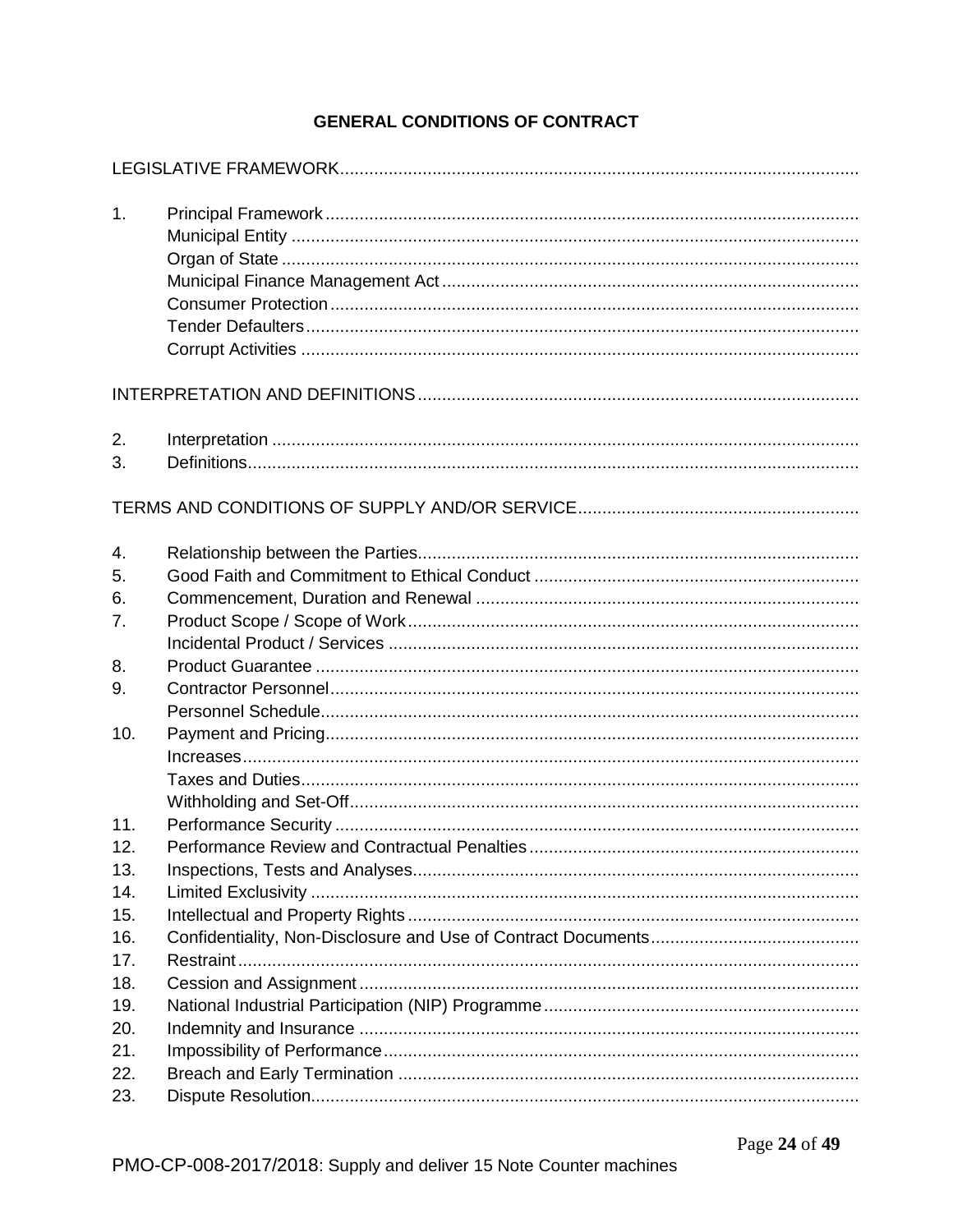## GENERAL CONDITIONS OF CONTRACT

LEGISLATIVE FRAMEWORK

1. Principal Framework
   - Municipal Entity
   - Organ of State
   - Municipal Finance Management Act
   - Consumer Protection
   - Tender Defaulters
   - Corrupt Activities

INTERPRETATION AND DEFINITIONS

2. Interpretation
3. Definitions

TERMS AND CONDITIONS OF SUPPLY AND/OR SERVICE

4. Relationship between the Parties
5. Good Faith and Commitment to Ethical Conduct
6. Commencement, Duration and Renewal
7. Product Scope / Scope of Work
   - Incidental Product / Services
8. Product Guarantee
9. Contractor Personnel
   - Personnel Schedule
10. Payment and Pricing
    - Increases
    - Taxes and Duties
    - Withholding and Set-Off
11. Performance Security
12. Performance Review and Contractual Penalties
13. Inspections, Tests and Analyses
14. Limited Exclusivity
15. Intellectual and Property Rights
16. Confidentiality, Non-Disclosure and Use of Contract Documents
17. Restraint
18. Cession and Assignment
19. National Industrial Participation (NIP) Programme
20. Indemnity and Insurance
21. Impossibility of Performance
22. Breach and Early Termination
23. Dispute Resolution

PMO-CP-008-2017/2018: Supply and deliver 15 Note Counter machines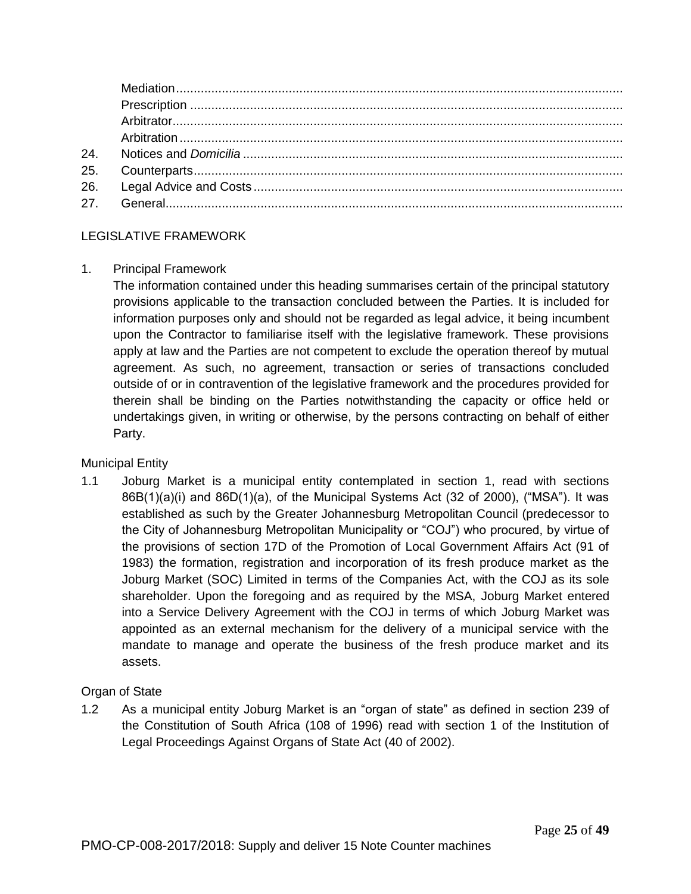Mediation
Prescription
Arbitrator
Arbitration

24. Notices and *Domicilia*
25. Counterparts
26. Legal Advice and Costs
27. General

## LEGISLATIVE FRAMEWORK

1. Principal Framework

   The information contained under this heading summarises certain of the principal statutory provisions applicable to the transaction concluded between the Parties. It is included for information purposes only and should not be regarded as legal advice, it being incumbent upon the Contractor to familiarise itself with the legislative framework. These provisions apply at law and the Parties are not competent to exclude the operation thereof by mutual agreement. As such, no agreement, transaction or series of transactions concluded outside of or in contravention of the legislative framework and the procedures provided for therein shall be binding on the Parties notwithstanding the capacity or office held or undertakings given, in writing or otherwise, by the persons contracting on behalf of either Party.

Municipal Entity

1.1 Joburg Market is a municipal entity contemplated in section 1, read with sections 86B(1)(a)(i) and 86D(1)(a), of the Municipal Systems Act (32 of 2000), ("MSA"). It was established as such by the Greater Johannesburg Metropolitan Council (predecessor to the City of Johannesburg Metropolitan Municipality or "COJ") who procured, by virtue of the provisions of section 17D of the Promotion of Local Government Affairs Act (91 of 1983) the formation, registration and incorporation of its fresh produce market as the Joburg Market (SOC) Limited in terms of the Companies Act, with the COJ as its sole shareholder. Upon the foregoing and as required by the MSA, Joburg Market entered into a Service Delivery Agreement with the COJ in terms of which Joburg Market was appointed as an external mechanism for the delivery of a municipal service with the mandate to manage and operate the business of the fresh produce market and its assets.

Organ of State

1.2 As a municipal entity Joburg Market is an "organ of state" as defined in section 239 of the Constitution of South Africa (108 of 1996) read with section 1 of the Institution of Legal Proceedings Against Organs of State Act (40 of 2002).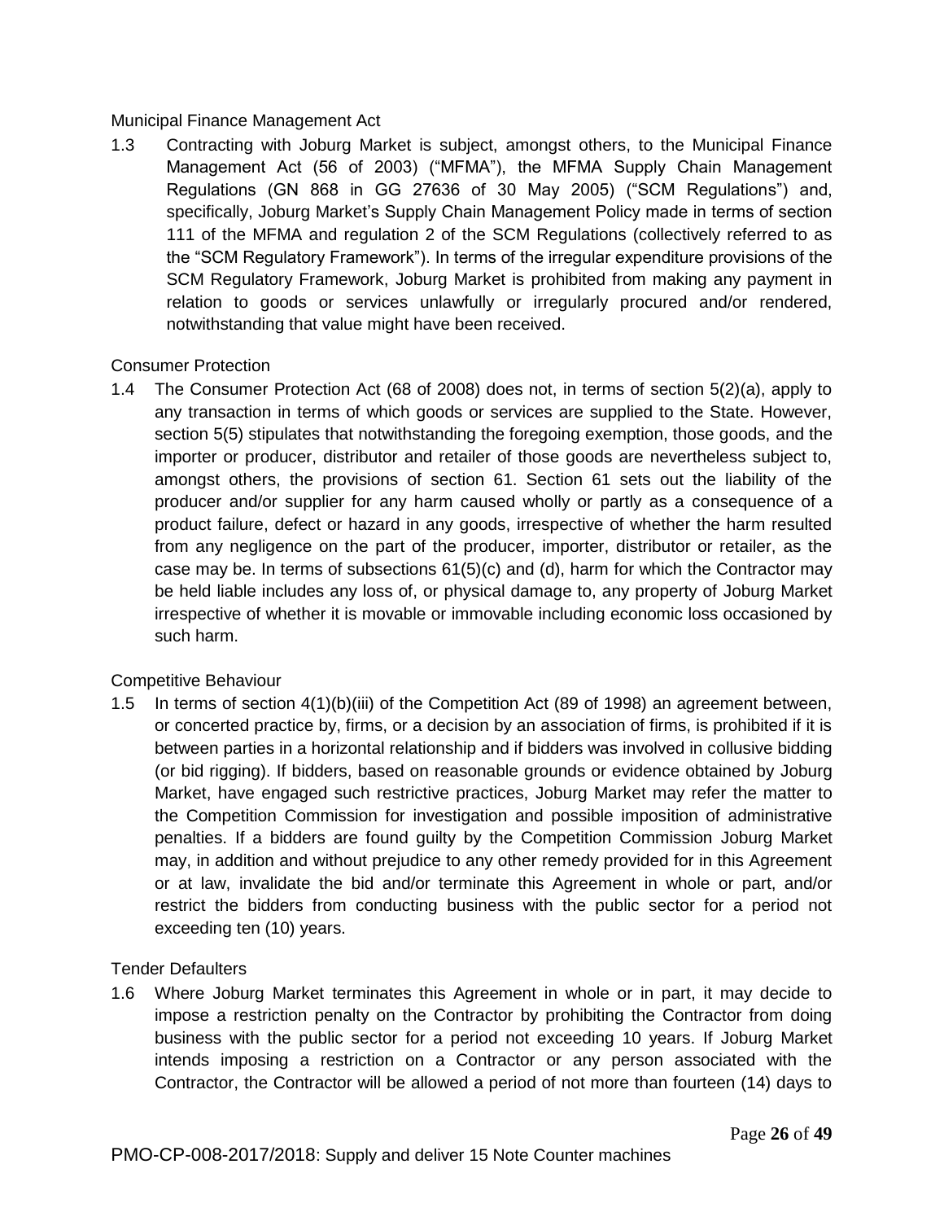Municipal Finance Management Act

1.3 Contracting with Joburg Market is subject, amongst others, to the Municipal Finance Management Act (56 of 2003) ("MFMA"), the MFMA Supply Chain Management Regulations (GN 868 in GG 27636 of 30 May 2005) ("SCM Regulations") and, specifically, Joburg Market's Supply Chain Management Policy made in terms of section 111 of the MFMA and regulation 2 of the SCM Regulations (collectively referred to as the "SCM Regulatory Framework"). In terms of the irregular expenditure provisions of the SCM Regulatory Framework, Joburg Market is prohibited from making any payment in relation to goods or services unlawfully or irregularly procured and/or rendered, notwithstanding that value might have been received.

Consumer Protection

1.4 The Consumer Protection Act (68 of 2008) does not, in terms of section 5(2)(a), apply to any transaction in terms of which goods or services are supplied to the State. However, section 5(5) stipulates that notwithstanding the foregoing exemption, those goods, and the importer or producer, distributor and retailer of those goods are nevertheless subject to, amongst others, the provisions of section 61. Section 61 sets out the liability of the producer and/or supplier for any harm caused wholly or partly as a consequence of a product failure, defect or hazard in any goods, irrespective of whether the harm resulted from any negligence on the part of the producer, importer, distributor or retailer, as the case may be. In terms of subsections 61(5)(c) and (d), harm for which the Contractor may be held liable includes any loss of, or physical damage to, any property of Joburg Market irrespective of whether it is movable or immovable including economic loss occasioned by such harm.

Competitive Behaviour

1.5 In terms of section 4(1)(b)(iii) of the Competition Act (89 of 1998) an agreement between, or concerted practice by, firms, or a decision by an association of firms, is prohibited if it is between parties in a horizontal relationship and if bidders was involved in collusive bidding (or bid rigging). If bidders, based on reasonable grounds or evidence obtained by Joburg Market, have engaged such restrictive practices, Joburg Market may refer the matter to the Competition Commission for investigation and possible imposition of administrative penalties. If a bidders are found guilty by the Competition Commission Joburg Market may, in addition and without prejudice to any other remedy provided for in this Agreement or at law, invalidate the bid and/or terminate this Agreement in whole or part, and/or restrict the bidders from conducting business with the public sector for a period not exceeding ten (10) years.

Tender Defaulters

1.6 Where Joburg Market terminates this Agreement in whole or in part, it may decide to impose a restriction penalty on the Contractor by prohibiting the Contractor from doing business with the public sector for a period not exceeding 10 years. If Joburg Market intends imposing a restriction on a Contractor or any person associated with the Contractor, the Contractor will be allowed a period of not more than fourteen (14) days to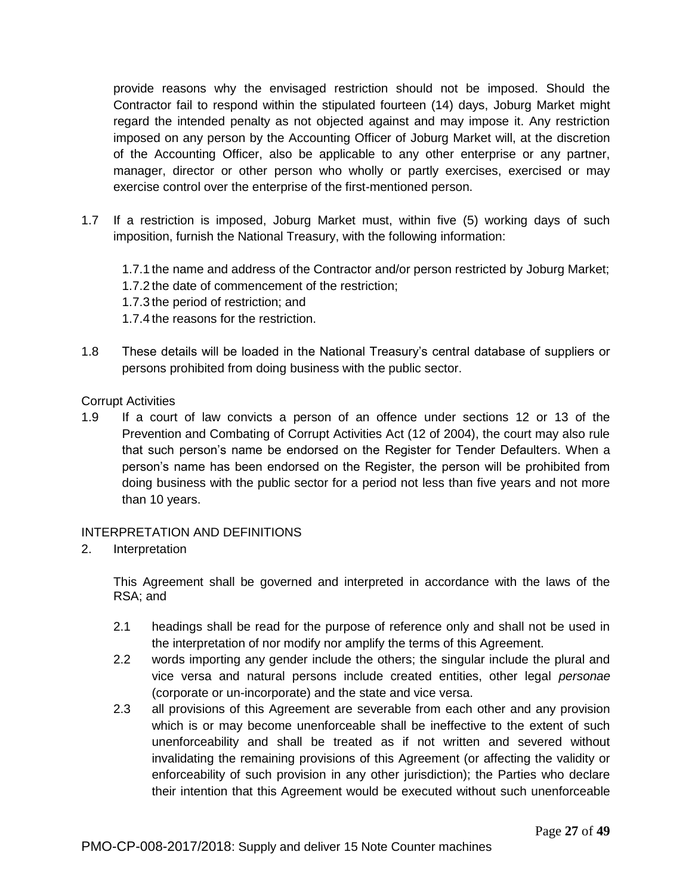provide reasons why the envisaged restriction should not be imposed. Should the Contractor fail to respond within the stipulated fourteen (14) days, Joburg Market might regard the intended penalty as not objected against and may impose it. Any restriction imposed on any person by the Accounting Officer of Joburg Market will, at the discretion of the Accounting Officer, also be applicable to any other enterprise or any partner, manager, director or other person who wholly or partly exercises, exercised or may exercise control over the enterprise of the first-mentioned person.

1.7 If a restriction is imposed, Joburg Market must, within five (5) working days of such imposition, furnish the National Treasury, with the following information:

   1.7.1 the name and address of the Contractor and/or person restricted by Joburg Market;
   1.7.2 the date of commencement of the restriction;
   1.7.3 the period of restriction; and
   1.7.4 the reasons for the restriction.

1.8 These details will be loaded in the National Treasury's central database of suppliers or persons prohibited from doing business with the public sector.

Corrupt Activities

1.9 If a court of law convicts a person of an offence under sections 12 or 13 of the Prevention and Combating of Corrupt Activities Act (12 of 2004), the court may also rule that such person's name be endorsed on the Register for Tender Defaulters. When a person's name has been endorsed on the Register, the person will be prohibited from doing business with the public sector for a period not less than five years and not more than 10 years.

INTERPRETATION AND DEFINITIONS

2. Interpretation

This Agreement shall be governed and interpreted in accordance with the laws of the RSA; and

2.1 headings shall be read for the purpose of reference only and shall not be used in the interpretation of nor modify nor amplify the terms of this Agreement.

2.2 words importing any gender include the others; the singular include the plural and vice versa and natural persons include created entities, other legal *personae* (corporate or un-incorporate) and the state and vice versa.

2.3 all provisions of this Agreement are severable from each other and any provision which is or may become unenforceable shall be ineffective to the extent of such unenforceability and shall be treated as if not written and severed without invalidating the remaining provisions of this Agreement (or affecting the validity or enforceability of such provision in any other jurisdiction); the Parties who declare their intention that this Agreement would be executed without such unenforceable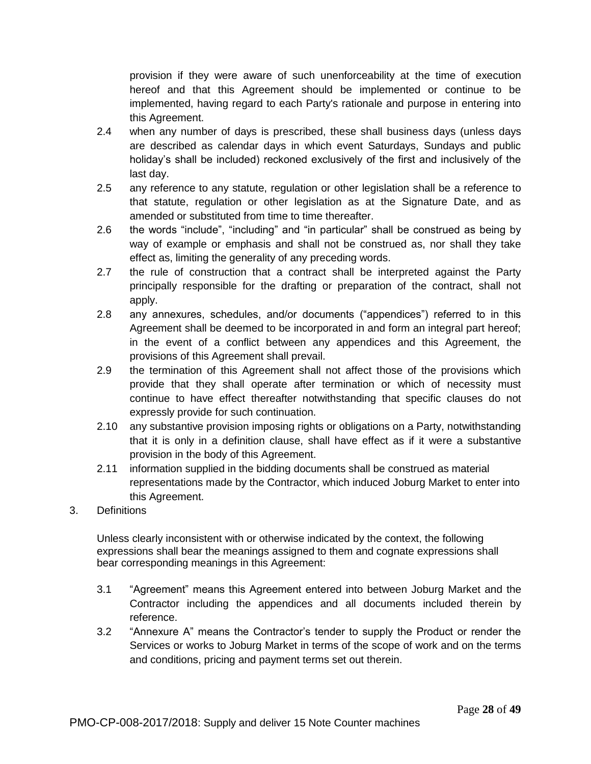provision if they were aware of such unenforceability at the time of execution hereof and that this Agreement should be implemented or continue to be implemented, having regard to each Party's rationale and purpose in entering into this Agreement.

2.4 when any number of days is prescribed, these shall business days (unless days are described as calendar days in which event Saturdays, Sundays and public holiday's shall be included) reckoned exclusively of the first and inclusively of the last day.

2.5 any reference to any statute, regulation or other legislation shall be a reference to that statute, regulation or other legislation as at the Signature Date, and as amended or substituted from time to time thereafter.

2.6 the words "include", "including" and "in particular" shall be construed as being by way of example or emphasis and shall not be construed as, nor shall they take effect as, limiting the generality of any preceding words.

2.7 the rule of construction that a contract shall be interpreted against the Party principally responsible for the drafting or preparation of the contract, shall not apply.

2.8 any annexures, schedules, and/or documents ("appendices") referred to in this Agreement shall be deemed to be incorporated in and form an integral part hereof; in the event of a conflict between any appendices and this Agreement, the provisions of this Agreement shall prevail.

2.9 the termination of this Agreement shall not affect those of the provisions which provide that they shall operate after termination or which of necessity must continue to have effect thereafter notwithstanding that specific clauses do not expressly provide for such continuation.

2.10 any substantive provision imposing rights or obligations on a Party, notwithstanding that it is only in a definition clause, shall have effect as if it were a substantive provision in the body of this Agreement.

2.11 information supplied in the bidding documents shall be construed as material representations made by the Contractor, which induced Joburg Market to enter into this Agreement.

3. Definitions

Unless clearly inconsistent with or otherwise indicated by the context, the following expressions shall bear the meanings assigned to them and cognate expressions shall bear corresponding meanings in this Agreement:

3.1 "Agreement" means this Agreement entered into between Joburg Market and the Contractor including the appendices and all documents included therein by reference.

3.2 "Annexure A" means the Contractor's tender to supply the Product or render the Services or works to Joburg Market in terms of the scope of work and on the terms and conditions, pricing and payment terms set out therein.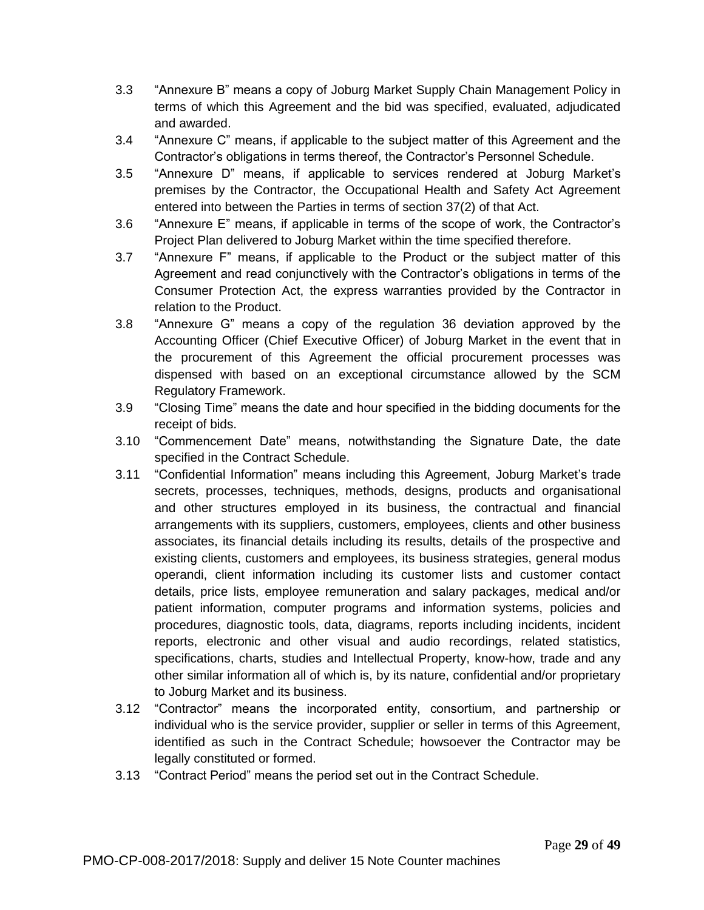3.3 “Annexure B” means a copy of Joburg Market Supply Chain Management Policy in terms of which this Agreement and the bid was specified, evaluated, adjudicated and awarded.

3.4 “Annexure C” means, if applicable to the subject matter of this Agreement and the Contractor’s obligations in terms thereof, the Contractor’s Personnel Schedule.

3.5 “Annexure D” means, if applicable to services rendered at Joburg Market’s premises by the Contractor, the Occupational Health and Safety Act Agreement entered into between the Parties in terms of section 37(2) of that Act.

3.6 “Annexure E” means, if applicable in terms of the scope of work, the Contractor’s Project Plan delivered to Joburg Market within the time specified therefore.

3.7 “Annexure F” means, if applicable to the Product or the subject matter of this Agreement and read conjunctively with the Contractor’s obligations in terms of the Consumer Protection Act, the express warranties provided by the Contractor in relation to the Product.

3.8 “Annexure G” means a copy of the regulation 36 deviation approved by the Accounting Officer (Chief Executive Officer) of Joburg Market in the event that in the procurement of this Agreement the official procurement processes was dispensed with based on an exceptional circumstance allowed by the SCM Regulatory Framework.

3.9 “Closing Time” means the date and hour specified in the bidding documents for the receipt of bids.

3.10 “Commencement Date” means, notwithstanding the Signature Date, the date specified in the Contract Schedule.

3.11 “Confidential Information” means including this Agreement, Joburg Market’s trade secrets, processes, techniques, methods, designs, products and organisational and other structures employed in its business, the contractual and financial arrangements with its suppliers, customers, employees, clients and other business associates, its financial details including its results, details of the prospective and existing clients, customers and employees, its business strategies, general modus operandi, client information including its customer lists and customer contact details, price lists, employee remuneration and salary packages, medical and/or patient information, computer programs and information systems, policies and procedures, diagnostic tools, data, diagrams, reports including incidents, incident reports, electronic and other visual and audio recordings, related statistics, specifications, charts, studies and Intellectual Property, know-how, trade and any other similar information all of which is, by its nature, confidential and/or proprietary to Joburg Market and its business.

3.12 “Contractor” means the incorporated entity, consortium, and partnership or individual who is the service provider, supplier or seller in terms of this Agreement, identified as such in the Contract Schedule; howsoever the Contractor may be legally constituted or formed.

3.13 “Contract Period” means the period set out in the Contract Schedule.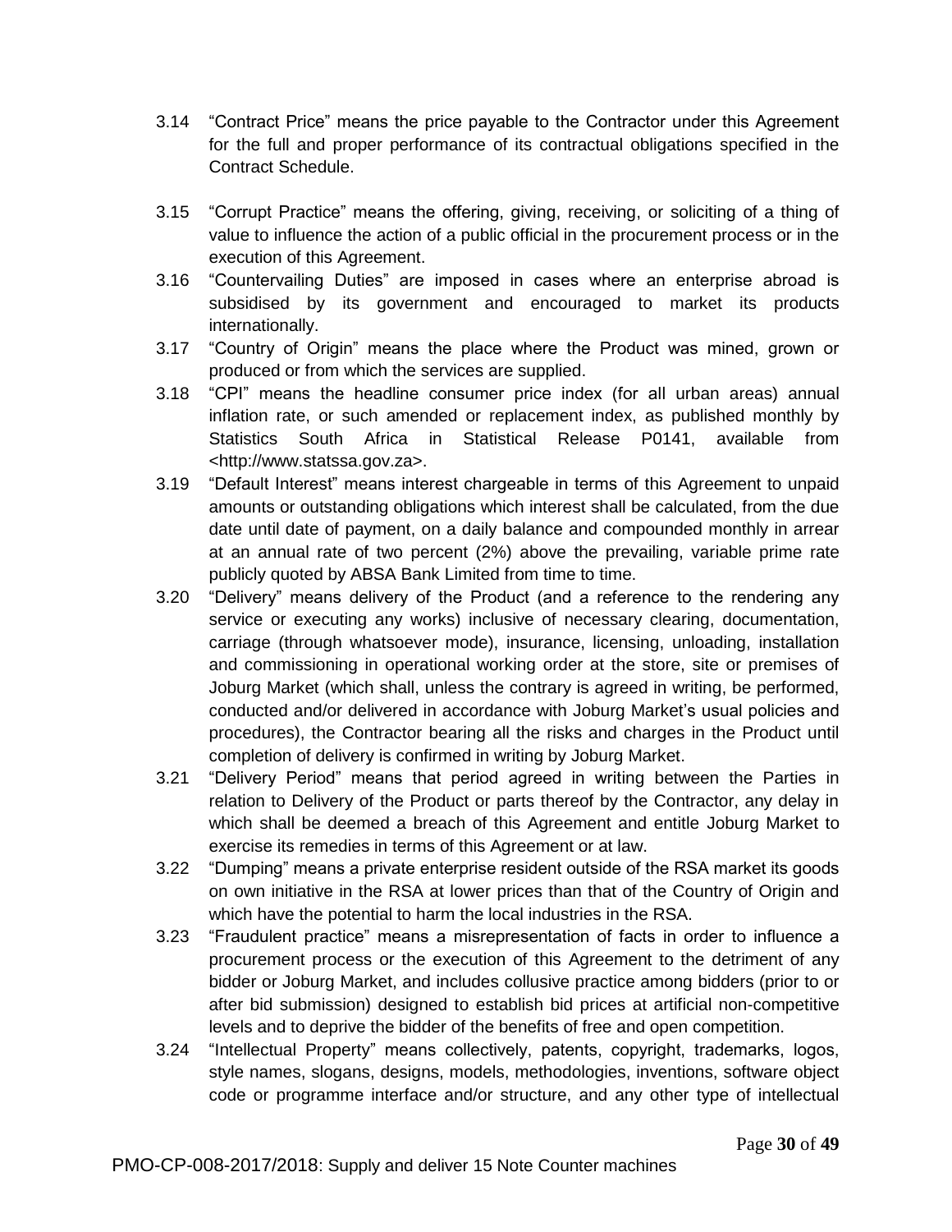3.14 "Contract Price" means the price payable to the Contractor under this Agreement for the full and proper performance of its contractual obligations specified in the Contract Schedule.

3.15 "Corrupt Practice" means the offering, giving, receiving, or soliciting of a thing of value to influence the action of a public official in the procurement process or in the execution of this Agreement.

3.16 "Countervailing Duties" are imposed in cases where an enterprise abroad is subsidised by its government and encouraged to market its products internationally.

3.17 "Country of Origin" means the place where the Product was mined, grown or produced or from which the services are supplied.

3.18 "CPI" means the headline consumer price index (for all urban areas) annual inflation rate, or such amended or replacement index, as published monthly by Statistics South Africa in Statistical Release P0141, available from <http://www.statssa.gov.za>.

3.19 "Default Interest" means interest chargeable in terms of this Agreement to unpaid amounts or outstanding obligations which interest shall be calculated, from the due date until date of payment, on a daily balance and compounded monthly in arrear at an annual rate of two percent (2%) above the prevailing, variable prime rate publicly quoted by ABSA Bank Limited from time to time.

3.20 "Delivery" means delivery of the Product (and a reference to the rendering any service or executing any works) inclusive of necessary clearing, documentation, carriage (through whatsoever mode), insurance, licensing, unloading, installation and commissioning in operational working order at the store, site or premises of Joburg Market (which shall, unless the contrary is agreed in writing, be performed, conducted and/or delivered in accordance with Joburg Market's usual policies and procedures), the Contractor bearing all the risks and charges in the Product until completion of delivery is confirmed in writing by Joburg Market.

3.21 "Delivery Period" means that period agreed in writing between the Parties in relation to Delivery of the Product or parts thereof by the Contractor, any delay in which shall be deemed a breach of this Agreement and entitle Joburg Market to exercise its remedies in terms of this Agreement or at law.

3.22 "Dumping" means a private enterprise resident outside of the RSA market its goods on own initiative in the RSA at lower prices than that of the Country of Origin and which have the potential to harm the local industries in the RSA.

3.23 "Fraudulent practice" means a misrepresentation of facts in order to influence a procurement process or the execution of this Agreement to the detriment of any bidder or Joburg Market, and includes collusive practice among bidders (prior to or after bid submission) designed to establish bid prices at artificial non-competitive levels and to deprive the bidder of the benefits of free and open competition.

3.24 "Intellectual Property" means collectively, patents, copyright, trademarks, logos, style names, slogans, designs, models, methodologies, inventions, software object code or programme interface and/or structure, and any other type of intellectual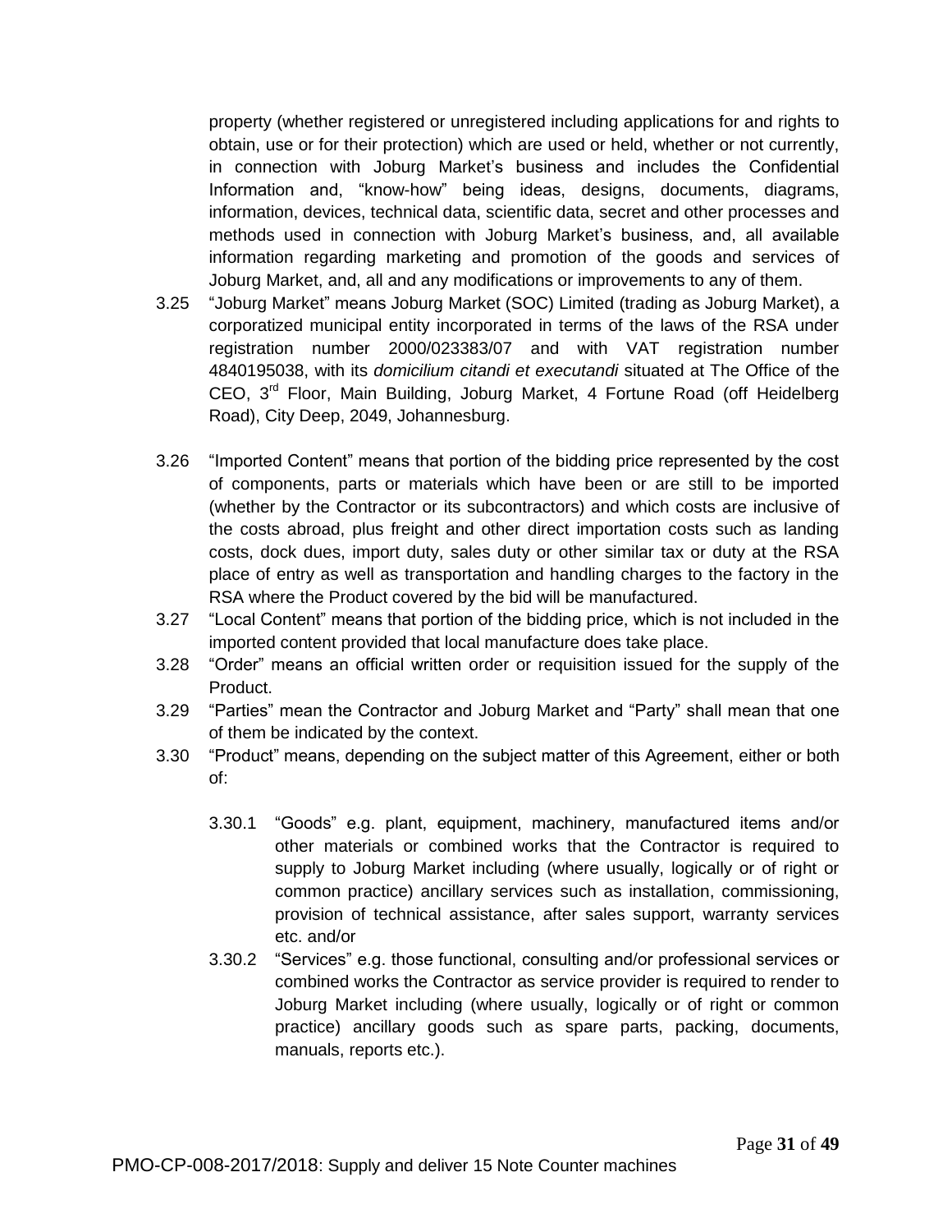property (whether registered or unregistered including applications for and rights to obtain, use or for their protection) which are used or held, whether or not currently, in connection with Joburg Market's business and includes the Confidential Information and, "know-how" being ideas, designs, documents, diagrams, information, devices, technical data, scientific data, secret and other processes and methods used in connection with Joburg Market's business, and, all available information regarding marketing and promotion of the goods and services of Joburg Market, and, all and any modifications or improvements to any of them.

3.25 "Joburg Market" means Joburg Market (SOC) Limited (trading as Joburg Market), a corporatized municipal entity incorporated in terms of the laws of the RSA under registration number 2000/023383/07 and with VAT registration number 4840195038, with its *domicilium citandi et executandi* situated at The Office of the CEO, 3rd Floor, Main Building, Joburg Market, 4 Fortune Road (off Heidelberg Road), City Deep, 2049, Johannesburg.

3.26 "Imported Content" means that portion of the bidding price represented by the cost of components, parts or materials which have been or are still to be imported (whether by the Contractor or its subcontractors) and which costs are inclusive of the costs abroad, plus freight and other direct importation costs such as landing costs, dock dues, import duty, sales duty or other similar tax or duty at the RSA place of entry as well as transportation and handling charges to the factory in the RSA where the Product covered by the bid will be manufactured.

3.27 "Local Content" means that portion of the bidding price, which is not included in the imported content provided that local manufacture does take place.

3.28 "Order" means an official written order or requisition issued for the supply of the Product.

3.29 "Parties" mean the Contractor and Joburg Market and "Party" shall mean that one of them be indicated by the context.

3.30 "Product" means, depending on the subject matter of this Agreement, either or both of:

3.30.1 "Goods" e.g. plant, equipment, machinery, manufactured items and/or other materials or combined works that the Contractor is required to supply to Joburg Market including (where usually, logically or of right or common practice) ancillary services such as installation, commissioning, provision of technical assistance, after sales support, warranty services etc. and/or

3.30.2 "Services" e.g. those functional, consulting and/or professional services or combined works the Contractor as service provider is required to render to Joburg Market including (where usually, logically or of right or common practice) ancillary goods such as spare parts, packing, documents, manuals, reports etc.).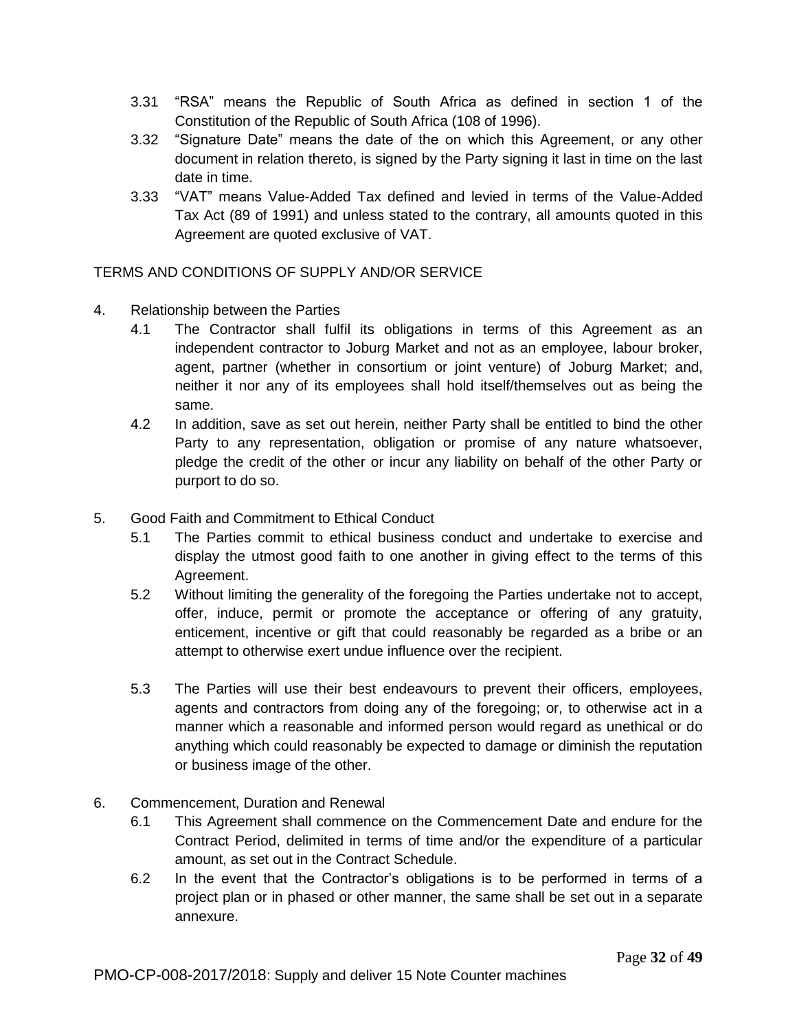3.31 "RSA" means the Republic of South Africa as defined in section 1 of the Constitution of the Republic of South Africa (108 of 1996).

3.32 "Signature Date" means the date of the on which this Agreement, or any other document in relation thereto, is signed by the Party signing it last in time on the last date in time.

3.33 "VAT" means Value-Added Tax defined and levied in terms of the Value-Added Tax Act (89 of 1991) and unless stated to the contrary, all amounts quoted in this Agreement are quoted exclusive of VAT.

TERMS AND CONDITIONS OF SUPPLY AND/OR SERVICE

4. Relationship between the Parties

4.1 The Contractor shall fulfil its obligations in terms of this Agreement as an independent contractor to Joburg Market and not as an employee, labour broker, agent, partner (whether in consortium or joint venture) of Joburg Market; and, neither it nor any of its employees shall hold itself/themselves out as being the same.

4.2 In addition, save as set out herein, neither Party shall be entitled to bind the other Party to any representation, obligation or promise of any nature whatsoever, pledge the credit of the other or incur any liability on behalf of the other Party or purport to do so.

5. Good Faith and Commitment to Ethical Conduct

5.1 The Parties commit to ethical business conduct and undertake to exercise and display the utmost good faith to one another in giving effect to the terms of this Agreement.

5.2 Without limiting the generality of the foregoing the Parties undertake not to accept, offer, induce, permit or promote the acceptance or offering of any gratuity, enticement, incentive or gift that could reasonably be regarded as a bribe or an attempt to otherwise exert undue influence over the recipient.

5.3 The Parties will use their best endeavours to prevent their officers, employees, agents and contractors from doing any of the foregoing; or, to otherwise act in a manner which a reasonable and informed person would regard as unethical or do anything which could reasonably be expected to damage or diminish the reputation or business image of the other.

6. Commencement, Duration and Renewal

6.1 This Agreement shall commence on the Commencement Date and endure for the Contract Period, delimited in terms of time and/or the expenditure of a particular amount, as set out in the Contract Schedule.

6.2 In the event that the Contractor's obligations is to be performed in terms of a project plan or in phased or other manner, the same shall be set out in a separate annexure.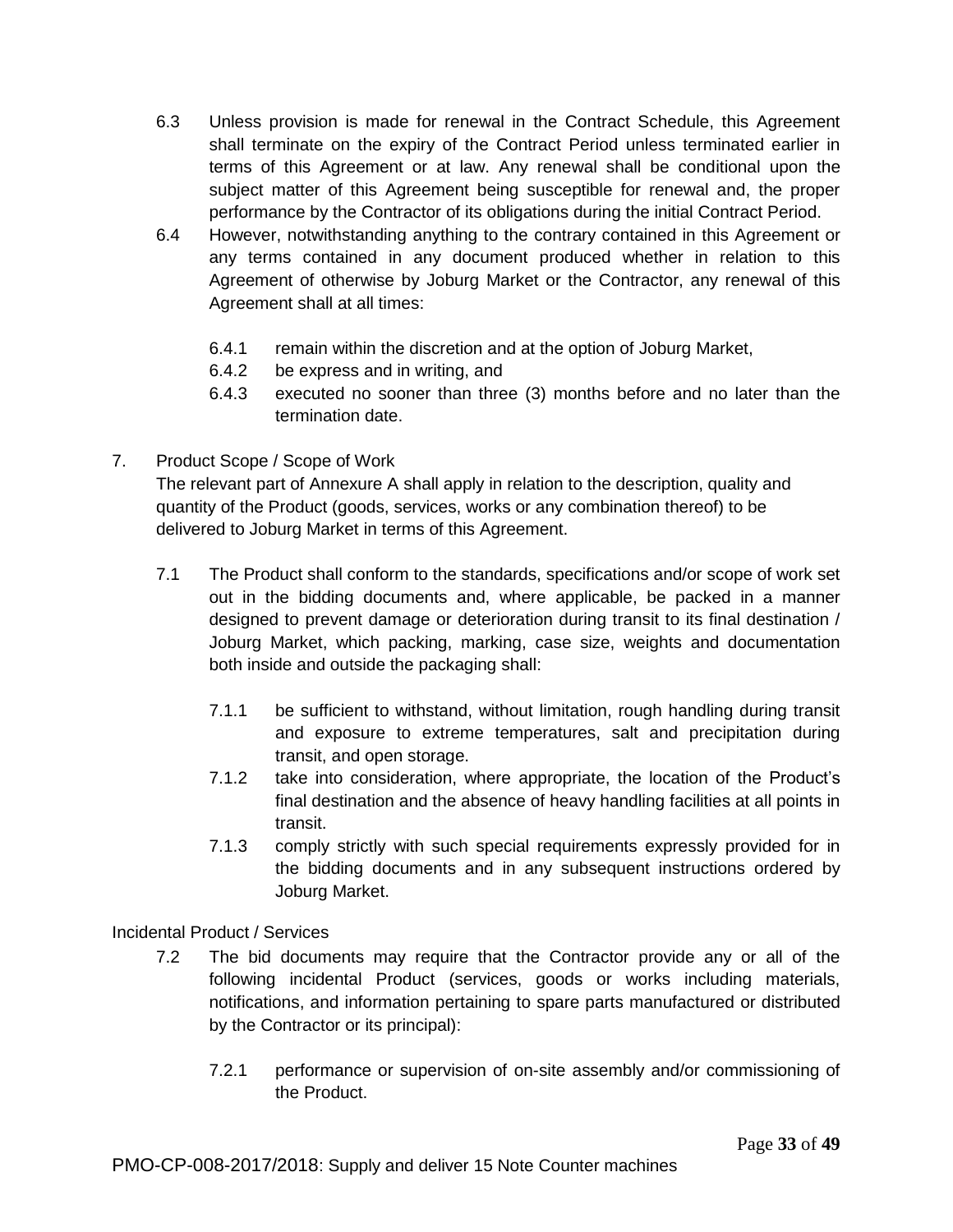6.3 Unless provision is made for renewal in the Contract Schedule, this Agreement shall terminate on the expiry of the Contract Period unless terminated earlier in terms of this Agreement or at law. Any renewal shall be conditional upon the subject matter of this Agreement being susceptible for renewal and, the proper performance by the Contractor of its obligations during the initial Contract Period.

6.4 However, notwithstanding anything to the contrary contained in this Agreement or any terms contained in any document produced whether in relation to this Agreement of otherwise by Joburg Market or the Contractor, any renewal of this Agreement shall at all times:

- 6.4.1 remain within the discretion and at the option of Joburg Market,
- 6.4.2 be express and in writing, and
- 6.4.3 executed no sooner than three (3) months before and no later than the termination date.

7. Product Scope / Scope of Work

The relevant part of Annexure A shall apply in relation to the description, quality and quantity of the Product (goods, services, works or any combination thereof) to be delivered to Joburg Market in terms of this Agreement.

7.1 The Product shall conform to the standards, specifications and/or scope of work set out in the bidding documents and, where applicable, be packed in a manner designed to prevent damage or deterioration during transit to its final destination / Joburg Market, which packing, marking, case size, weights and documentation both inside and outside the packaging shall:

- 7.1.1 be sufficient to withstand, without limitation, rough handling during transit and exposure to extreme temperatures, salt and precipitation during transit, and open storage.
- 7.1.2 take into consideration, where appropriate, the location of the Product's final destination and the absence of heavy handling facilities at all points in transit.
- 7.1.3 comply strictly with such special requirements expressly provided for in the bidding documents and in any subsequent instructions ordered by Joburg Market.

Incidental Product / Services

7.2 The bid documents may require that the Contractor provide any or all of the following incidental Product (services, goods or works including materials, notifications, and information pertaining to spare parts manufactured or distributed by the Contractor or its principal):

- 7.2.1 performance or supervision of on-site assembly and/or commissioning of the Product.

PMO-CP-008-2017/2018: Supply and deliver 15 Note Counter machines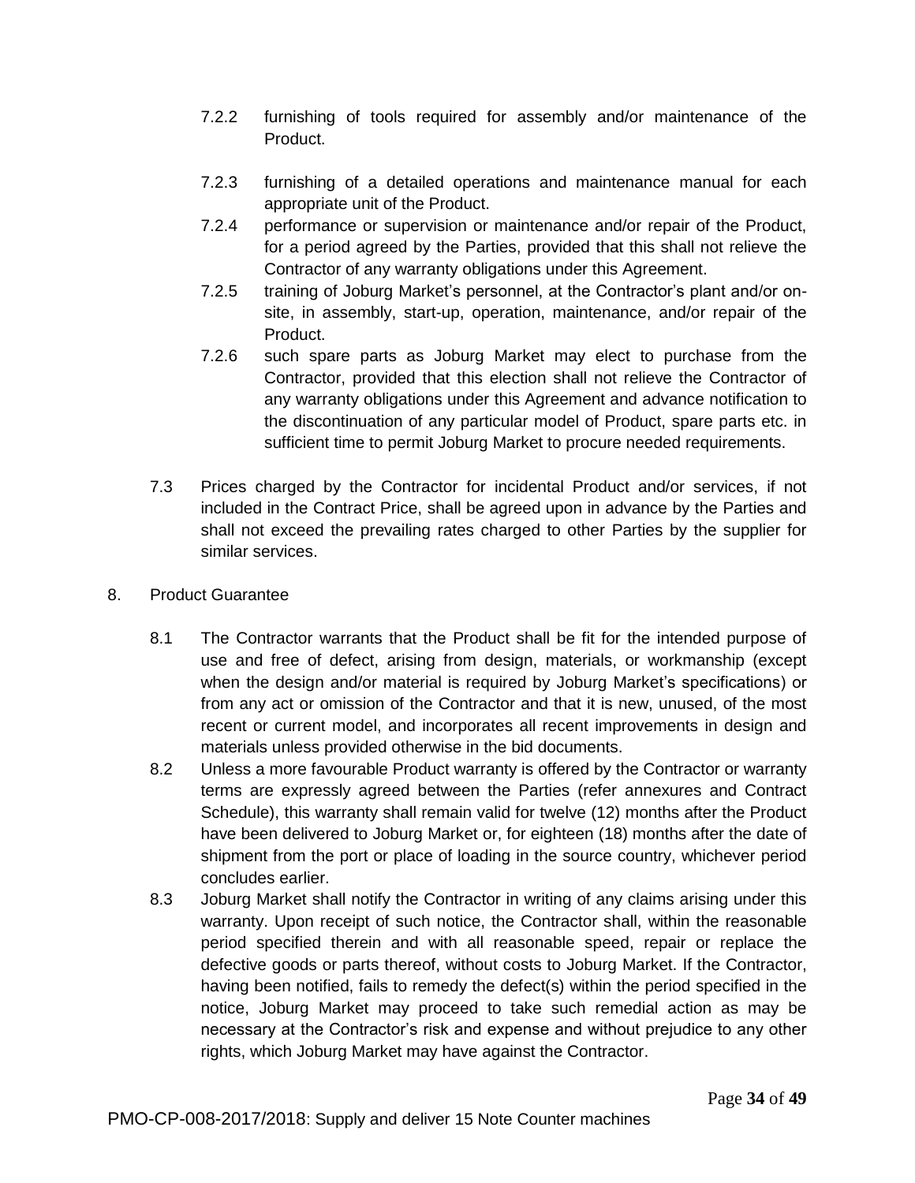7.2.2 furnishing of tools required for assembly and/or maintenance of the Product.

7.2.3 furnishing of a detailed operations and maintenance manual for each appropriate unit of the Product.

7.2.4 performance or supervision or maintenance and/or repair of the Product, for a period agreed by the Parties, provided that this shall not relieve the Contractor of any warranty obligations under this Agreement.

7.2.5 training of Joburg Market's personnel, at the Contractor's plant and/or on-site, in assembly, start-up, operation, maintenance, and/or repair of the Product.

7.2.6 such spare parts as Joburg Market may elect to purchase from the Contractor, provided that this election shall not relieve the Contractor of any warranty obligations under this Agreement and advance notification to the discontinuation of any particular model of Product, spare parts etc. in sufficient time to permit Joburg Market to procure needed requirements.

7.3 Prices charged by the Contractor for incidental Product and/or services, if not included in the Contract Price, shall be agreed upon in advance by the Parties and shall not exceed the prevailing rates charged to other Parties by the supplier for similar services.

8. Product Guarantee

8.1 The Contractor warrants that the Product shall be fit for the intended purpose of use and free of defect, arising from design, materials, or workmanship (except when the design and/or material is required by Joburg Market's specifications) or from any act or omission of the Contractor and that it is new, unused, of the most recent or current model, and incorporates all recent improvements in design and materials unless provided otherwise in the bid documents.

8.2 Unless a more favourable Product warranty is offered by the Contractor or warranty terms are expressly agreed between the Parties (refer annexures and Contract Schedule), this warranty shall remain valid for twelve (12) months after the Product have been delivered to Joburg Market or, for eighteen (18) months after the date of shipment from the port or place of loading in the source country, whichever period concludes earlier.

8.3 Joburg Market shall notify the Contractor in writing of any claims arising under this warranty. Upon receipt of such notice, the Contractor shall, within the reasonable period specified therein and with all reasonable speed, repair or replace the defective goods or parts thereof, without costs to Joburg Market. If the Contractor, having been notified, fails to remedy the defect(s) within the period specified in the notice, Joburg Market may proceed to take such remedial action as may be necessary at the Contractor's risk and expense and without prejudice to any other rights, which Joburg Market may have against the Contractor.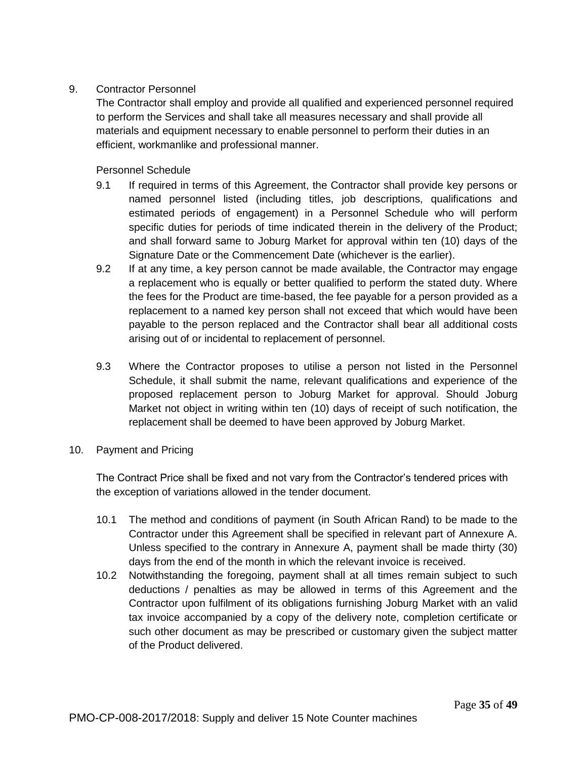9. Contractor Personnel

The Contractor shall employ and provide all qualified and experienced personnel required to perform the Services and shall take all measures necessary and shall provide all materials and equipment necessary to enable personnel to perform their duties in an efficient, workmanlike and professional manner.

Personnel Schedule

9.1 If required in terms of this Agreement, the Contractor shall provide key persons or named personnel listed (including titles, job descriptions, qualifications and estimated periods of engagement) in a Personnel Schedule who will perform specific duties for periods of time indicated therein in the delivery of the Product; and shall forward same to Joburg Market for approval within ten (10) days of the Signature Date or the Commencement Date (whichever is the earlier).

9.2 If at any time, a key person cannot be made available, the Contractor may engage a replacement who is equally or better qualified to perform the stated duty. Where the fees for the Product are time-based, the fee payable for a person provided as a replacement to a named key person shall not exceed that which would have been payable to the person replaced and the Contractor shall bear all additional costs arising out of or incidental to replacement of personnel.

9.3 Where the Contractor proposes to utilise a person not listed in the Personnel Schedule, it shall submit the name, relevant qualifications and experience of the proposed replacement person to Joburg Market for approval. Should Joburg Market not object in writing within ten (10) days of receipt of such notification, the replacement shall be deemed to have been approved by Joburg Market.

10. Payment and Pricing

The Contract Price shall be fixed and not vary from the Contractor's tendered prices with the exception of variations allowed in the tender document.

10.1 The method and conditions of payment (in South African Rand) to be made to the Contractor under this Agreement shall be specified in relevant part of Annexure A. Unless specified to the contrary in Annexure A, payment shall be made thirty (30) days from the end of the month in which the relevant invoice is received.

10.2 Notwithstanding the foregoing, payment shall at all times remain subject to such deductions / penalties as may be allowed in terms of this Agreement and the Contractor upon fulfilment of its obligations furnishing Joburg Market with an valid tax invoice accompanied by a copy of the delivery note, completion certificate or such other document as may be prescribed or customary given the subject matter of the Product delivered.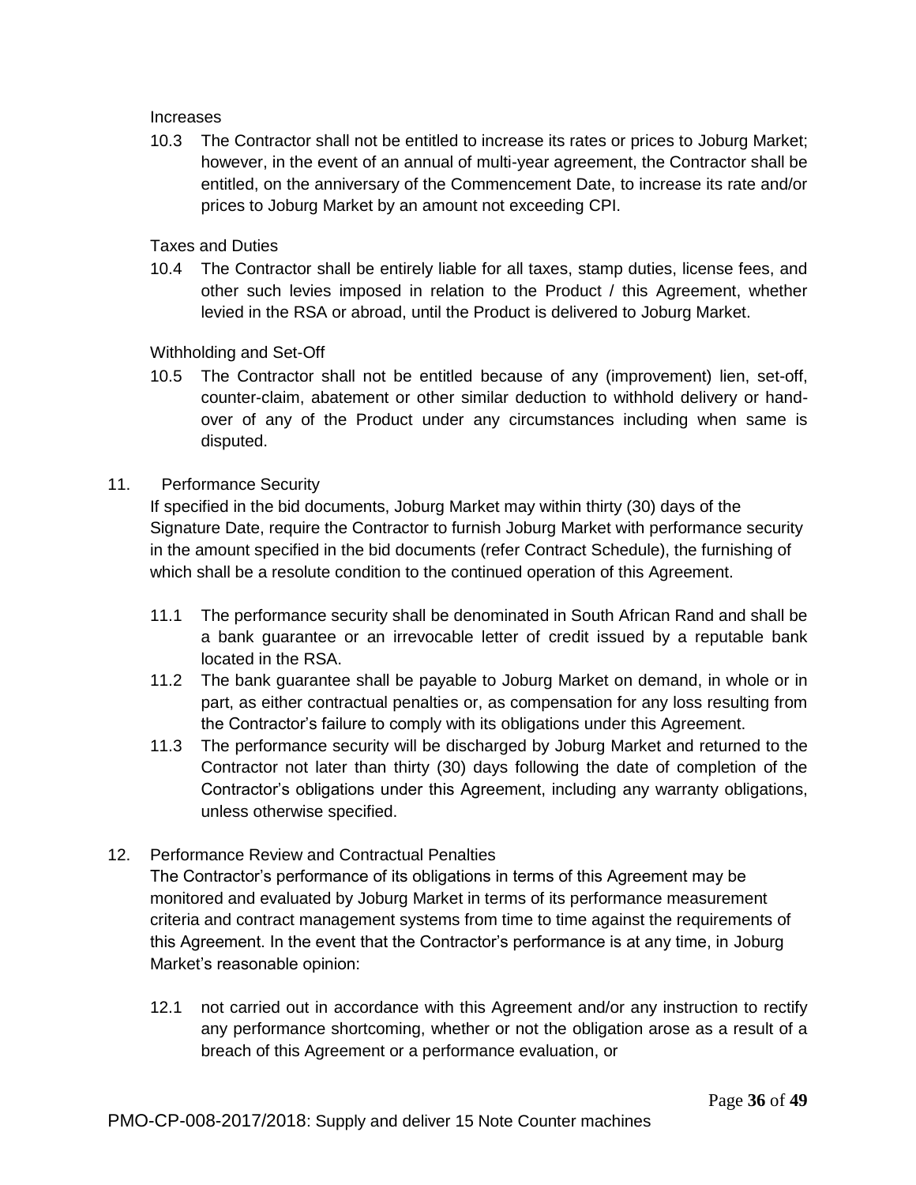Increases

10.3 The Contractor shall not be entitled to increase its rates or prices to Joburg Market; however, in the event of an annual of multi-year agreement, the Contractor shall be entitled, on the anniversary of the Commencement Date, to increase its rate and/or prices to Joburg Market by an amount not exceeding CPI.

Taxes and Duties

10.4 The Contractor shall be entirely liable for all taxes, stamp duties, license fees, and other such levies imposed in relation to the Product / this Agreement, whether levied in the RSA or abroad, until the Product is delivered to Joburg Market.

Withholding and Set-Off

10.5 The Contractor shall not be entitled because of any (improvement) lien, set-off, counter-claim, abatement or other similar deduction to withhold delivery or hand-over of any of the Product under any circumstances including when same is disputed.

11. Performance Security

If specified in the bid documents, Joburg Market may within thirty (30) days of the Signature Date, require the Contractor to furnish Joburg Market with performance security in the amount specified in the bid documents (refer Contract Schedule), the furnishing of which shall be a resolute condition to the continued operation of this Agreement.

11.1 The performance security shall be denominated in South African Rand and shall be a bank guarantee or an irrevocable letter of credit issued by a reputable bank located in the RSA.

11.2 The bank guarantee shall be payable to Joburg Market on demand, in whole or in part, as either contractual penalties or, as compensation for any loss resulting from the Contractor's failure to comply with its obligations under this Agreement.

11.3 The performance security will be discharged by Joburg Market and returned to the Contractor not later than thirty (30) days following the date of completion of the Contractor's obligations under this Agreement, including any warranty obligations, unless otherwise specified.

12. Performance Review and Contractual Penalties

The Contractor's performance of its obligations in terms of this Agreement may be monitored and evaluated by Joburg Market in terms of its performance measurement criteria and contract management systems from time to time against the requirements of this Agreement. In the event that the Contractor's performance is at any time, in Joburg Market's reasonable opinion:

12.1 not carried out in accordance with this Agreement and/or any instruction to rectify any performance shortcoming, whether or not the obligation arose as a result of a breach of this Agreement or a performance evaluation, or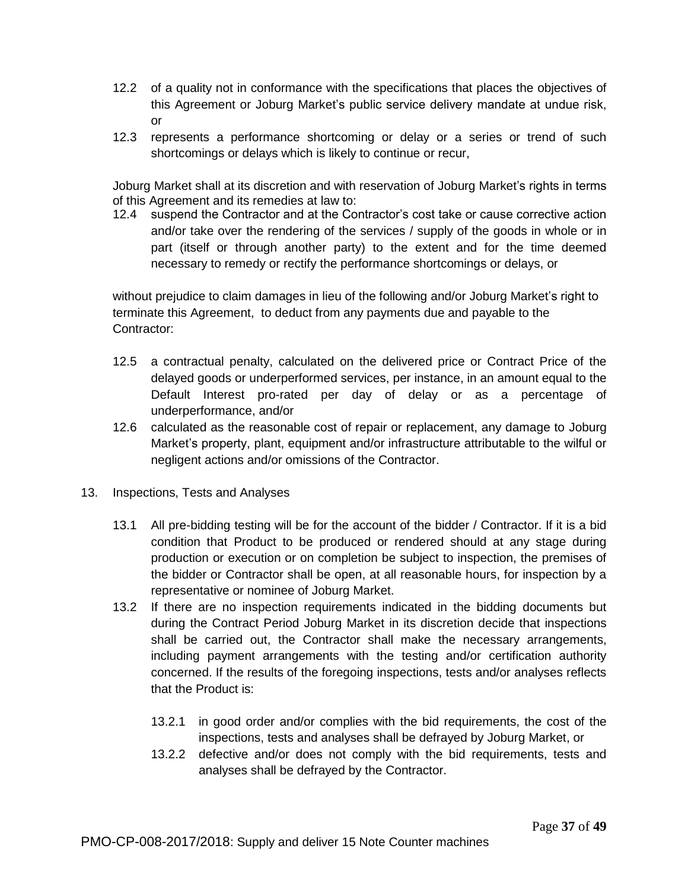12.2 of a quality not in conformance with the specifications that places the objectives of this Agreement or Joburg Market's public service delivery mandate at undue risk, or

12.3 represents a performance shortcoming or delay or a series or trend of such shortcomings or delays which is likely to continue or recur,

Joburg Market shall at its discretion and with reservation of Joburg Market's rights in terms of this Agreement and its remedies at law to:

12.4 suspend the Contractor and at the Contractor's cost take or cause corrective action and/or take over the rendering of the services / supply of the goods in whole or in part (itself or through another party) to the extent and for the time deemed necessary to remedy or rectify the performance shortcomings or delays, or

without prejudice to claim damages in lieu of the following and/or Joburg Market's right to terminate this Agreement, to deduct from any payments due and payable to the Contractor:

12.5 a contractual penalty, calculated on the delivered price or Contract Price of the delayed goods or underperformed services, per instance, in an amount equal to the Default Interest pro-rated per day of delay or as a percentage of underperformance, and/or

12.6 calculated as the reasonable cost of repair or replacement, any damage to Joburg Market's property, plant, equipment and/or infrastructure attributable to the wilful or negligent actions and/or omissions of the Contractor.

13. Inspections, Tests and Analyses

13.1 All pre-bidding testing will be for the account of the bidder / Contractor. If it is a bid condition that Product to be produced or rendered should at any stage during production or execution or on completion be subject to inspection, the premises of the bidder or Contractor shall be open, at all reasonable hours, for inspection by a representative or nominee of Joburg Market.

13.2 If there are no inspection requirements indicated in the bidding documents but during the Contract Period Joburg Market in its discretion decide that inspections shall be carried out, the Contractor shall make the necessary arrangements, including payment arrangements with the testing and/or certification authority concerned. If the results of the foregoing inspections, tests and/or analyses reflects that the Product is:

13.2.1 in good order and/or complies with the bid requirements, the cost of the inspections, tests and analyses shall be defrayed by Joburg Market, or

13.2.2 defective and/or does not comply with the bid requirements, tests and analyses shall be defrayed by the Contractor.

PMO-CP-008-2017/2018: Supply and deliver 15 Note Counter machines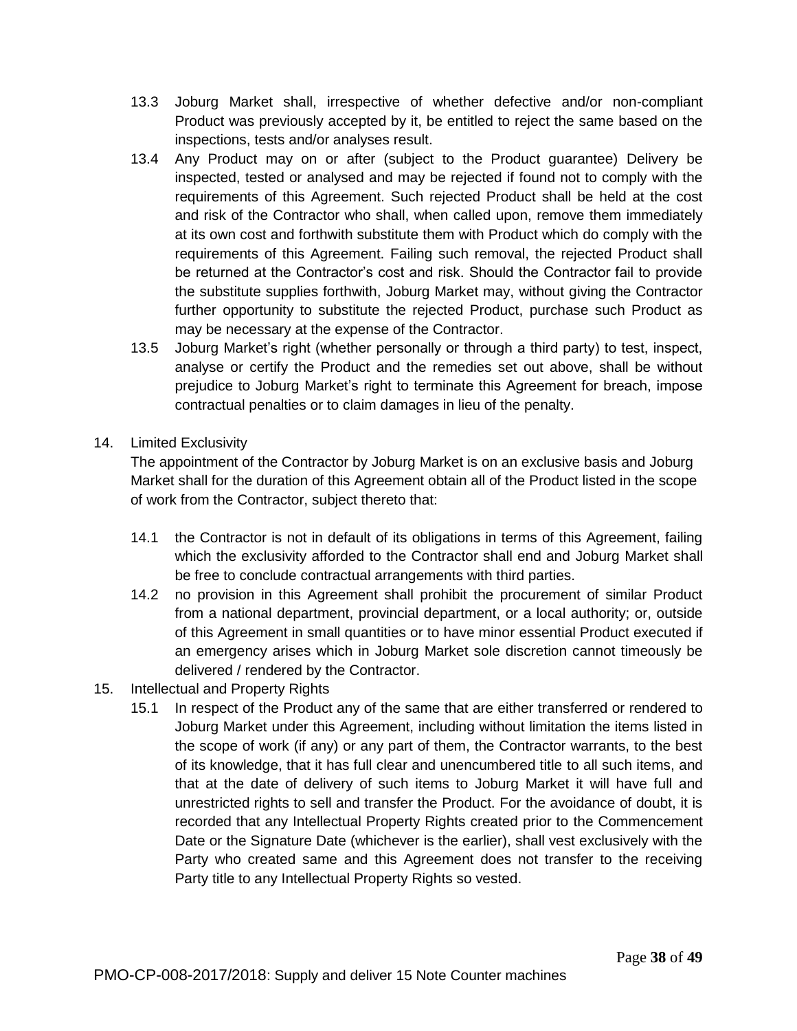13.3 Joburg Market shall, irrespective of whether defective and/or non-compliant Product was previously accepted by it, be entitled to reject the same based on the inspections, tests and/or analyses result.

13.4 Any Product may on or after (subject to the Product guarantee) Delivery be inspected, tested or analysed and may be rejected if found not to comply with the requirements of this Agreement. Such rejected Product shall be held at the cost and risk of the Contractor who shall, when called upon, remove them immediately at its own cost and forthwith substitute them with Product which do comply with the requirements of this Agreement. Failing such removal, the rejected Product shall be returned at the Contractor's cost and risk. Should the Contractor fail to provide the substitute supplies forthwith, Joburg Market may, without giving the Contractor further opportunity to substitute the rejected Product, purchase such Product as may be necessary at the expense of the Contractor.

13.5 Joburg Market's right (whether personally or through a third party) to test, inspect, analyse or certify the Product and the remedies set out above, shall be without prejudice to Joburg Market's right to terminate this Agreement for breach, impose contractual penalties or to claim damages in lieu of the penalty.

14. Limited Exclusivity

The appointment of the Contractor by Joburg Market is on an exclusive basis and Joburg Market shall for the duration of this Agreement obtain all of the Product listed in the scope of work from the Contractor, subject thereto that:

14.1 the Contractor is not in default of its obligations in terms of this Agreement, failing which the exclusivity afforded to the Contractor shall end and Joburg Market shall be free to conclude contractual arrangements with third parties.

14.2 no provision in this Agreement shall prohibit the procurement of similar Product from a national department, provincial department, or a local authority; or, outside of this Agreement in small quantities or to have minor essential Product executed if an emergency arises which in Joburg Market sole discretion cannot timeously be delivered / rendered by the Contractor.

15. Intellectual and Property Rights

15.1 In respect of the Product any of the same that are either transferred or rendered to Joburg Market under this Agreement, including without limitation the items listed in the scope of work (if any) or any part of them, the Contractor warrants, to the best of its knowledge, that it has full clear and unencumbered title to all such items, and that at the date of delivery of such items to Joburg Market it will have full and unrestricted rights to sell and transfer the Product. For the avoidance of doubt, it is recorded that any Intellectual Property Rights created prior to the Commencement Date or the Signature Date (whichever is the earlier), shall vest exclusively with the Party who created same and this Agreement does not transfer to the receiving Party title to any Intellectual Property Rights so vested.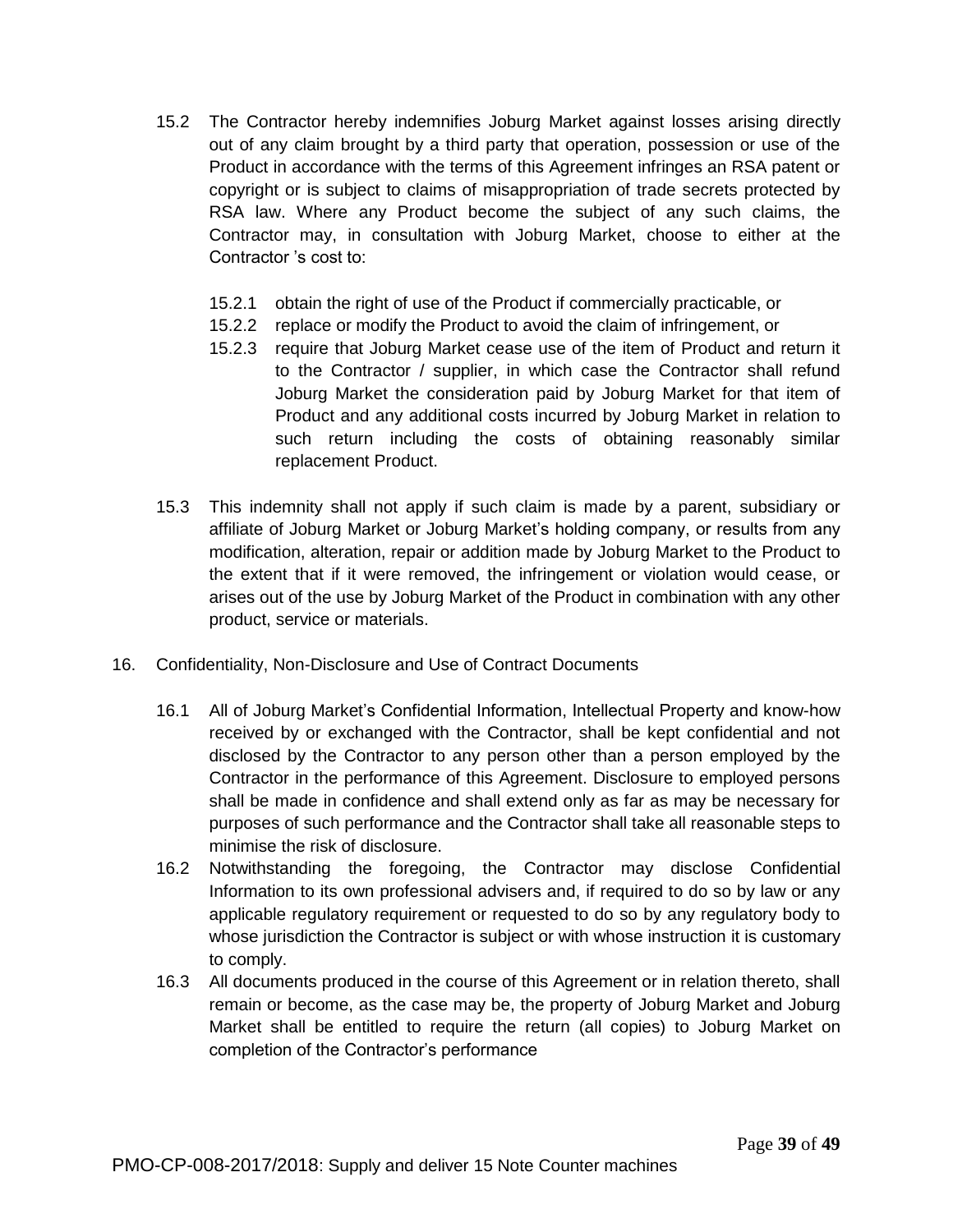15.2 The Contractor hereby indemnifies Joburg Market against losses arising directly out of any claim brought by a third party that operation, possession or use of the Product in accordance with the terms of this Agreement infringes an RSA patent or copyright or is subject to claims of misappropriation of trade secrets protected by RSA law. Where any Product become the subject of any such claims, the Contractor may, in consultation with Joburg Market, choose to either at the Contractor 's cost to:

   15.2.1 obtain the right of use of the Product if commercially practicable, or

   15.2.2 replace or modify the Product to avoid the claim of infringement, or

   15.2.3 require that Joburg Market cease use of the item of Product and return it to the Contractor / supplier, in which case the Contractor shall refund Joburg Market the consideration paid by Joburg Market for that item of Product and any additional costs incurred by Joburg Market in relation to such return including the costs of obtaining reasonably similar replacement Product.

15.3 This indemnity shall not apply if such claim is made by a parent, subsidiary or affiliate of Joburg Market or Joburg Market's holding company, or results from any modification, alteration, repair or addition made by Joburg Market to the Product to the extent that if it were removed, the infringement or violation would cease, or arises out of the use by Joburg Market of the Product in combination with any other product, service or materials.

16. Confidentiality, Non-Disclosure and Use of Contract Documents

16.1 All of Joburg Market's Confidential Information, Intellectual Property and know-how received by or exchanged with the Contractor, shall be kept confidential and not disclosed by the Contractor to any person other than a person employed by the Contractor in the performance of this Agreement. Disclosure to employed persons shall be made in confidence and shall extend only as far as may be necessary for purposes of such performance and the Contractor shall take all reasonable steps to minimise the risk of disclosure.

16.2 Notwithstanding the foregoing, the Contractor may disclose Confidential Information to its own professional advisers and, if required to do so by law or any applicable regulatory requirement or requested to do so by any regulatory body to whose jurisdiction the Contractor is subject or with whose instruction it is customary to comply.

16.3 All documents produced in the course of this Agreement or in relation thereto, shall remain or become, as the case may be, the property of Joburg Market and Joburg Market shall be entitled to require the return (all copies) to Joburg Market on completion of the Contractor's performance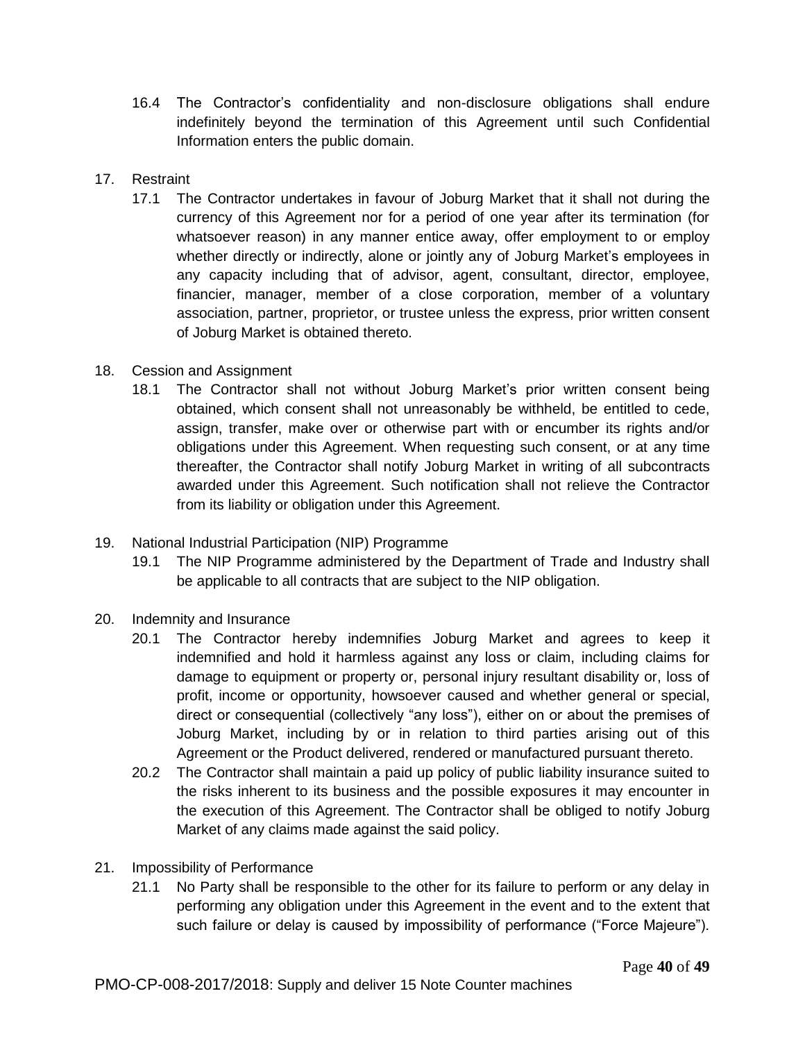16.4 The Contractor's confidentiality and non-disclosure obligations shall endure indefinitely beyond the termination of this Agreement until such Confidential Information enters the public domain.

17. Restraint

17.1 The Contractor undertakes in favour of Joburg Market that it shall not during the currency of this Agreement nor for a period of one year after its termination (for whatsoever reason) in any manner entice away, offer employment to or employ whether directly or indirectly, alone or jointly any of Joburg Market's employees in any capacity including that of advisor, agent, consultant, director, employee, financier, manager, member of a close corporation, member of a voluntary association, partner, proprietor, or trustee unless the express, prior written consent of Joburg Market is obtained thereto.

18. Cession and Assignment

18.1 The Contractor shall not without Joburg Market's prior written consent being obtained, which consent shall not unreasonably be withheld, be entitled to cede, assign, transfer, make over or otherwise part with or encumber its rights and/or obligations under this Agreement. When requesting such consent, or at any time thereafter, the Contractor shall notify Joburg Market in writing of all subcontracts awarded under this Agreement. Such notification shall not relieve the Contractor from its liability or obligation under this Agreement.

19. National Industrial Participation (NIP) Programme

19.1 The NIP Programme administered by the Department of Trade and Industry shall be applicable to all contracts that are subject to the NIP obligation.

20. Indemnity and Insurance

20.1 The Contractor hereby indemnifies Joburg Market and agrees to keep it indemnified and hold it harmless against any loss or claim, including claims for damage to equipment or property or, personal injury resultant disability or, loss of profit, income or opportunity, howsoever caused and whether general or special, direct or consequential (collectively "any loss"), either on or about the premises of Joburg Market, including by or in relation to third parties arising out of this Agreement or the Product delivered, rendered or manufactured pursuant thereto.

20.2 The Contractor shall maintain a paid up policy of public liability insurance suited to the risks inherent to its business and the possible exposures it may encounter in the execution of this Agreement. The Contractor shall be obliged to notify Joburg Market of any claims made against the said policy.

21. Impossibility of Performance

21.1 No Party shall be responsible to the other for its failure to perform or any delay in performing any obligation under this Agreement in the event and to the extent that such failure or delay is caused by impossibility of performance ("Force Majeure").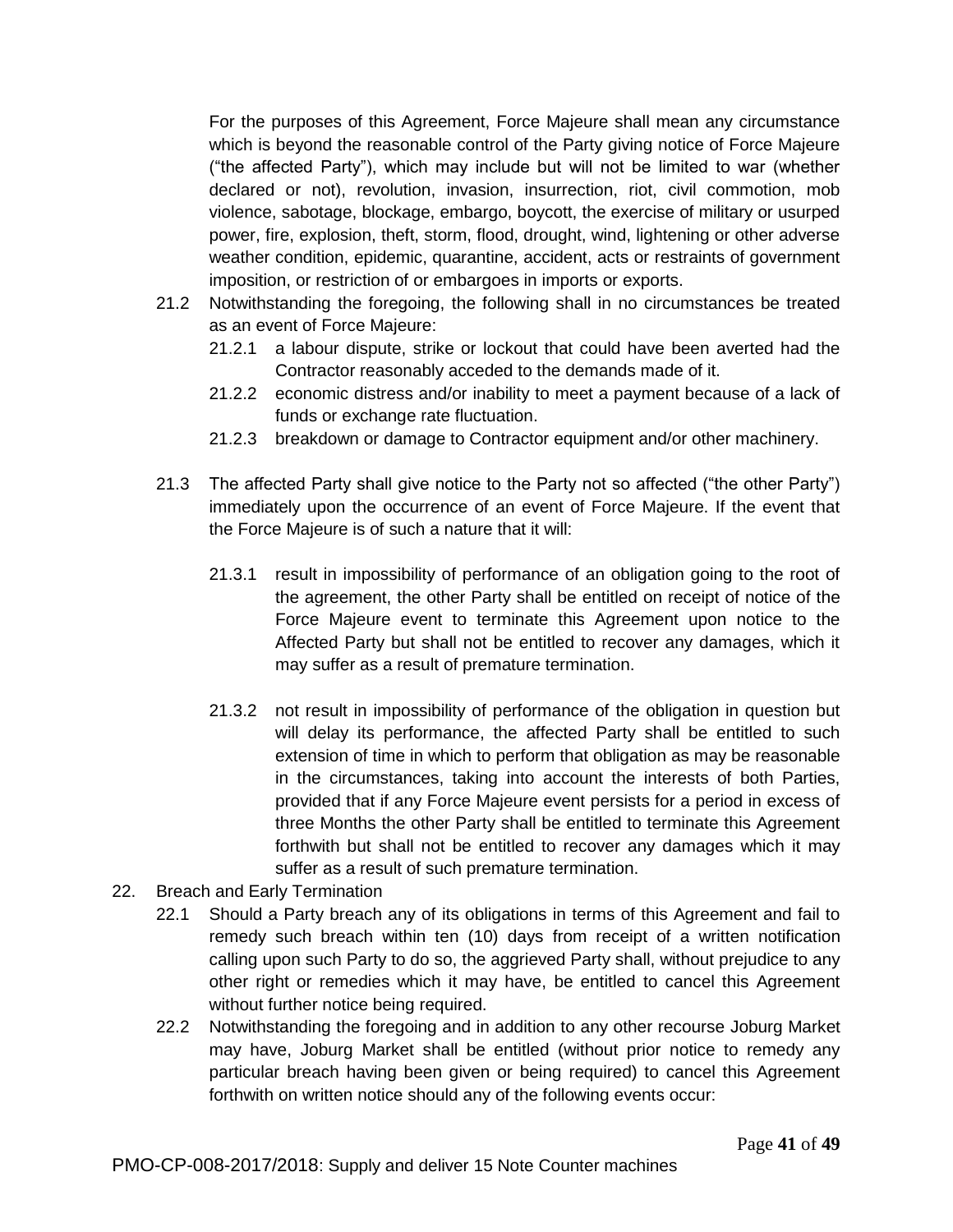For the purposes of this Agreement, Force Majeure shall mean any circumstance which is beyond the reasonable control of the Party giving notice of Force Majeure ("the affected Party"), which may include but will not be limited to war (whether declared or not), revolution, invasion, insurrection, riot, civil commotion, mob violence, sabotage, blockage, embargo, boycott, the exercise of military or usurped power, fire, explosion, theft, storm, flood, drought, wind, lightening or other adverse weather condition, epidemic, quarantine, accident, acts or restraints of government imposition, or restriction of or embargoes in imports or exports.

21.2 Notwithstanding the foregoing, the following shall in no circumstances be treated as an event of Force Majeure:

21.2.1 a labour dispute, strike or lockout that could have been averted had the Contractor reasonably acceded to the demands made of it.

21.2.2 economic distress and/or inability to meet a payment because of a lack of funds or exchange rate fluctuation.

21.2.3 breakdown or damage to Contractor equipment and/or other machinery.

21.3 The affected Party shall give notice to the Party not so affected ("the other Party") immediately upon the occurrence of an event of Force Majeure. If the event that the Force Majeure is of such a nature that it will:

21.3.1 result in impossibility of performance of an obligation going to the root of the agreement, the other Party shall be entitled on receipt of notice of the Force Majeure event to terminate this Agreement upon notice to the Affected Party but shall not be entitled to recover any damages, which it may suffer as a result of premature termination.

21.3.2 not result in impossibility of performance of the obligation in question but will delay its performance, the affected Party shall be entitled to such extension of time in which to perform that obligation as may be reasonable in the circumstances, taking into account the interests of both Parties, provided that if any Force Majeure event persists for a period in excess of three Months the other Party shall be entitled to terminate this Agreement forthwith but shall not be entitled to recover any damages which it may suffer as a result of such premature termination.

22. Breach and Early Termination

22.1 Should a Party breach any of its obligations in terms of this Agreement and fail to remedy such breach within ten (10) days from receipt of a written notification calling upon such Party to do so, the aggrieved Party shall, without prejudice to any other right or remedies which it may have, be entitled to cancel this Agreement without further notice being required.

22.2 Notwithstanding the foregoing and in addition to any other recourse Joburg Market may have, Joburg Market shall be entitled (without prior notice to remedy any particular breach having been given or being required) to cancel this Agreement forthwith on written notice should any of the following events occur: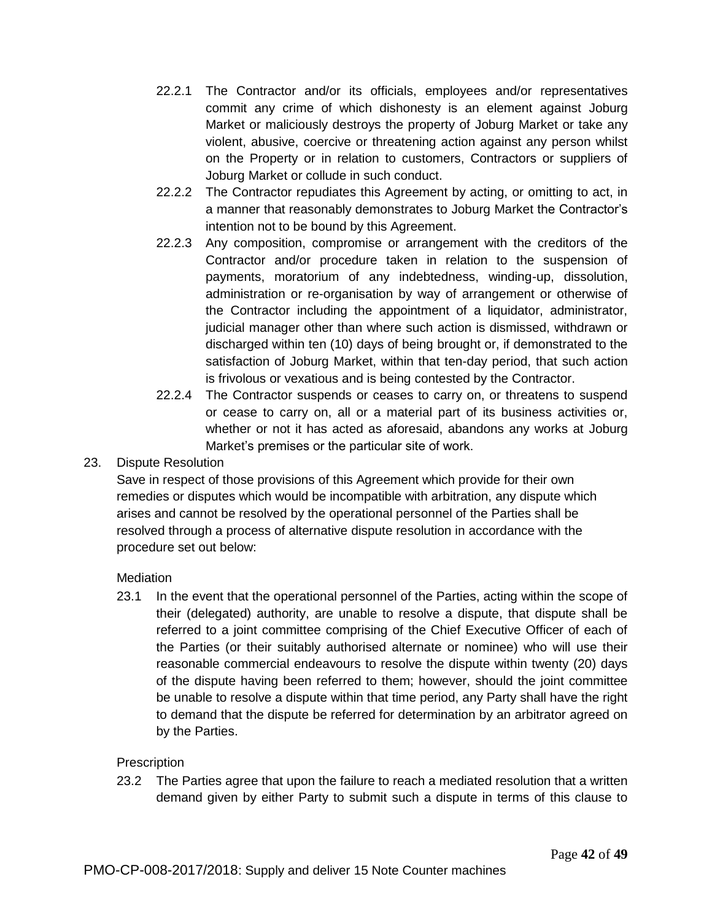22.2.1 The Contractor and/or its officials, employees and/or representatives commit any crime of which dishonesty is an element against Joburg Market or maliciously destroys the property of Joburg Market or take any violent, abusive, coercive or threatening action against any person whilst on the Property or in relation to customers, Contractors or suppliers of Joburg Market or collude in such conduct.

22.2.2 The Contractor repudiates this Agreement by acting, or omitting to act, in a manner that reasonably demonstrates to Joburg Market the Contractor's intention not to be bound by this Agreement.

22.2.3 Any composition, compromise or arrangement with the creditors of the Contractor and/or procedure taken in relation to the suspension of payments, moratorium of any indebtedness, winding-up, dissolution, administration or re-organisation by way of arrangement or otherwise of the Contractor including the appointment of a liquidator, administrator, judicial manager other than where such action is dismissed, withdrawn or discharged within ten (10) days of being brought or, if demonstrated to the satisfaction of Joburg Market, within that ten-day period, that such action is frivolous or vexatious and is being contested by the Contractor.

22.2.4 The Contractor suspends or ceases to carry on, or threatens to suspend or cease to carry on, all or a material part of its business activities or, whether or not it has acted as aforesaid, abandons any works at Joburg Market's premises or the particular site of work.

## 23. Dispute Resolution

Save in respect of those provisions of this Agreement which provide for their own remedies or disputes which would be incompatible with arbitration, any dispute which arises and cannot be resolved by the operational personnel of the Parties shall be resolved through a process of alternative dispute resolution in accordance with the procedure set out below:

### Mediation

23.1 In the event that the operational personnel of the Parties, acting within the scope of their (delegated) authority, are unable to resolve a dispute, that dispute shall be referred to a joint committee comprising of the Chief Executive Officer of each of the Parties (or their suitably authorised alternate or nominee) who will use their reasonable commercial endeavours to resolve the dispute within twenty (20) days of the dispute having been referred to them; however, should the joint committee be unable to resolve a dispute within that time period, any Party shall have the right to demand that the dispute be referred for determination by an arbitrator agreed on by the Parties.

### Prescription

23.2 The Parties agree that upon the failure to reach a mediated resolution that a written demand given by either Party to submit such a dispute in terms of this clause to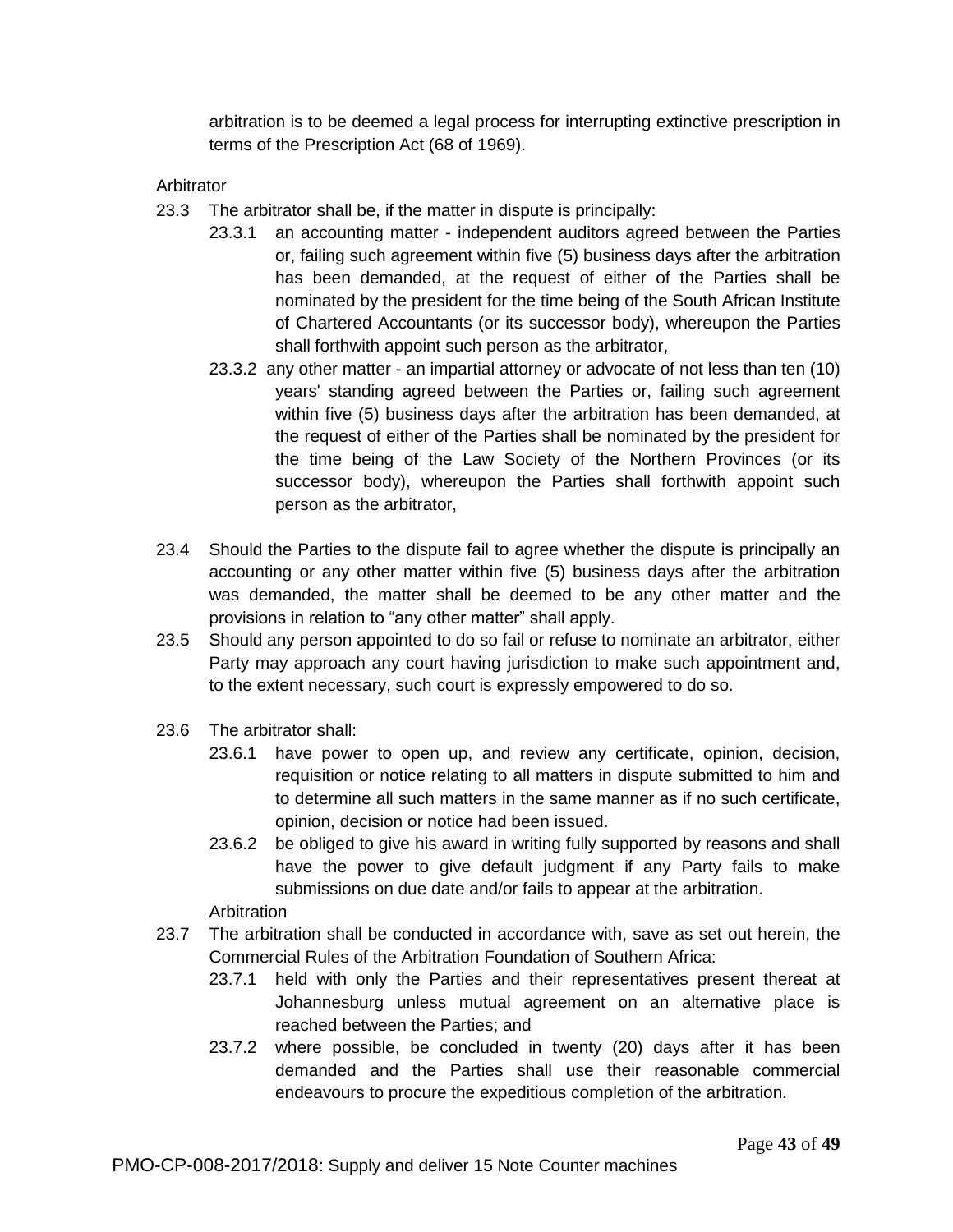arbitration is to be deemed a legal process for interrupting extinctive prescription in terms of the Prescription Act (68 of 1969).

Arbitrator

23.3 The arbitrator shall be, if the matter in dispute is principally:

23.3.1 an accounting matter - independent auditors agreed between the Parties or, failing such agreement within five (5) business days after the arbitration has been demanded, at the request of either of the Parties shall be nominated by the president for the time being of the South African Institute of Chartered Accountants (or its successor body), whereupon the Parties shall forthwith appoint such person as the arbitrator,

23.3.2 any other matter - an impartial attorney or advocate of not less than ten (10) years' standing agreed between the Parties or, failing such agreement within five (5) business days after the arbitration has been demanded, at the request of either of the Parties shall be nominated by the president for the time being of the Law Society of the Northern Provinces (or its successor body), whereupon the Parties shall forthwith appoint such person as the arbitrator,

23.4 Should the Parties to the dispute fail to agree whether the dispute is principally an accounting or any other matter within five (5) business days after the arbitration was demanded, the matter shall be deemed to be any other matter and the provisions in relation to "any other matter" shall apply.

23.5 Should any person appointed to do so fail or refuse to nominate an arbitrator, either Party may approach any court having jurisdiction to make such appointment and, to the extent necessary, such court is expressly empowered to do so.

23.6 The arbitrator shall:

23.6.1 have power to open up, and review any certificate, opinion, decision, requisition or notice relating to all matters in dispute submitted to him and to determine all such matters in the same manner as if no such certificate, opinion, decision or notice had been issued.

23.6.2 be obliged to give his award in writing fully supported by reasons and shall have the power to give default judgment if any Party fails to make submissions on due date and/or fails to appear at the arbitration.

Arbitration

23.7 The arbitration shall be conducted in accordance with, save as set out herein, the Commercial Rules of the Arbitration Foundation of Southern Africa:

23.7.1 held with only the Parties and their representatives present thereat at Johannesburg unless mutual agreement on an alternative place is reached between the Parties; and

23.7.2 where possible, be concluded in twenty (20) days after it has been demanded and the Parties shall use their reasonable commercial endeavours to procure the expeditious completion of the arbitration.

PMO-CP-008-2017/2018: Supply and deliver 15 Note Counter machines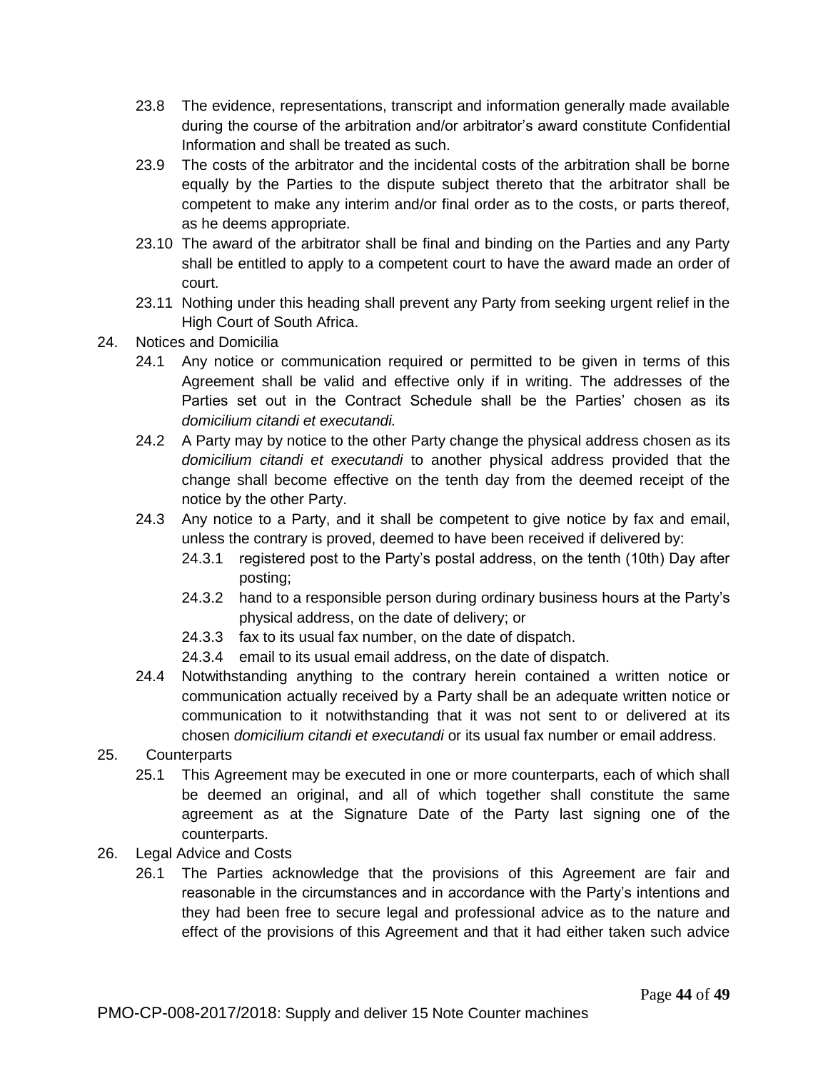23.8 The evidence, representations, transcript and information generally made available during the course of the arbitration and/or arbitrator's award constitute Confidential Information and shall be treated as such.

23.9 The costs of the arbitrator and the incidental costs of the arbitration shall be borne equally by the Parties to the dispute subject thereto that the arbitrator shall be competent to make any interim and/or final order as to the costs, or parts thereof, as he deems appropriate.

23.10 The award of the arbitrator shall be final and binding on the Parties and any Party shall be entitled to apply to a competent court to have the award made an order of court.

23.11 Nothing under this heading shall prevent any Party from seeking urgent relief in the High Court of South Africa.

24. Notices and Domicilia

24.1 Any notice or communication required or permitted to be given in terms of this Agreement shall be valid and effective only if in writing. The addresses of the Parties set out in the Contract Schedule shall be the Parties' chosen as its *domicilium citandi et executandi.*

24.2 A Party may by notice to the other Party change the physical address chosen as its *domicilium citandi et executandi* to another physical address provided that the change shall become effective on the tenth day from the deemed receipt of the notice by the other Party.

24.3 Any notice to a Party, and it shall be competent to give notice by fax and email, unless the contrary is proved, deemed to have been received if delivered by:

24.3.1 registered post to the Party's postal address, on the tenth (10th) Day after posting;

24.3.2 hand to a responsible person during ordinary business hours at the Party's physical address, on the date of delivery; or

24.3.3 fax to its usual fax number, on the date of dispatch.

24.3.4 email to its usual email address, on the date of dispatch.

24.4 Notwithstanding anything to the contrary herein contained a written notice or communication actually received by a Party shall be an adequate written notice or communication to it notwithstanding that it was not sent to or delivered at its chosen *domicilium citandi et executandi* or its usual fax number or email address.

25. Counterparts

25.1 This Agreement may be executed in one or more counterparts, each of which shall be deemed an original, and all of which together shall constitute the same agreement as at the Signature Date of the Party last signing one of the counterparts.

26. Legal Advice and Costs

26.1 The Parties acknowledge that the provisions of this Agreement are fair and reasonable in the circumstances and in accordance with the Party's intentions and they had been free to secure legal and professional advice as to the nature and effect of the provisions of this Agreement and that it had either taken such advice

PMO-CP-008-2017/2018: Supply and deliver 15 Note Counter machines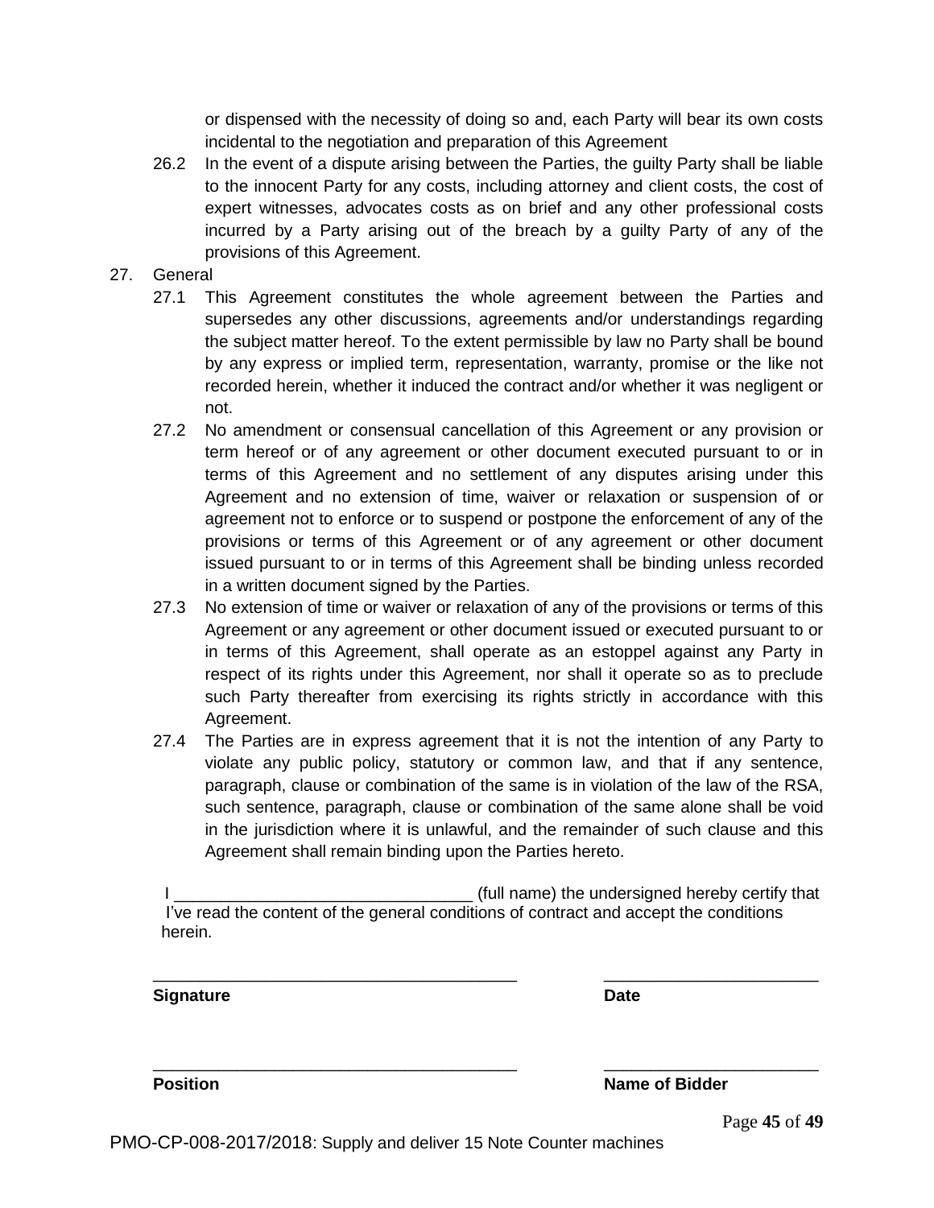or dispensed with the necessity of doing so and, each Party will bear its own costs incidental to the negotiation and preparation of this Agreement

26.2 In the event of a dispute arising between the Parties, the guilty Party shall be liable to the innocent Party for any costs, including attorney and client costs, the cost of expert witnesses, advocates costs as on brief and any other professional costs incurred by a Party arising out of the breach by a guilty Party of any of the provisions of this Agreement.

27. General

27.1 This Agreement constitutes the whole agreement between the Parties and supersedes any other discussions, agreements and/or understandings regarding the subject matter hereof. To the extent permissible by law no Party shall be bound by any express or implied term, representation, warranty, promise or the like not recorded herein, whether it induced the contract and/or whether it was negligent or not.

27.2 No amendment or consensual cancellation of this Agreement or any provision or term hereof or of any agreement or other document executed pursuant to or in terms of this Agreement and no settlement of any disputes arising under this Agreement and no extension of time, waiver or relaxation or suspension of or agreement not to enforce or to suspend or postpone the enforcement of any of the provisions or terms of this Agreement or of any agreement or other document issued pursuant to or in terms of this Agreement shall be binding unless recorded in a written document signed by the Parties.

27.3 No extension of time or waiver or relaxation of any of the provisions or terms of this Agreement or any agreement or other document issued or executed pursuant to or in terms of this Agreement, shall operate as an estoppel against any Party in respect of its rights under this Agreement, nor shall it operate so as to preclude such Party thereafter from exercising its rights strictly in accordance with this Agreement.

27.4 The Parties are in express agreement that it is not the intention of any Party to violate any public policy, statutory or common law, and that if any sentence, paragraph, clause or combination of the same is in violation of the law of the RSA, such sentence, paragraph, clause or combination of the same alone shall be void in the jurisdiction where it is unlawful, and the remainder of such clause and this Agreement shall remain binding upon the Parties hereto.

I _______________________________ (full name) the undersigned hereby certify that I've read the content of the general conditions of contract and accept the conditions herein.

_______________________________________ _______________________

**Signature** **Date**

_______________________________________ _______________________

**Position** **Name of Bidder**

PMO-CP-008-2017/2018: Supply and deliver 15 Note Counter machines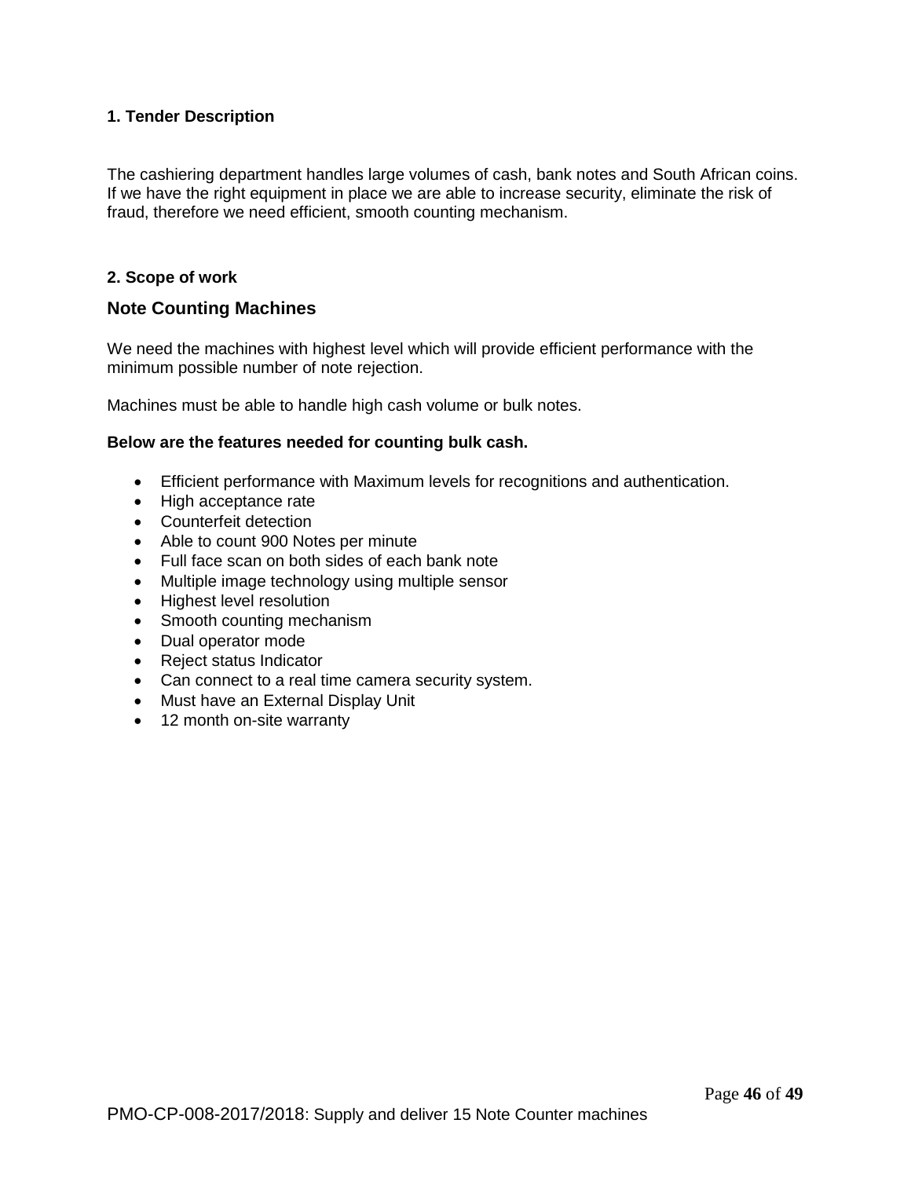**1. Tender Description**

The cashiering department handles large volumes of cash, bank notes and South African coins. If we have the right equipment in place we are able to increase security, eliminate the risk of fraud, therefore we need efficient, smooth counting mechanism.

**2. Scope of work**

## Note Counting Machines

We need the machines with highest level which will provide efficient performance with the minimum possible number of note rejection.

Machines must be able to handle high cash volume or bulk notes.

**Below are the features needed for counting bulk cash.**

- Efficient performance with Maximum levels for recognitions and authentication.
- High acceptance rate
- Counterfeit detection
- Able to count 900 Notes per minute
- Full face scan on both sides of each bank note
- Multiple image technology using multiple sensor
- Highest level resolution
- Smooth counting mechanism
- Dual operator mode
- Reject status Indicator
- Can connect to a real time camera security system.
- Must have an External Display Unit
- 12 month on-site warranty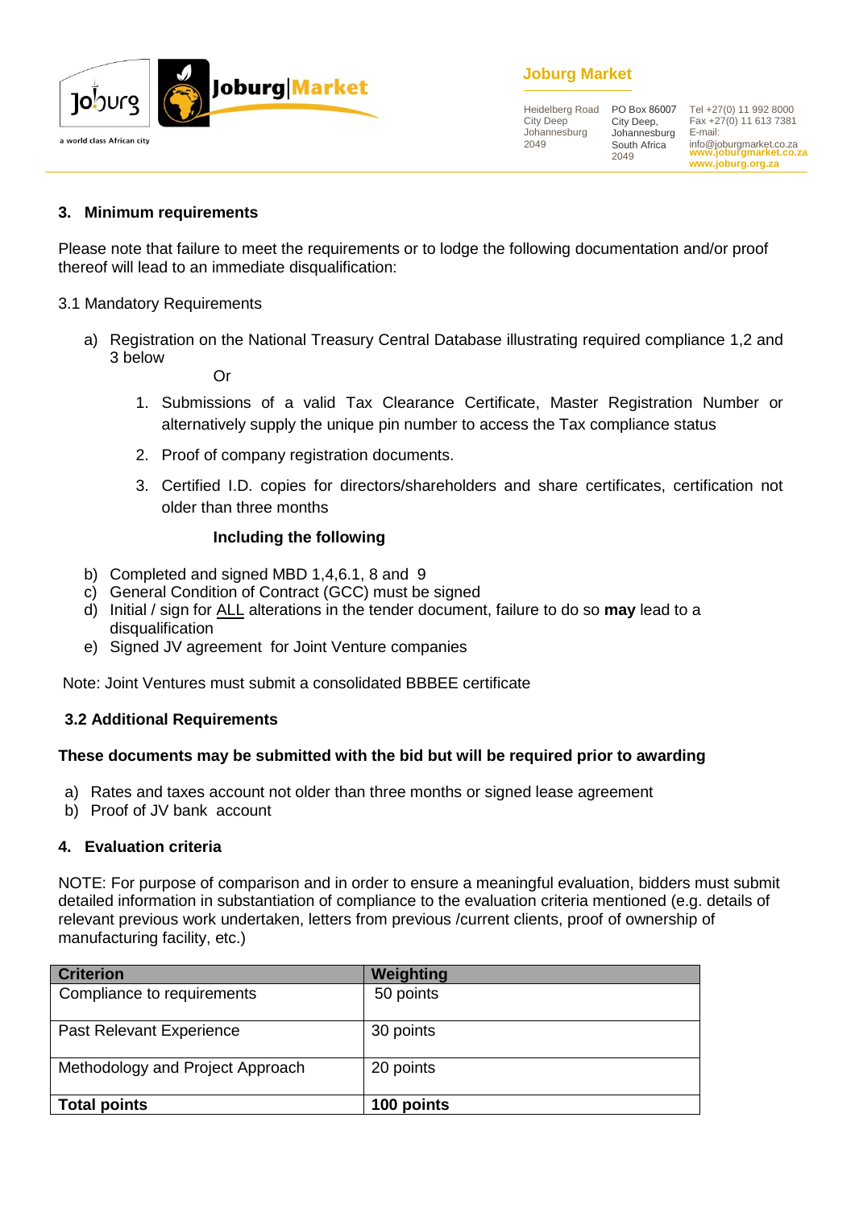## 3. Minimum requirements

Please note that failure to meet the requirements or to lodge the following documentation and/or proof thereof will lead to an immediate disqualification:

3.1 Mandatory Requirements

a) Registration on the National Treasury Central Database illustrating required compliance 1,2 and 3 below

Or

1. Submissions of a valid Tax Clearance Certificate, Master Registration Number or alternatively supply the unique pin number to access the Tax compliance status
2. Proof of company registration documents.
3. Certified I.D. copies for directors/shareholders and share certificates, certification not older than three months

**Including the following**

b) Completed and signed MBD 1,4,6.1, 8 and 9
c) General Condition of Contract (GCC) must be signed
d) Initial / sign for ALL alterations in the tender document, failure to do so **may** lead to a disqualification
e) Signed JV agreement for Joint Venture companies

Note: Joint Ventures must submit a consolidated BBBEE certificate

### 3.2 Additional Requirements

**These documents may be submitted with the bid but will be required prior to awarding**

a) Rates and taxes account not older than three months or signed lease agreement
b) Proof of JV bank account

## 4. Evaluation criteria

NOTE: For purpose of comparison and in order to ensure a meaningful evaluation, bidders must submit detailed information in substantiation of compliance to the evaluation criteria mentioned (e.g. details of relevant previous work undertaken, letters from previous /current clients, proof of ownership of manufacturing facility, etc.)

| Criterion | Weighting |
|---|---|
| Compliance to requirements | 50 points |
| Past Relevant Experience | 30 points |
| Methodology and Project Approach | 20 points |
| **Total points** | **100 points** |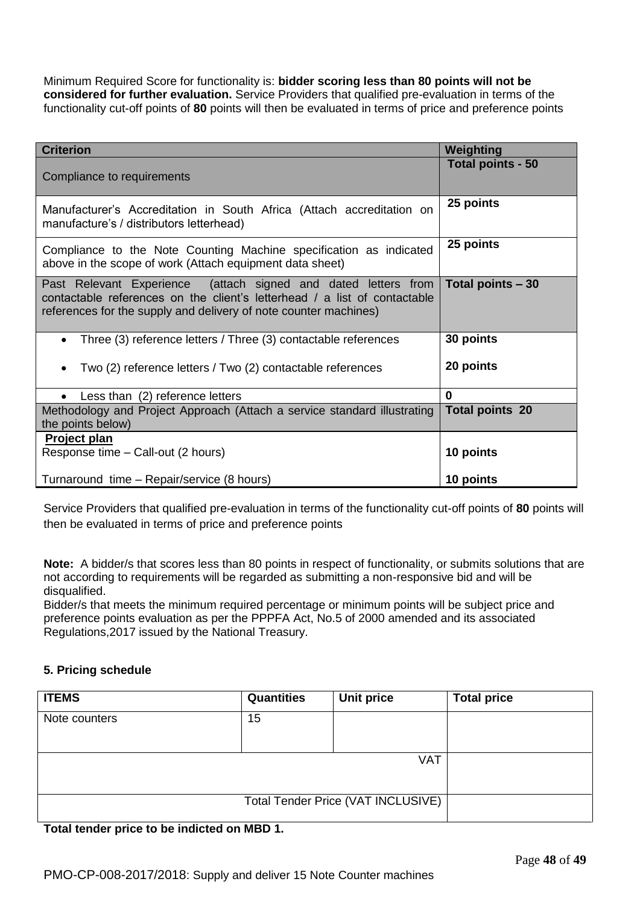Minimum Required Score for functionality is: **bidder scoring less than 80 points will not be considered for further evaluation.** Service Providers that qualified pre-evaluation in terms of the functionality cut-off points of **80** points will then be evaluated in terms of price and preference points

| Criterion | Weighting |
|---|---|
| Compliance to requirements | **Total points - 50** |
| Manufacturer's Accreditation in South Africa (Attach accreditation on manufacture's / distributors letterhead) | **25 points** |
| Compliance to the Note Counting Machine specification as indicated above in the scope of work (Attach equipment data sheet) | **25 points** |
| Past Relevant Experience (attach signed and dated letters from contactable references on the client's letterhead / a list of contactable references for the supply and delivery of note counter machines) | **Total points – 30** |
| • Three (3) reference letters / Three (3) contactable references<br><br>• Two (2) reference letters / Two (2) contactable references | **30 points**<br><br>**20 points** |
| • Less than (2) reference letters | **0** |
| Methodology and Project Approach (Attach a service standard illustrating the points below) | **Total points 20** |
| **Project plan**<br>Response time – Call-out (2 hours)<br><br>Turnaround time – Repair/service (8 hours) | <br>**10 points**<br><br>**10 points** |

Service Providers that qualified pre-evaluation in terms of the functionality cut-off points of **80** points will then be evaluated in terms of price and preference points

**Note:** A bidder/s that scores less than 80 points in respect of functionality, or submits solutions that are not according to requirements will be regarded as submitting a non-responsive bid and will be disqualified.
Bidder/s that meets the minimum required percentage or minimum points will be subject price and preference points evaluation as per the PPPFA Act, No.5 of 2000 amended and its associated Regulations,2017 issued by the National Treasury.

## 5. Pricing schedule

| ITEMS | Quantities | Unit price | Total price |
|---|---|---|---|
| Note counters | 15 | | |
| | | VAT | |
| | | Total Tender Price (VAT INCLUSIVE) | |

**Total tender price to be indicted on MBD 1.**

PMO-CP-008-2017/2018: Supply and deliver 15 Note Counter machines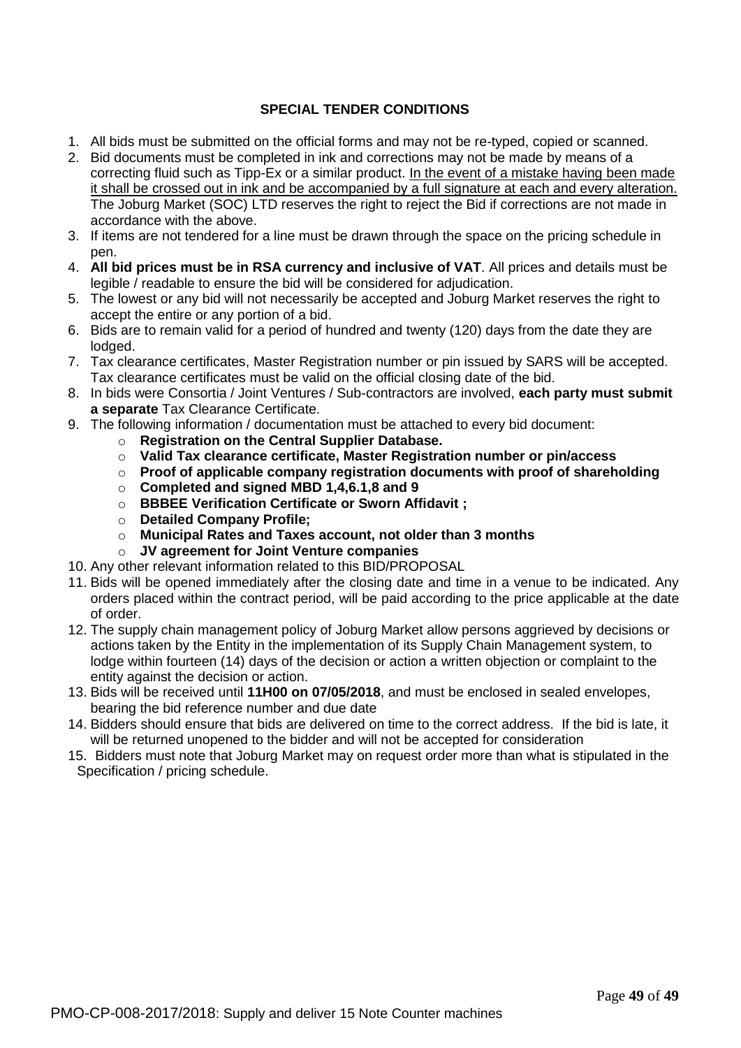## SPECIAL TENDER CONDITIONS

1. All bids must be submitted on the official forms and may not be re-typed, copied or scanned.
2. Bid documents must be completed in ink and corrections may not be made by means of a correcting fluid such as Tipp-Ex or a similar product. In the event of a mistake having been made it shall be crossed out in ink and be accompanied by a full signature at each and every alteration. The Joburg Market (SOC) LTD reserves the right to reject the Bid if corrections are not made in accordance with the above.
3. If items are not tendered for a line must be drawn through the space on the pricing schedule in pen.
4. **All bid prices must be in RSA currency and inclusive of VAT**. All prices and details must be legible / readable to ensure the bid will be considered for adjudication.
5. The lowest or any bid will not necessarily be accepted and Joburg Market reserves the right to accept the entire or any portion of a bid.
6. Bids are to remain valid for a period of hundred and twenty (120) days from the date they are lodged.
7. Tax clearance certificates, Master Registration number or pin issued by SARS will be accepted. Tax clearance certificates must be valid on the official closing date of the bid.
8. In bids were Consortia / Joint Ventures / Sub-contractors are involved, **each party must submit a separate** Tax Clearance Certificate.
9. The following information / documentation must be attached to every bid document:
   - **Registration on the Central Supplier Database.**
   - **Valid Tax clearance certificate, Master Registration number or pin/access**
   - **Proof of applicable company registration documents with proof of shareholding**
   - **Completed and signed MBD 1,4,6.1,8 and 9**
   - **BBBEE Verification Certificate or Sworn Affidavit ;**
   - **Detailed Company Profile;**
   - **Municipal Rates and Taxes account, not older than 3 months**
   - **JV agreement for Joint Venture companies**
10. Any other relevant information related to this BID/PROPOSAL
11. Bids will be opened immediately after the closing date and time in a venue to be indicated. Any orders placed within the contract period, will be paid according to the price applicable at the date of order.
12. The supply chain management policy of Joburg Market allow persons aggrieved by decisions or actions taken by the Entity in the implementation of its Supply Chain Management system, to lodge within fourteen (14) days of the decision or action a written objection or complaint to the entity against the decision or action.
13. Bids will be received until **11H00 on 07/05/2018**, and must be enclosed in sealed envelopes, bearing the bid reference number and due date
14. Bidders should ensure that bids are delivered on time to the correct address. If the bid is late, it will be returned unopened to the bidder and will not be accepted for consideration
15. Bidders must note that Joburg Market may on request order more than what is stipulated in the Specification / pricing schedule.